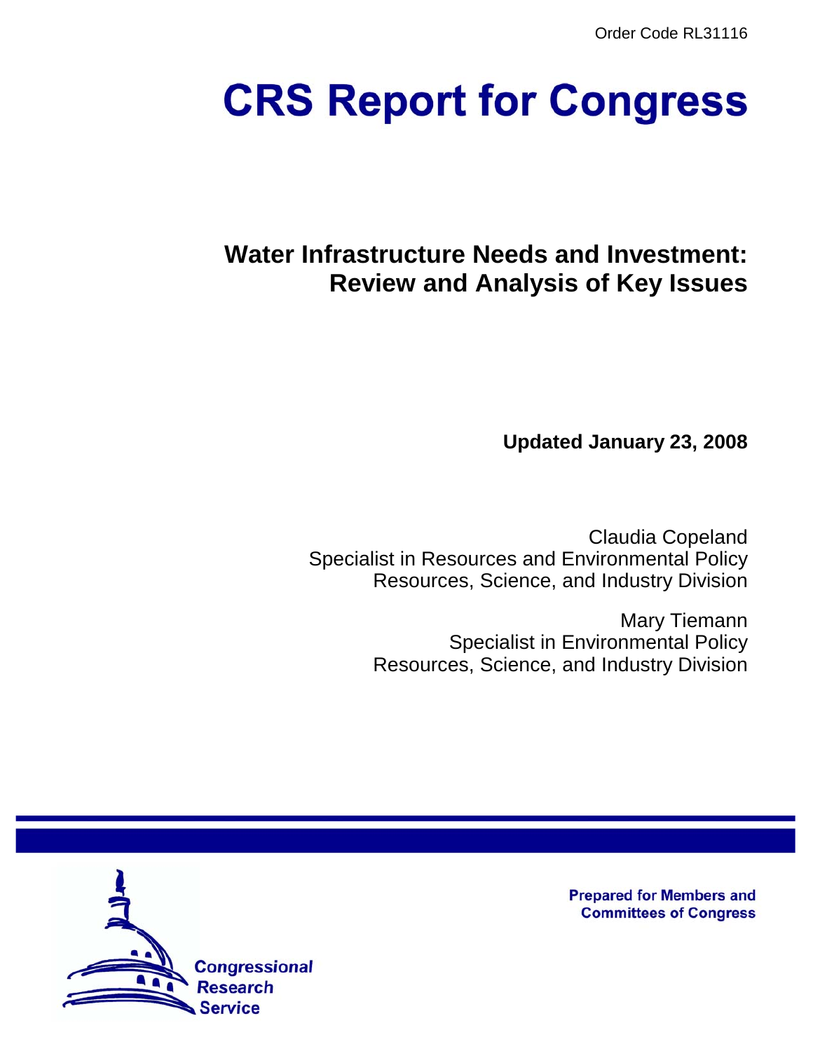Order Code RL31116

# CRS Report for Congress

## Water Infrastructure Needs and Investment: Review and Analysis of Key Issues

**Updated January 23, 2008**

Claudia Copeland
Specialist in Resources and Environmental Policy
Resources, Science, and Industry Division

Mary Tiemann
Specialist in Environmental Policy
Resources, Science, and Industry Division

Prepared for Members and Committees of Congress

Congressional Research Service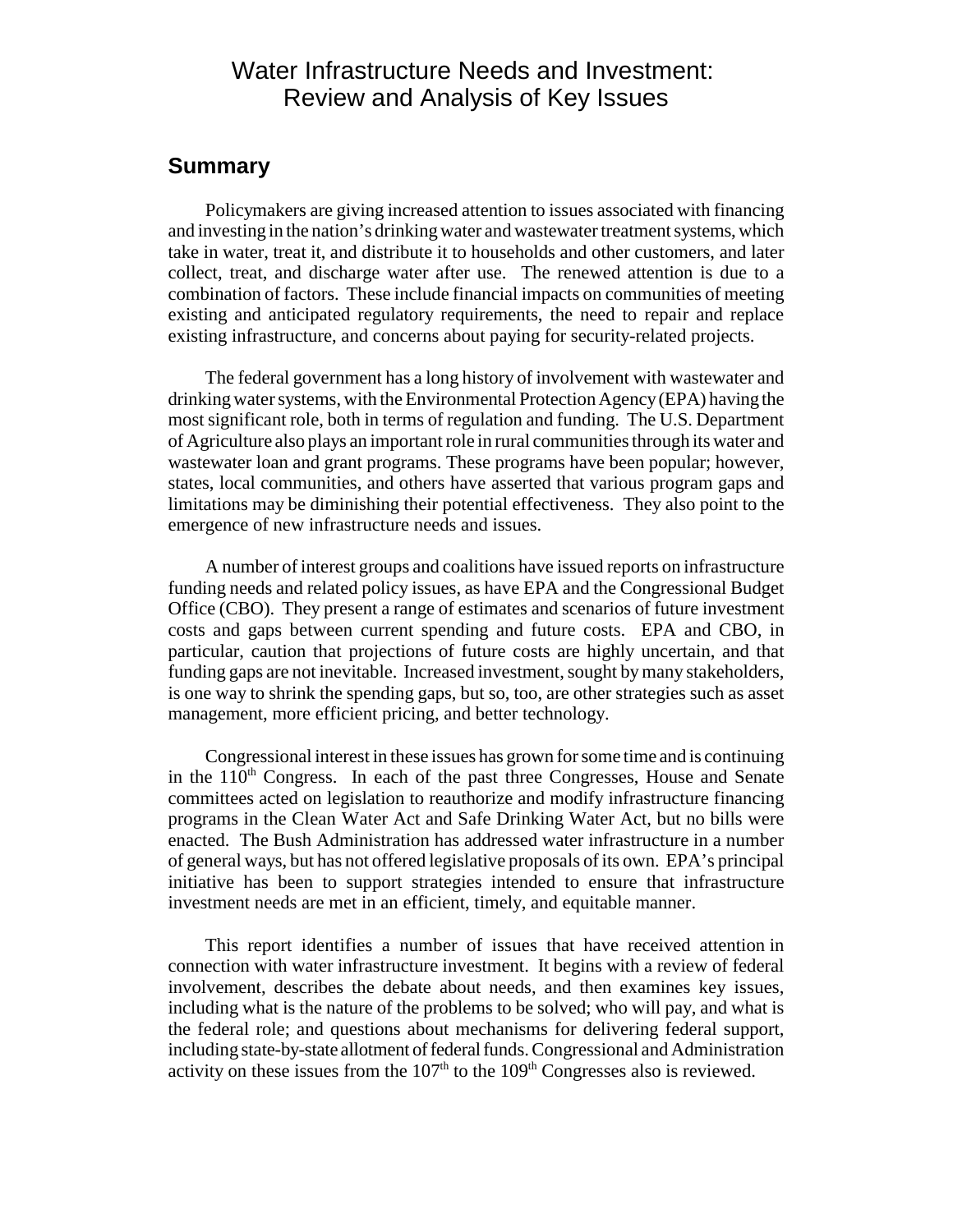# Water Infrastructure Needs and Investment: Review and Analysis of Key Issues

## Summary

Policymakers are giving increased attention to issues associated with financing and investing in the nation's drinking water and wastewater treatment systems, which take in water, treat it, and distribute it to households and other customers, and later collect, treat, and discharge water after use. The renewed attention is due to a combination of factors. These include financial impacts on communities of meeting existing and anticipated regulatory requirements, the need to repair and replace existing infrastructure, and concerns about paying for security-related projects.

The federal government has a long history of involvement with wastewater and drinking water systems, with the Environmental Protection Agency (EPA) having the most significant role, both in terms of regulation and funding. The U.S. Department of Agriculture also plays an important role in rural communities through its water and wastewater loan and grant programs. These programs have been popular; however, states, local communities, and others have asserted that various program gaps and limitations may be diminishing their potential effectiveness. They also point to the emergence of new infrastructure needs and issues.

A number of interest groups and coalitions have issued reports on infrastructure funding needs and related policy issues, as have EPA and the Congressional Budget Office (CBO). They present a range of estimates and scenarios of future investment costs and gaps between current spending and future costs. EPA and CBO, in particular, caution that projections of future costs are highly uncertain, and that funding gaps are not inevitable. Increased investment, sought by many stakeholders, is one way to shrink the spending gaps, but so, too, are other strategies such as asset management, more efficient pricing, and better technology.

Congressional interest in these issues has grown for some time and is continuing in the 110th Congress. In each of the past three Congresses, House and Senate committees acted on legislation to reauthorize and modify infrastructure financing programs in the Clean Water Act and Safe Drinking Water Act, but no bills were enacted. The Bush Administration has addressed water infrastructure in a number of general ways, but has not offered legislative proposals of its own. EPA's principal initiative has been to support strategies intended to ensure that infrastructure investment needs are met in an efficient, timely, and equitable manner.

This report identifies a number of issues that have received attention in connection with water infrastructure investment. It begins with a review of federal involvement, describes the debate about needs, and then examines key issues, including what is the nature of the problems to be solved; who will pay, and what is the federal role; and questions about mechanisms for delivering federal support, including state-by-state allotment of federal funds. Congressional and Administration activity on these issues from the 107th to the 109th Congresses also is reviewed.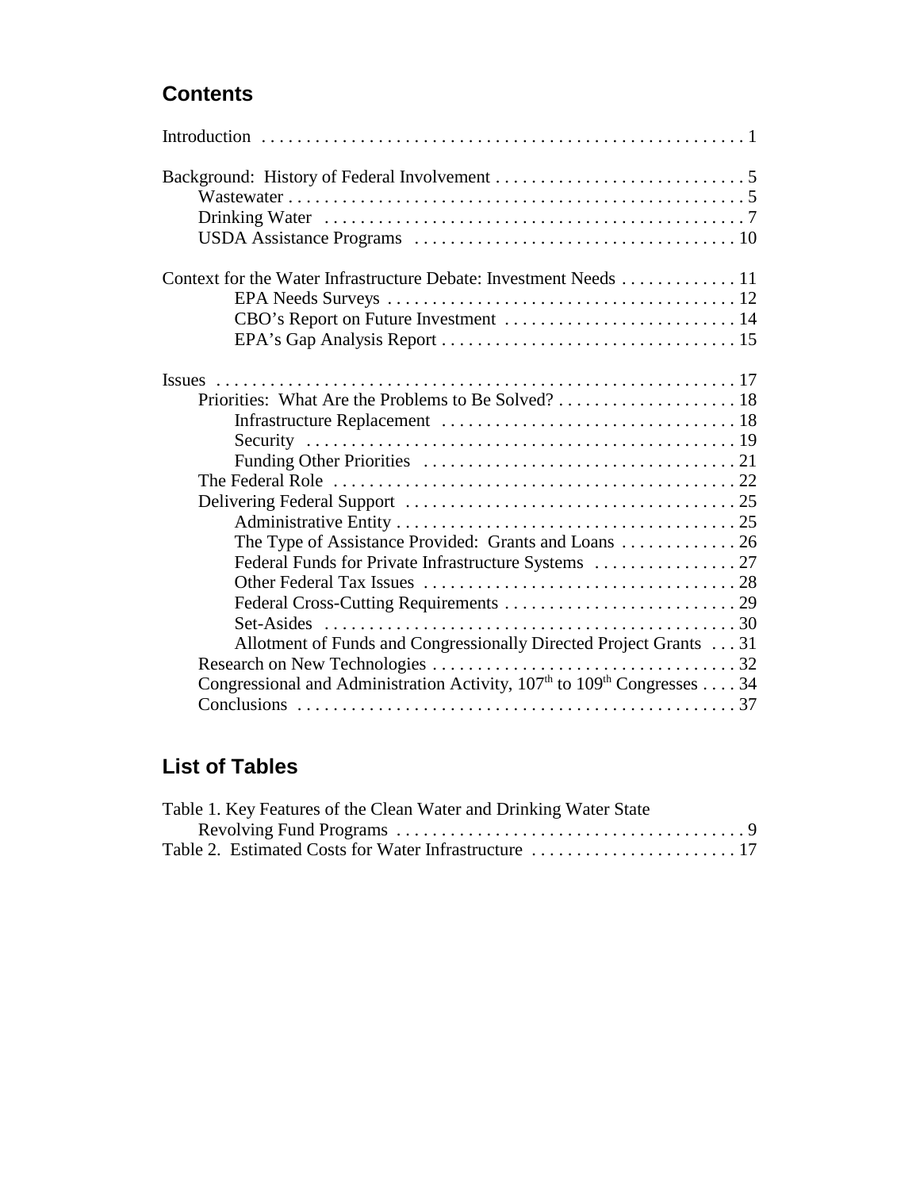## Contents

Introduction . . . . . . . . . . . . . . . . . . . . . . . . . . . . . . . . . . . . . . . . . . . . . . . . . . . . . . 1

Background: History of Federal Involvement . . . . . . . . . . . . . . . . . . . . . . . . . . . . 5
- Wastewater . . . . . . . . . . . . . . . . . . . . . . . . . . . . . . . . . . . . . . . . . . . . . . . . . . . 5
- Drinking Water . . . . . . . . . . . . . . . . . . . . . . . . . . . . . . . . . . . . . . . . . . . . . . . 7
- USDA Assistance Programs . . . . . . . . . . . . . . . . . . . . . . . . . . . . . . . . . . . . 10

Context for the Water Infrastructure Debate: Investment Needs . . . . . . . . . . . . . 11
- EPA Needs Surveys . . . . . . . . . . . . . . . . . . . . . . . . . . . . . . . . . . . . . . . 12
- CBO's Report on Future Investment . . . . . . . . . . . . . . . . . . . . . . . . . . 14
- EPA's Gap Analysis Report . . . . . . . . . . . . . . . . . . . . . . . . . . . . . . . . . 15

Issues . . . . . . . . . . . . . . . . . . . . . . . . . . . . . . . . . . . . . . . . . . . . . . . . . . . . . . . . . . 17
- Priorities: What Are the Problems to Be Solved? . . . . . . . . . . . . . . . . . . . . 18
  - Infrastructure Replacement . . . . . . . . . . . . . . . . . . . . . . . . . . . . . . . . . 18
  - Security . . . . . . . . . . . . . . . . . . . . . . . . . . . . . . . . . . . . . . . . . . . . . . . . 19
  - Funding Other Priorities . . . . . . . . . . . . . . . . . . . . . . . . . . . . . . . . . . . 21
- The Federal Role . . . . . . . . . . . . . . . . . . . . . . . . . . . . . . . . . . . . . . . . . . . . . 22
- Delivering Federal Support . . . . . . . . . . . . . . . . . . . . . . . . . . . . . . . . . . . . . 25
  - Administrative Entity . . . . . . . . . . . . . . . . . . . . . . . . . . . . . . . . . . . . . . 25
  - The Type of Assistance Provided: Grants and Loans . . . . . . . . . . . . . 26
  - Federal Funds for Private Infrastructure Systems . . . . . . . . . . . . . . . . 27
  - Other Federal Tax Issues . . . . . . . . . . . . . . . . . . . . . . . . . . . . . . . . . . . 28
  - Federal Cross-Cutting Requirements . . . . . . . . . . . . . . . . . . . . . . . . . . 29
  - Set-Asides . . . . . . . . . . . . . . . . . . . . . . . . . . . . . . . . . . . . . . . . . . . . . . 30
  - Allotment of Funds and Congressionally Directed Project Grants . . . 31
- Research on New Technologies . . . . . . . . . . . . . . . . . . . . . . . . . . . . . . . . . . 32
- Congressional and Administration Activity, 107th to 109th Congresses . . . . 34
- Conclusions . . . . . . . . . . . . . . . . . . . . . . . . . . . . . . . . . . . . . . . . . . . . . . . . . 37

## List of Tables

Table 1. Key Features of the Clean Water and Drinking Water State Revolving Fund Programs . . . . . . . . . . . . . . . . . . . . . . . . . . . . . . . . . . . . . . . 9

Table 2. Estimated Costs for Water Infrastructure . . . . . . . . . . . . . . . . . . . . . . . 17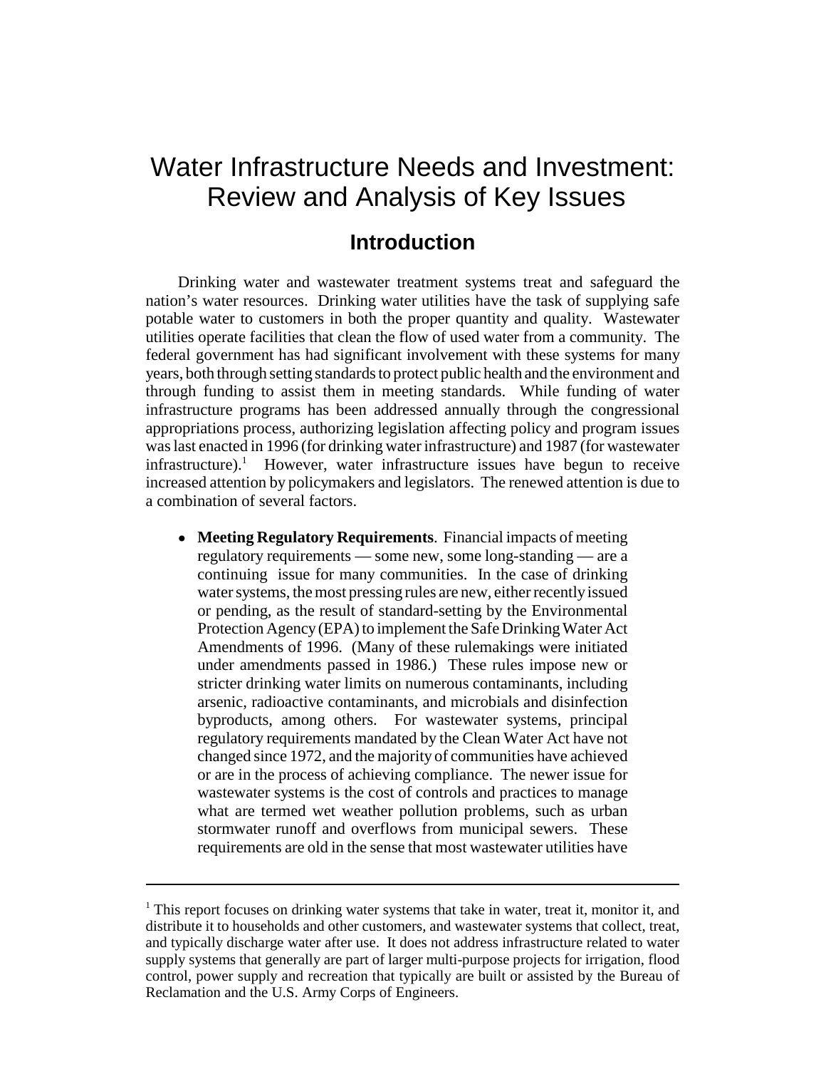# Water Infrastructure Needs and Investment: Review and Analysis of Key Issues

## Introduction

Drinking water and wastewater treatment systems treat and safeguard the nation's water resources. Drinking water utilities have the task of supplying safe potable water to customers in both the proper quantity and quality. Wastewater utilities operate facilities that clean the flow of used water from a community. The federal government has had significant involvement with these systems for many years, both through setting standards to protect public health and the environment and through funding to assist them in meeting standards. While funding of water infrastructure programs has been addressed annually through the congressional appropriations process, authorizing legislation affecting policy and program issues was last enacted in 1996 (for drinking water infrastructure) and 1987 (for wastewater infrastructure).[1] However, water infrastructure issues have begun to receive increased attention by policymakers and legislators. The renewed attention is due to a combination of several factors.

- **Meeting Regulatory Requirements**. Financial impacts of meeting regulatory requirements — some new, some long-standing — are a continuing issue for many communities. In the case of drinking water systems, the most pressing rules are new, either recently issued or pending, as the result of standard-setting by the Environmental Protection Agency (EPA) to implement the Safe Drinking Water Act Amendments of 1996. (Many of these rulemakings were initiated under amendments passed in 1986.) These rules impose new or stricter drinking water limits on numerous contaminants, including arsenic, radioactive contaminants, and microbials and disinfection byproducts, among others. For wastewater systems, principal regulatory requirements mandated by the Clean Water Act have not changed since 1972, and the majority of communities have achieved or are in the process of achieving compliance. The newer issue for wastewater systems is the cost of controls and practices to manage what are termed wet weather pollution problems, such as urban stormwater runoff and overflows from municipal sewers. These requirements are old in the sense that most wastewater utilities have

---

[1] This report focuses on drinking water systems that take in water, treat it, monitor it, and distribute it to households and other customers, and wastewater systems that collect, treat, and typically discharge water after use. It does not address infrastructure related to water supply systems that generally are part of larger multi-purpose projects for irrigation, flood control, power supply and recreation that typically are built or assisted by the Bureau of Reclamation and the U.S. Army Corps of Engineers.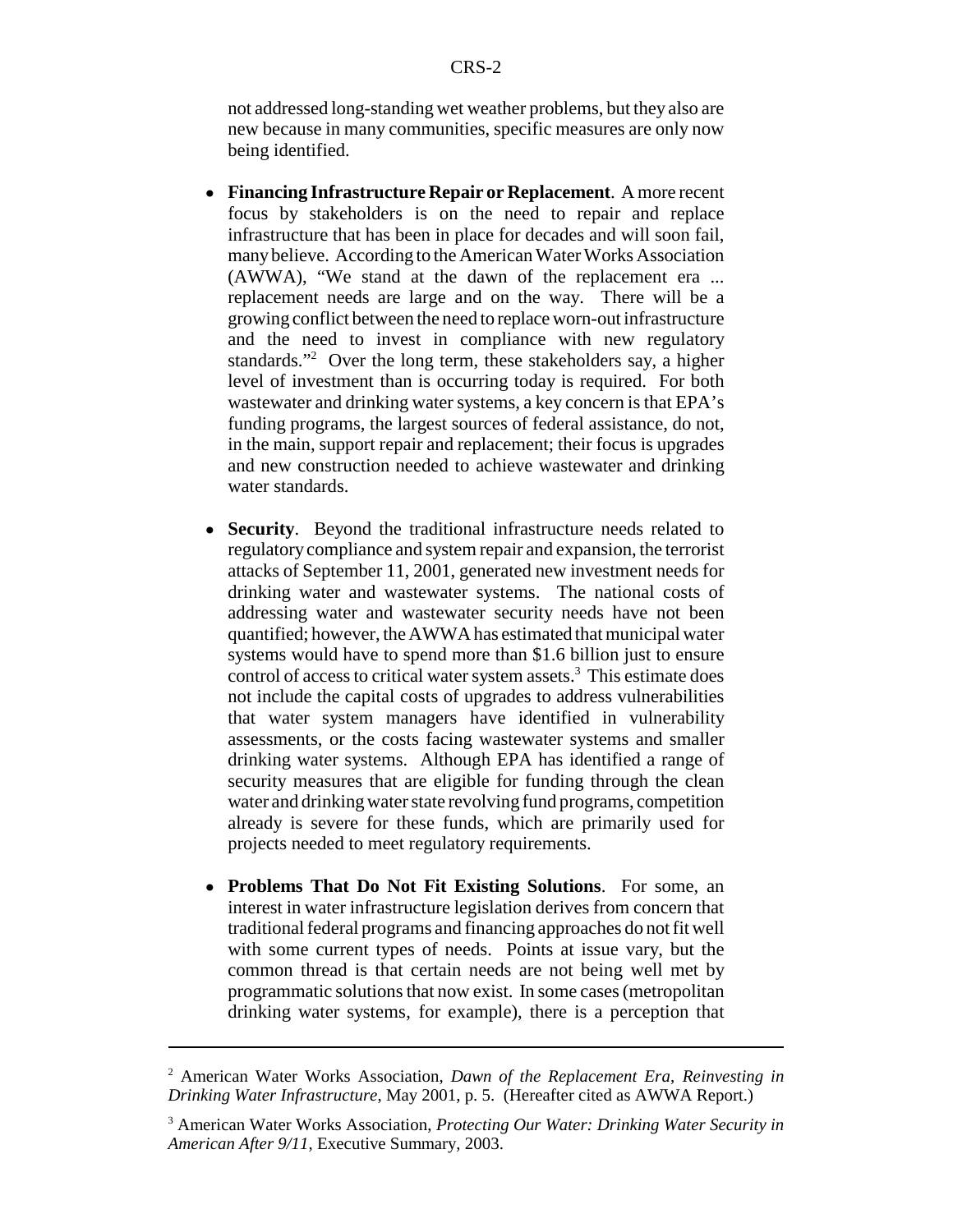not addressed long-standing wet weather problems, but they also are new because in many communities, specific measures are only now being identified.

- **Financing Infrastructure Repair or Replacement**. A more recent focus by stakeholders is on the need to repair and replace infrastructure that has been in place for decades and will soon fail, many believe. According to the American Water Works Association (AWWA), "We stand at the dawn of the replacement era ... replacement needs are large and on the way. There will be a growing conflict between the need to replace worn-out infrastructure and the need to invest in compliance with new regulatory standards."[2] Over the long term, these stakeholders say, a higher level of investment than is occurring today is required. For both wastewater and drinking water systems, a key concern is that EPA's funding programs, the largest sources of federal assistance, do not, in the main, support repair and replacement; their focus is upgrades and new construction needed to achieve wastewater and drinking water standards.

- **Security**. Beyond the traditional infrastructure needs related to regulatory compliance and system repair and expansion, the terrorist attacks of September 11, 2001, generated new investment needs for drinking water and wastewater systems. The national costs of addressing water and wastewater security needs have not been quantified; however, the AWWA has estimated that municipal water systems would have to spend more than $1.6 billion just to ensure control of access to critical water system assets.[3] This estimate does not include the capital costs of upgrades to address vulnerabilities that water system managers have identified in vulnerability assessments, or the costs facing wastewater systems and smaller drinking water systems. Although EPA has identified a range of security measures that are eligible for funding through the clean water and drinking water state revolving fund programs, competition already is severe for these funds, which are primarily used for projects needed to meet regulatory requirements.

- **Problems That Do Not Fit Existing Solutions**. For some, an interest in water infrastructure legislation derives from concern that traditional federal programs and financing approaches do not fit well with some current types of needs. Points at issue vary, but the common thread is that certain needs are not being well met by programmatic solutions that now exist. In some cases (metropolitan drinking water systems, for example), there is a perception that

---

[2] American Water Works Association, *Dawn of the Replacement Era, Reinvesting in Drinking Water Infrastructure*, May 2001, p. 5. (Hereafter cited as AWWA Report.)

[3] American Water Works Association, *Protecting Our Water: Drinking Water Security in American After 9/11*, Executive Summary, 2003.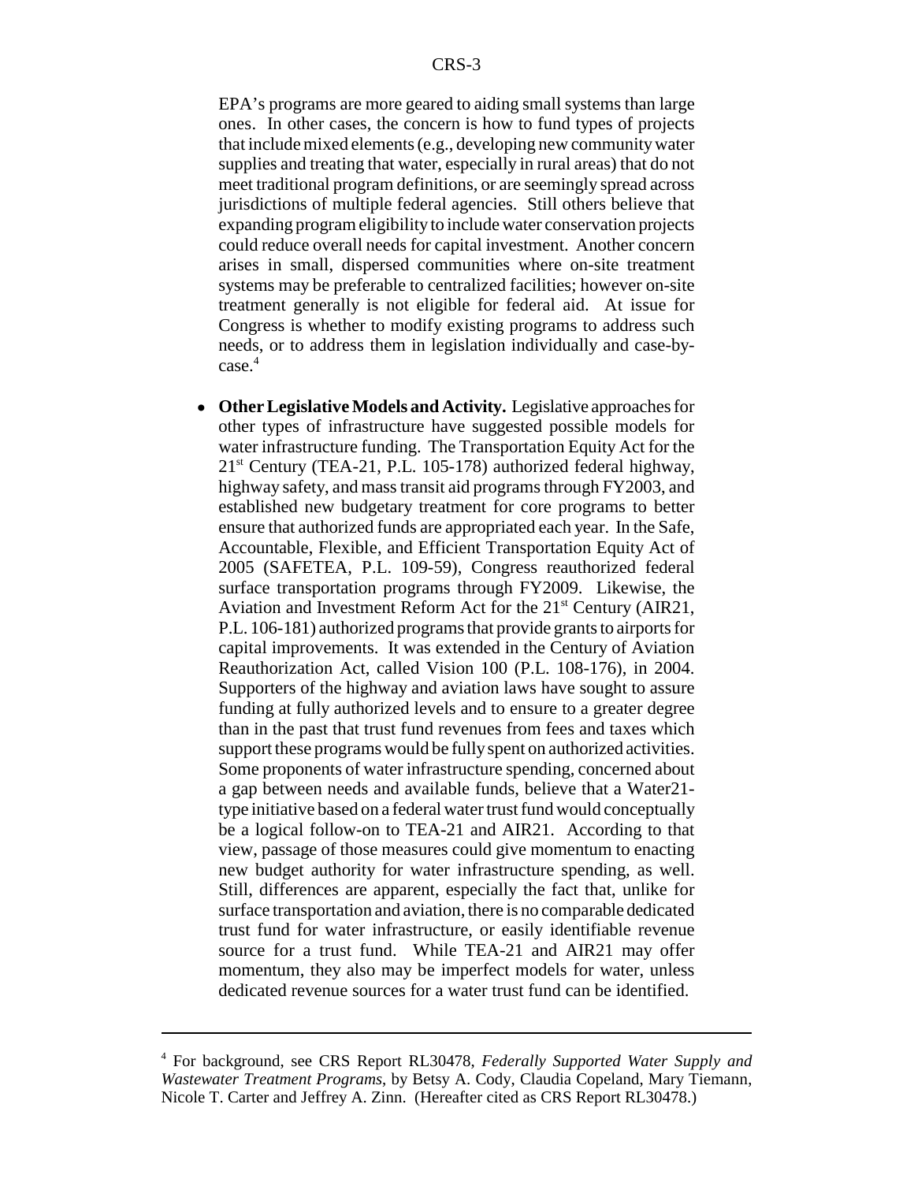EPA's programs are more geared to aiding small systems than large ones. In other cases, the concern is how to fund types of projects that include mixed elements (e.g., developing new community water supplies and treating that water, especially in rural areas) that do not meet traditional program definitions, or are seemingly spread across jurisdictions of multiple federal agencies. Still others believe that expanding program eligibility to include water conservation projects could reduce overall needs for capital investment. Another concern arises in small, dispersed communities where on-site treatment systems may be preferable to centralized facilities; however on-site treatment generally is not eligible for federal aid. At issue for Congress is whether to modify existing programs to address such needs, or to address them in legislation individually and case-by-case.[4]

- **Other Legislative Models and Activity.** Legislative approaches for other types of infrastructure have suggested possible models for water infrastructure funding. The Transportation Equity Act for the 21st Century (TEA-21, P.L. 105-178) authorized federal highway, highway safety, and mass transit aid programs through FY2003, and established new budgetary treatment for core programs to better ensure that authorized funds are appropriated each year. In the Safe, Accountable, Flexible, and Efficient Transportation Equity Act of 2005 (SAFETEA, P.L. 109-59), Congress reauthorized federal surface transportation programs through FY2009. Likewise, the Aviation and Investment Reform Act for the 21st Century (AIR21, P.L. 106-181) authorized programs that provide grants to airports for capital improvements. It was extended in the Century of Aviation Reauthorization Act, called Vision 100 (P.L. 108-176), in 2004. Supporters of the highway and aviation laws have sought to assure funding at fully authorized levels and to ensure to a greater degree than in the past that trust fund revenues from fees and taxes which support these programs would be fully spent on authorized activities. Some proponents of water infrastructure spending, concerned about a gap between needs and available funds, believe that a Water21-type initiative based on a federal water trust fund would conceptually be a logical follow-on to TEA-21 and AIR21. According to that view, passage of those measures could give momentum to enacting new budget authority for water infrastructure spending, as well. Still, differences are apparent, especially the fact that, unlike for surface transportation and aviation, there is no comparable dedicated trust fund for water infrastructure, or easily identifiable revenue source for a trust fund. While TEA-21 and AIR21 may offer momentum, they also may be imperfect models for water, unless dedicated revenue sources for a water trust fund can be identified.

---

[4] For background, see CRS Report RL30478, *Federally Supported Water Supply and Wastewater Treatment Programs*, by Betsy A. Cody, Claudia Copeland, Mary Tiemann, Nicole T. Carter and Jeffrey A. Zinn. (Hereafter cited as CRS Report RL30478.)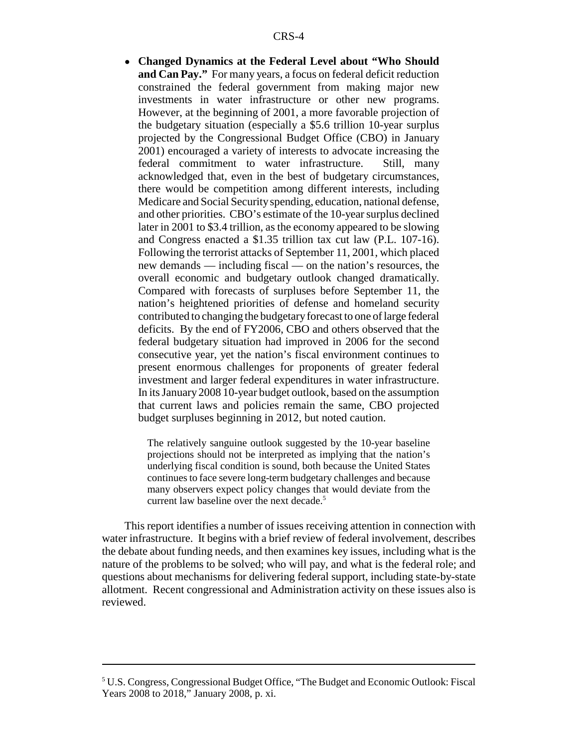- **Changed Dynamics at the Federal Level about "Who Should and Can Pay."** For many years, a focus on federal deficit reduction constrained the federal government from making major new investments in water infrastructure or other new programs. However, at the beginning of 2001, a more favorable projection of the budgetary situation (especially a $5.6 trillion 10-year surplus projected by the Congressional Budget Office (CBO) in January 2001) encouraged a variety of interests to advocate increasing the federal commitment to water infrastructure. Still, many acknowledged that, even in the best of budgetary circumstances, there would be competition among different interests, including Medicare and Social Security spending, education, national defense, and other priorities. CBO's estimate of the 10-year surplus declined later in 2001 to $3.4 trillion, as the economy appeared to be slowing and Congress enacted a $1.35 trillion tax cut law (P.L. 107-16). Following the terrorist attacks of September 11, 2001, which placed new demands — including fiscal — on the nation's resources, the overall economic and budgetary outlook changed dramatically. Compared with forecasts of surpluses before September 11, the nation's heightened priorities of defense and homeland security contributed to changing the budgetary forecast to one of large federal deficits. By the end of FY2006, CBO and others observed that the federal budgetary situation had improved in 2006 for the second consecutive year, yet the nation's fiscal environment continues to present enormous challenges for proponents of greater federal investment and larger federal expenditures in water infrastructure. In its January 2008 10-year budget outlook, based on the assumption that current laws and policies remain the same, CBO projected budget surpluses beginning in 2012, but noted caution.

  > The relatively sanguine outlook suggested by the 10-year baseline projections should not be interpreted as implying that the nation's underlying fiscal condition is sound, both because the United States continues to face severe long-term budgetary challenges and because many observers expect policy changes that would deviate from the current law baseline over the next decade.[5]

This report identifies a number of issues receiving attention in connection with water infrastructure. It begins with a brief review of federal involvement, describes the debate about funding needs, and then examines key issues, including what is the nature of the problems to be solved; who will pay, and what is the federal role; and questions about mechanisms for delivering federal support, including state-by-state allotment. Recent congressional and Administration activity on these issues also is reviewed.

---

[5] U.S. Congress, Congressional Budget Office, "The Budget and Economic Outlook: Fiscal Years 2008 to 2018," January 2008, p. xi.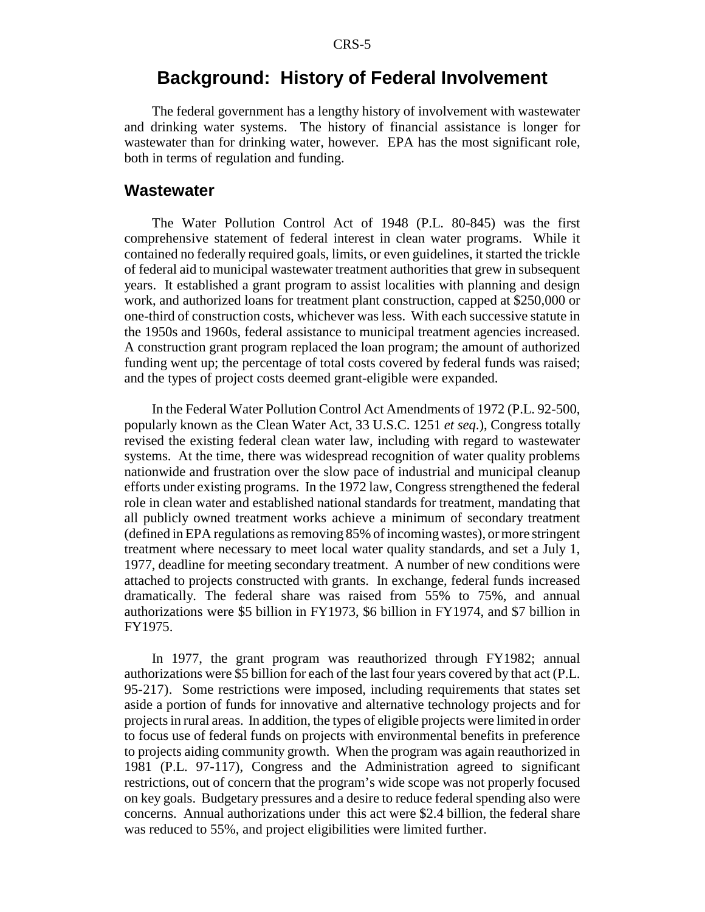## Background: History of Federal Involvement

The federal government has a lengthy history of involvement with wastewater and drinking water systems. The history of financial assistance is longer for wastewater than for drinking water, however. EPA has the most significant role, both in terms of regulation and funding.

### Wastewater

The Water Pollution Control Act of 1948 (P.L. 80-845) was the first comprehensive statement of federal interest in clean water programs. While it contained no federally required goals, limits, or even guidelines, it started the trickle of federal aid to municipal wastewater treatment authorities that grew in subsequent years. It established a grant program to assist localities with planning and design work, and authorized loans for treatment plant construction, capped at $250,000 or one-third of construction costs, whichever was less. With each successive statute in the 1950s and 1960s, federal assistance to municipal treatment agencies increased. A construction grant program replaced the loan program; the amount of authorized funding went up; the percentage of total costs covered by federal funds was raised; and the types of project costs deemed grant-eligible were expanded.

In the Federal Water Pollution Control Act Amendments of 1972 (P.L. 92-500, popularly known as the Clean Water Act, 33 U.S.C. 1251 *et seq*.), Congress totally revised the existing federal clean water law, including with regard to wastewater systems. At the time, there was widespread recognition of water quality problems nationwide and frustration over the slow pace of industrial and municipal cleanup efforts under existing programs. In the 1972 law, Congress strengthened the federal role in clean water and established national standards for treatment, mandating that all publicly owned treatment works achieve a minimum of secondary treatment (defined in EPA regulations as removing 85% of incoming wastes), or more stringent treatment where necessary to meet local water quality standards, and set a July 1, 1977, deadline for meeting secondary treatment. A number of new conditions were attached to projects constructed with grants. In exchange, federal funds increased dramatically. The federal share was raised from 55% to 75%, and annual authorizations were $5 billion in FY1973, $6 billion in FY1974, and $7 billion in FY1975.

In 1977, the grant program was reauthorized through FY1982; annual authorizations were $5 billion for each of the last four years covered by that act (P.L. 95-217). Some restrictions were imposed, including requirements that states set aside a portion of funds for innovative and alternative technology projects and for projects in rural areas. In addition, the types of eligible projects were limited in order to focus use of federal funds on projects with environmental benefits in preference to projects aiding community growth. When the program was again reauthorized in 1981 (P.L. 97-117), Congress and the Administration agreed to significant restrictions, out of concern that the program's wide scope was not properly focused on key goals. Budgetary pressures and a desire to reduce federal spending also were concerns. Annual authorizations under this act were $2.4 billion, the federal share was reduced to 55%, and project eligibilities were limited further.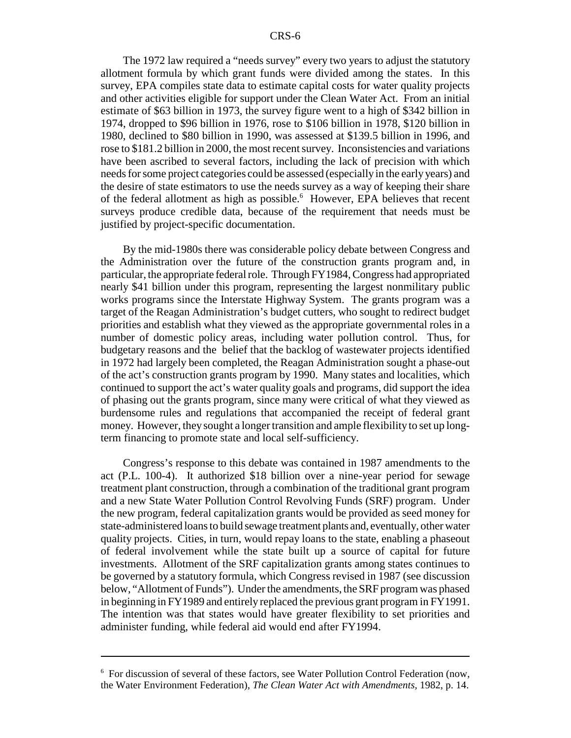The 1972 law required a "needs survey" every two years to adjust the statutory allotment formula by which grant funds were divided among the states. In this survey, EPA compiles state data to estimate capital costs for water quality projects and other activities eligible for support under the Clean Water Act. From an initial estimate of $63 billion in 1973, the survey figure went to a high of $342 billion in 1974, dropped to $96 billion in 1976, rose to $106 billion in 1978, $120 billion in 1980, declined to $80 billion in 1990, was assessed at $139.5 billion in 1996, and rose to $181.2 billion in 2000, the most recent survey. Inconsistencies and variations have been ascribed to several factors, including the lack of precision with which needs for some project categories could be assessed (especially in the early years) and the desire of state estimators to use the needs survey as a way of keeping their share of the federal allotment as high as possible.[6] However, EPA believes that recent surveys produce credible data, because of the requirement that needs must be justified by project-specific documentation.

By the mid-1980s there was considerable policy debate between Congress and the Administration over the future of the construction grants program and, in particular, the appropriate federal role. Through FY1984, Congress had appropriated nearly $41 billion under this program, representing the largest nonmilitary public works programs since the Interstate Highway System. The grants program was a target of the Reagan Administration's budget cutters, who sought to redirect budget priorities and establish what they viewed as the appropriate governmental roles in a number of domestic policy areas, including water pollution control. Thus, for budgetary reasons and the belief that the backlog of wastewater projects identified in 1972 had largely been completed, the Reagan Administration sought a phase-out of the act's construction grants program by 1990. Many states and localities, which continued to support the act's water quality goals and programs, did support the idea of phasing out the grants program, since many were critical of what they viewed as burdensome rules and regulations that accompanied the receipt of federal grant money. However, they sought a longer transition and ample flexibility to set up long-term financing to promote state and local self-sufficiency.

Congress's response to this debate was contained in 1987 amendments to the act (P.L. 100-4). It authorized $18 billion over a nine-year period for sewage treatment plant construction, through a combination of the traditional grant program and a new State Water Pollution Control Revolving Funds (SRF) program. Under the new program, federal capitalization grants would be provided as seed money for state-administered loans to build sewage treatment plants and, eventually, other water quality projects. Cities, in turn, would repay loans to the state, enabling a phaseout of federal involvement while the state built up a source of capital for future investments. Allotment of the SRF capitalization grants among states continues to be governed by a statutory formula, which Congress revised in 1987 (see discussion below, "Allotment of Funds"). Under the amendments, the SRF program was phased in beginning in FY1989 and entirely replaced the previous grant program in FY1991. The intention was that states would have greater flexibility to set priorities and administer funding, while federal aid would end after FY1994.

---

[6] For discussion of several of these factors, see Water Pollution Control Federation (now, the Water Environment Federation), *The Clean Water Act with Amendments*, 1982, p. 14.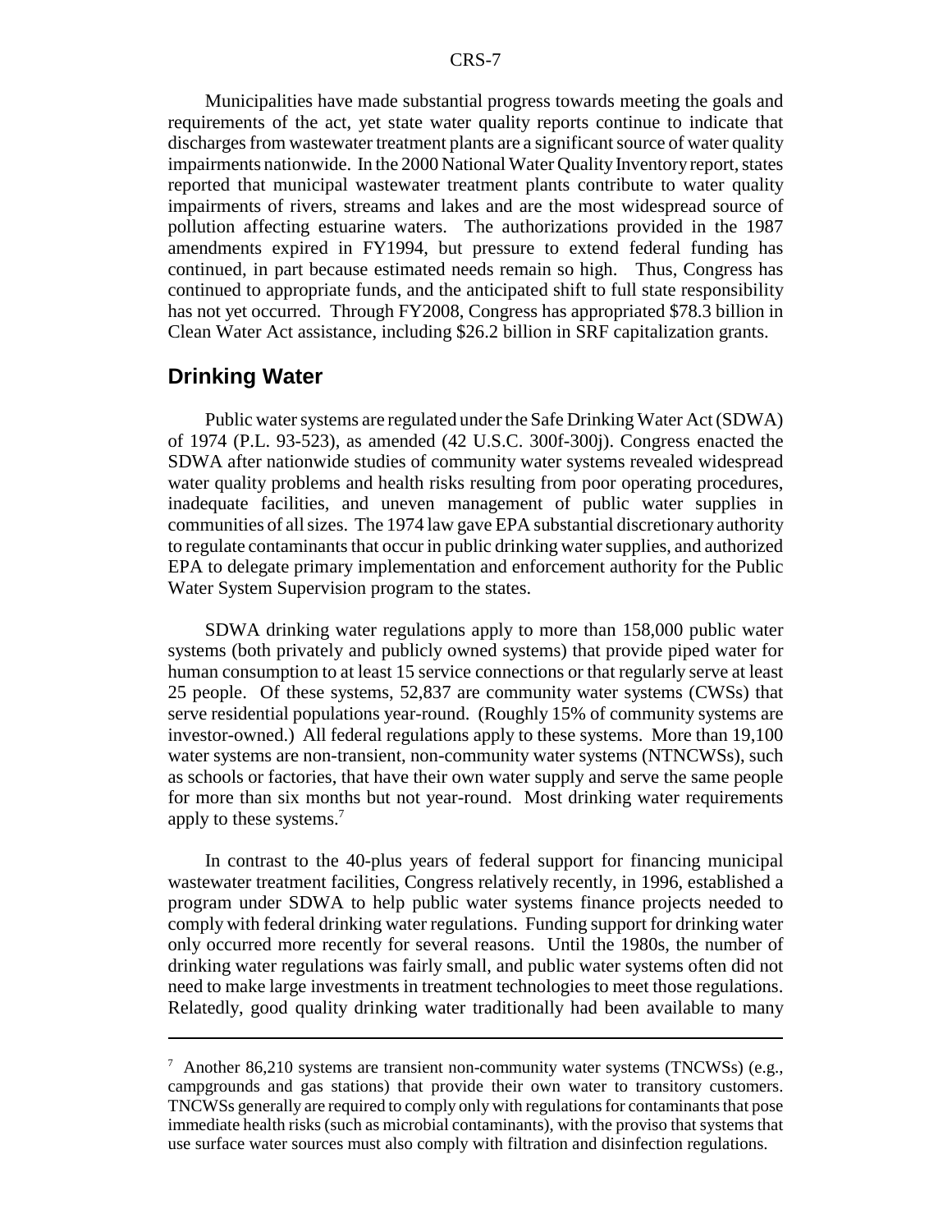Municipalities have made substantial progress towards meeting the goals and requirements of the act, yet state water quality reports continue to indicate that discharges from wastewater treatment plants are a significant source of water quality impairments nationwide. In the 2000 National Water Quality Inventory report, states reported that municipal wastewater treatment plants contribute to water quality impairments of rivers, streams and lakes and are the most widespread source of pollution affecting estuarine waters. The authorizations provided in the 1987 amendments expired in FY1994, but pressure to extend federal funding has continued, in part because estimated needs remain so high. Thus, Congress has continued to appropriate funds, and the anticipated shift to full state responsibility has not yet occurred. Through FY2008, Congress has appropriated $78.3 billion in Clean Water Act assistance, including $26.2 billion in SRF capitalization grants.

## Drinking Water

Public water systems are regulated under the Safe Drinking Water Act (SDWA) of 1974 (P.L. 93-523), as amended (42 U.S.C. 300f-300j). Congress enacted the SDWA after nationwide studies of community water systems revealed widespread water quality problems and health risks resulting from poor operating procedures, inadequate facilities, and uneven management of public water supplies in communities of all sizes. The 1974 law gave EPA substantial discretionary authority to regulate contaminants that occur in public drinking water supplies, and authorized EPA to delegate primary implementation and enforcement authority for the Public Water System Supervision program to the states.

SDWA drinking water regulations apply to more than 158,000 public water systems (both privately and publicly owned systems) that provide piped water for human consumption to at least 15 service connections or that regularly serve at least 25 people. Of these systems, 52,837 are community water systems (CWSs) that serve residential populations year-round. (Roughly 15% of community systems are investor-owned.) All federal regulations apply to these systems. More than 19,100 water systems are non-transient, non-community water systems (NTNCWSs), such as schools or factories, that have their own water supply and serve the same people for more than six months but not year-round. Most drinking water requirements apply to these systems.[7]

In contrast to the 40-plus years of federal support for financing municipal wastewater treatment facilities, Congress relatively recently, in 1996, established a program under SDWA to help public water systems finance projects needed to comply with federal drinking water regulations. Funding support for drinking water only occurred more recently for several reasons. Until the 1980s, the number of drinking water regulations was fairly small, and public water systems often did not need to make large investments in treatment technologies to meet those regulations. Relatedly, good quality drinking water traditionally had been available to many

---

[7] Another 86,210 systems are transient non-community water systems (TNCWSs) (e.g., campgrounds and gas stations) that provide their own water to transitory customers. TNCWSs generally are required to comply only with regulations for contaminants that pose immediate health risks (such as microbial contaminants), with the proviso that systems that use surface water sources must also comply with filtration and disinfection regulations.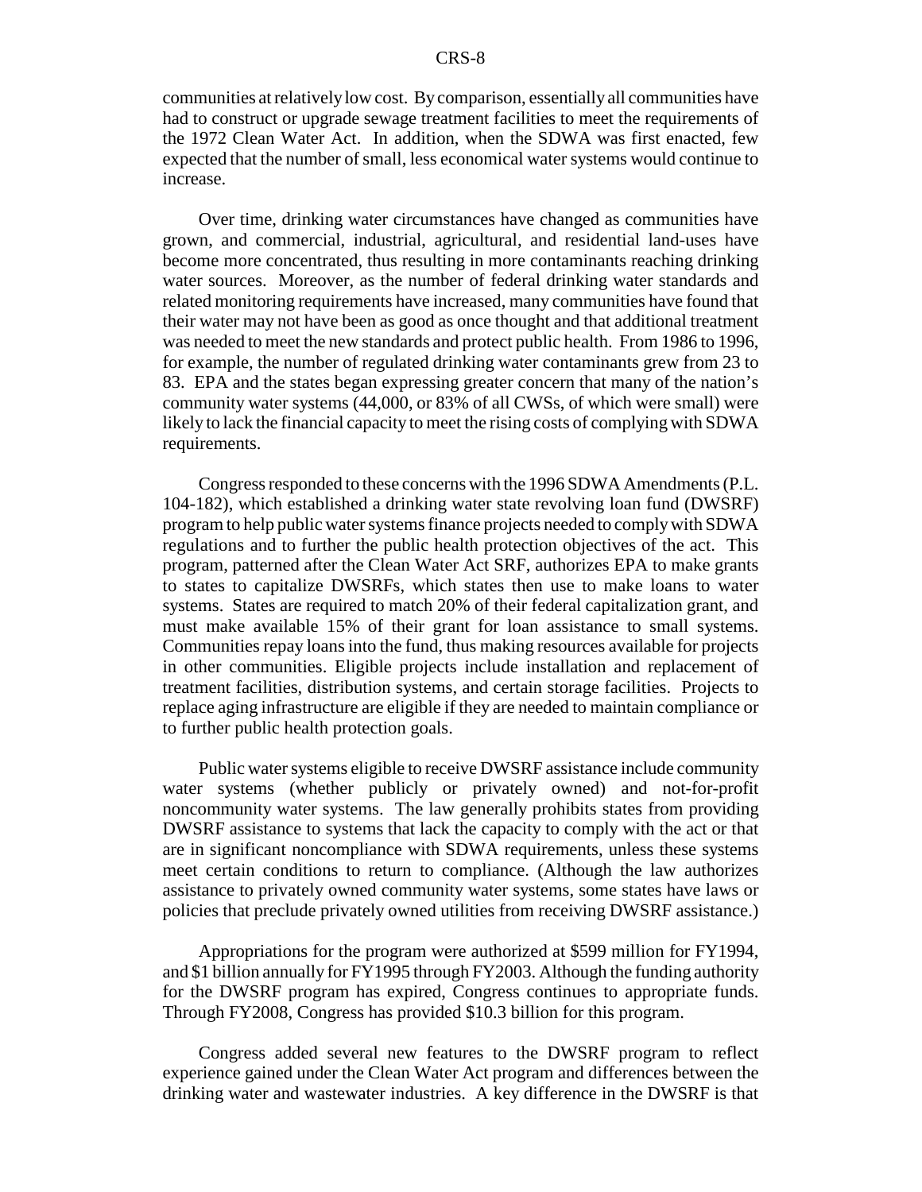communities at relatively low cost. By comparison, essentially all communities have had to construct or upgrade sewage treatment facilities to meet the requirements of the 1972 Clean Water Act. In addition, when the SDWA was first enacted, few expected that the number of small, less economical water systems would continue to increase.

Over time, drinking water circumstances have changed as communities have grown, and commercial, industrial, agricultural, and residential land-uses have become more concentrated, thus resulting in more contaminants reaching drinking water sources. Moreover, as the number of federal drinking water standards and related monitoring requirements have increased, many communities have found that their water may not have been as good as once thought and that additional treatment was needed to meet the new standards and protect public health. From 1986 to 1996, for example, the number of regulated drinking water contaminants grew from 23 to 83. EPA and the states began expressing greater concern that many of the nation's community water systems (44,000, or 83% of all CWSs, of which were small) were likely to lack the financial capacity to meet the rising costs of complying with SDWA requirements.

Congress responded to these concerns with the 1996 SDWA Amendments (P.L. 104-182), which established a drinking water state revolving loan fund (DWSRF) program to help public water systems finance projects needed to comply with SDWA regulations and to further the public health protection objectives of the act. This program, patterned after the Clean Water Act SRF, authorizes EPA to make grants to states to capitalize DWSRFs, which states then use to make loans to water systems. States are required to match 20% of their federal capitalization grant, and must make available 15% of their grant for loan assistance to small systems. Communities repay loans into the fund, thus making resources available for projects in other communities. Eligible projects include installation and replacement of treatment facilities, distribution systems, and certain storage facilities. Projects to replace aging infrastructure are eligible if they are needed to maintain compliance or to further public health protection goals.

Public water systems eligible to receive DWSRF assistance include community water systems (whether publicly or privately owned) and not-for-profit noncommunity water systems. The law generally prohibits states from providing DWSRF assistance to systems that lack the capacity to comply with the act or that are in significant noncompliance with SDWA requirements, unless these systems meet certain conditions to return to compliance. (Although the law authorizes assistance to privately owned community water systems, some states have laws or policies that preclude privately owned utilities from receiving DWSRF assistance.)

Appropriations for the program were authorized at $599 million for FY1994, and $1 billion annually for FY1995 through FY2003. Although the funding authority for the DWSRF program has expired, Congress continues to appropriate funds. Through FY2008, Congress has provided $10.3 billion for this program.

Congress added several new features to the DWSRF program to reflect experience gained under the Clean Water Act program and differences between the drinking water and wastewater industries. A key difference in the DWSRF is that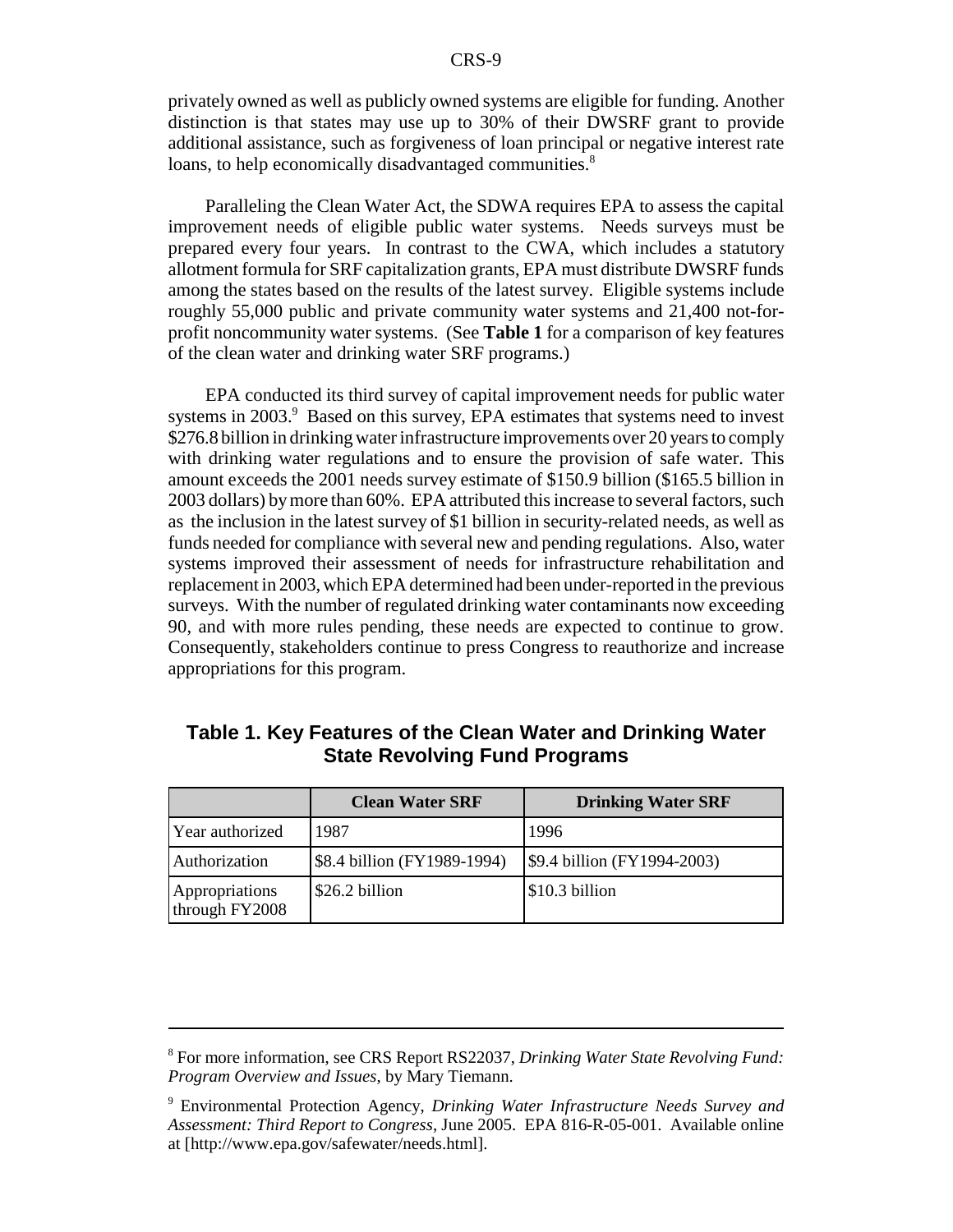privately owned as well as publicly owned systems are eligible for funding. Another distinction is that states may use up to 30% of their DWSRF grant to provide additional assistance, such as forgiveness of loan principal or negative interest rate loans, to help economically disadvantaged communities.[8]

Paralleling the Clean Water Act, the SDWA requires EPA to assess the capital improvement needs of eligible public water systems. Needs surveys must be prepared every four years. In contrast to the CWA, which includes a statutory allotment formula for SRF capitalization grants, EPA must distribute DWSRF funds among the states based on the results of the latest survey. Eligible systems include roughly 55,000 public and private community water systems and 21,400 not-for-profit noncommunity water systems. (See **Table 1** for a comparison of key features of the clean water and drinking water SRF programs.)

EPA conducted its third survey of capital improvement needs for public water systems in 2003.[9] Based on this survey, EPA estimates that systems need to invest \$276.8 billion in drinking water infrastructure improvements over 20 years to comply with drinking water regulations and to ensure the provision of safe water. This amount exceeds the 2001 needs survey estimate of \$150.9 billion (\$165.5 billion in 2003 dollars) by more than 60%. EPA attributed this increase to several factors, such as the inclusion in the latest survey of \$1 billion in security-related needs, as well as funds needed for compliance with several new and pending regulations. Also, water systems improved their assessment of needs for infrastructure rehabilitation and replacement in 2003, which EPA determined had been under-reported in the previous surveys. With the number of regulated drinking water contaminants now exceeding 90, and with more rules pending, these needs are expected to continue to grow. Consequently, stakeholders continue to press Congress to reauthorize and increase appropriations for this program.

### Table 1. Key Features of the Clean Water and Drinking Water State Revolving Fund Programs

| | Clean Water SRF | Drinking Water SRF |
|---|---|---|
| Year authorized | 1987 | 1996 |
| Authorization | \$8.4 billion (FY1989-1994) | \$9.4 billion (FY1994-2003) |
| Appropriations through FY2008 | \$26.2 billion | \$10.3 billion |

---

[8] For more information, see CRS Report RS22037, *Drinking Water State Revolving Fund: Program Overview and Issues*, by Mary Tiemann.

[9] Environmental Protection Agency, *Drinking Water Infrastructure Needs Survey and Assessment: Third Report to Congress*, June 2005. EPA 816-R-05-001. Available online at [http://www.epa.gov/safewater/needs.html].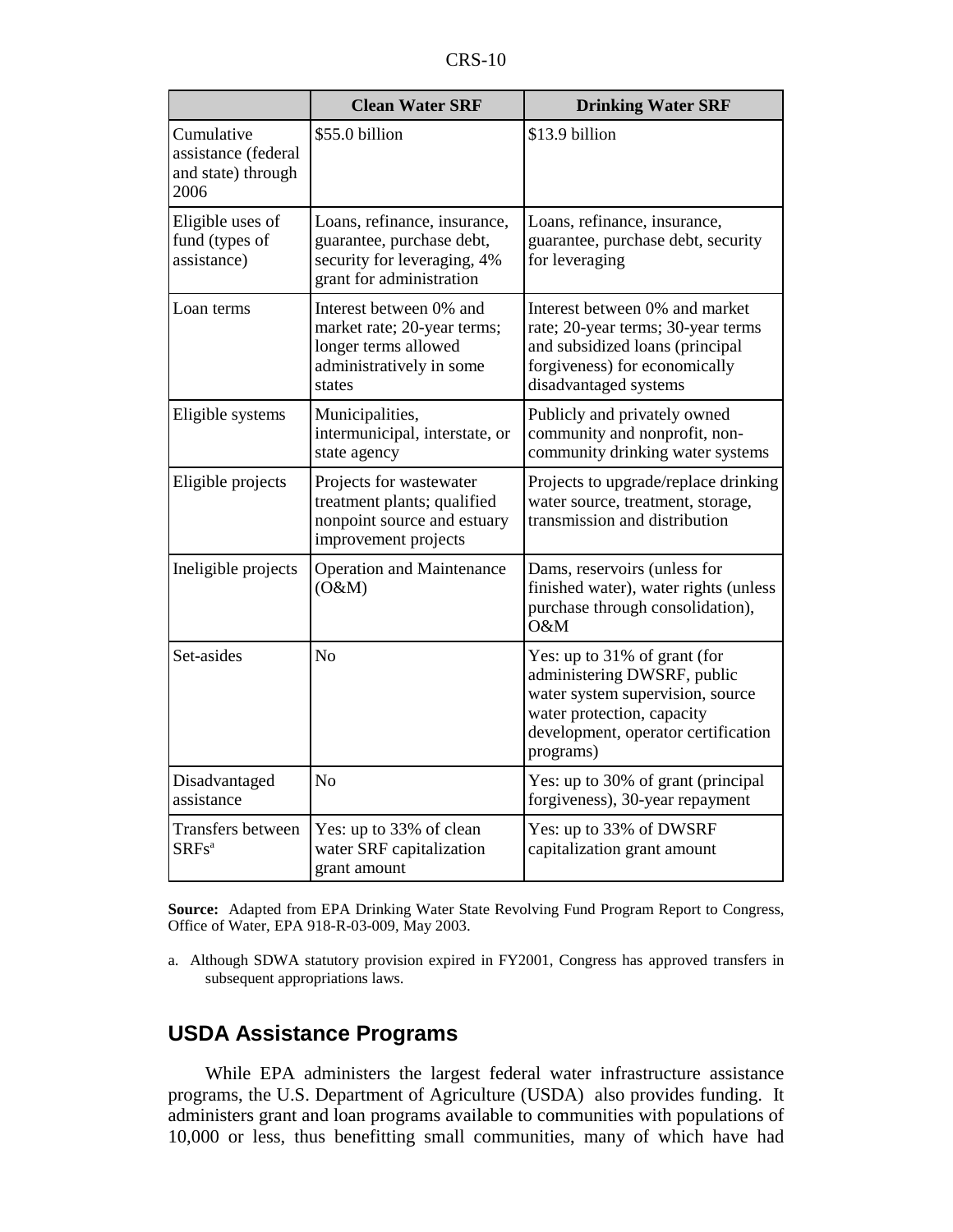| | Clean Water SRF | Drinking Water SRF |
|---|---|---|
| Cumulative assistance (federal and state) through 2006 | $55.0 billion | $13.9 billion |
| Eligible uses of fund (types of assistance) | Loans, refinance, insurance, guarantee, purchase debt, security for leveraging, 4% grant for administration | Loans, refinance, insurance, guarantee, purchase debt, security for leveraging |
| Loan terms | Interest between 0% and market rate; 20-year terms; longer terms allowed administratively in some states | Interest between 0% and market rate; 20-year terms; 30-year terms and subsidized loans (principal forgiveness) for economically disadvantaged systems |
| Eligible systems | Municipalities, intermunicipal, interstate, or state agency | Publicly and privately owned community and nonprofit, non-community drinking water systems |
| Eligible projects | Projects for wastewater treatment plants; qualified nonpoint source and estuary improvement projects | Projects to upgrade/replace drinking water source, treatment, storage, transmission and distribution |
| Ineligible projects | Operation and Maintenance (O&M) | Dams, reservoirs (unless for finished water), water rights (unless purchase through consolidation), O&M |
| Set-asides | No | Yes: up to 31% of grant (for administering DWSRF, public water system supervision, source water protection, capacity development, operator certification programs) |
| Disadvantaged assistance | No | Yes: up to 30% of grant (principal forgiveness), 30-year repayment |
| Transfers between SRFs[a] | Yes: up to 33% of clean water SRF capitalization grant amount | Yes: up to 33% of DWSRF capitalization grant amount |

**Source:** Adapted from EPA Drinking Water State Revolving Fund Program Report to Congress, Office of Water, EPA 918-R-03-009, May 2003.

a. Although SDWA statutory provision expired in FY2001, Congress has approved transfers in subsequent appropriations laws.

## USDA Assistance Programs

While EPA administers the largest federal water infrastructure assistance programs, the U.S. Department of Agriculture (USDA) also provides funding. It administers grant and loan programs available to communities with populations of 10,000 or less, thus benefitting small communities, many of which have had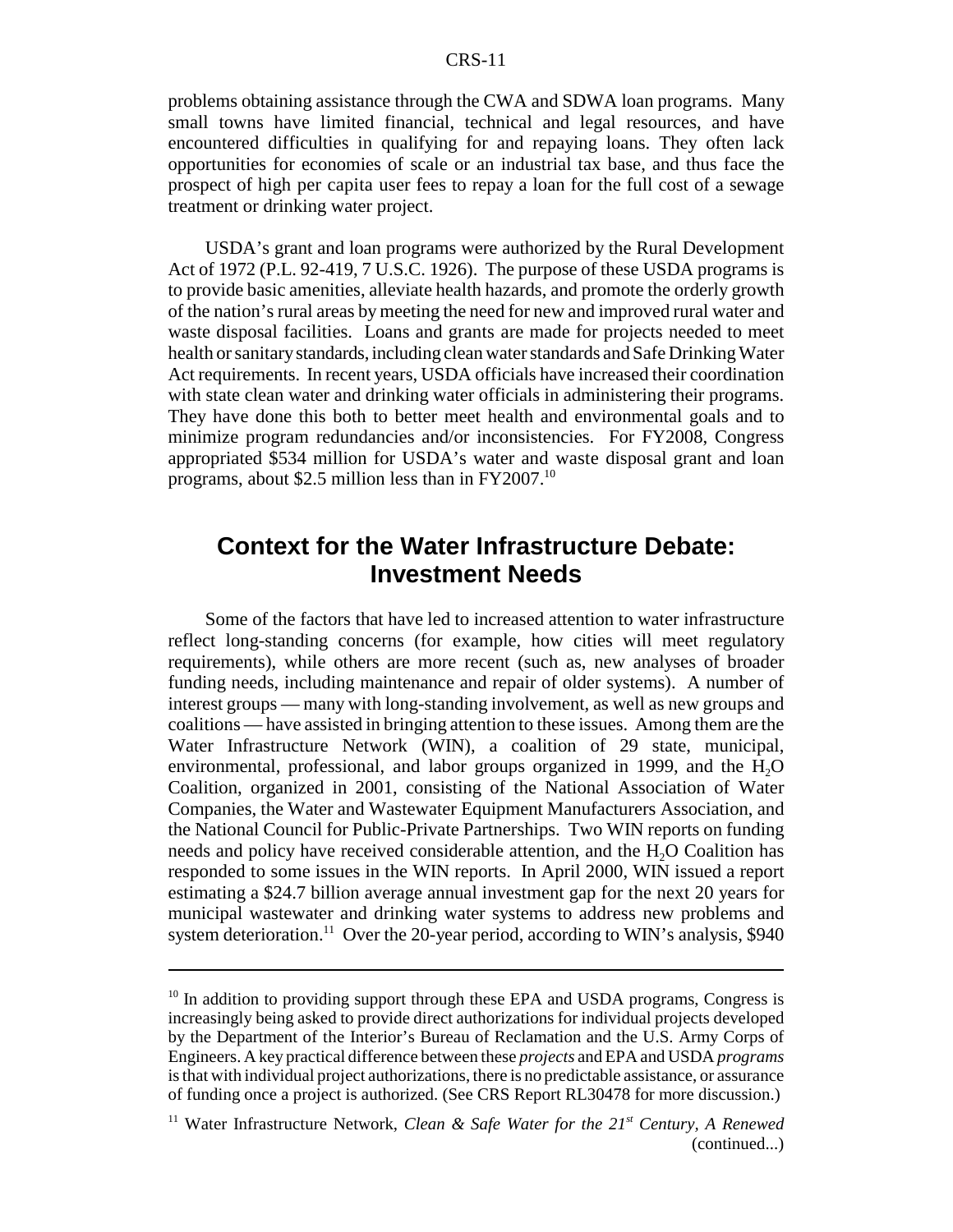problems obtaining assistance through the CWA and SDWA loan programs. Many small towns have limited financial, technical and legal resources, and have encountered difficulties in qualifying for and repaying loans. They often lack opportunities for economies of scale or an industrial tax base, and thus face the prospect of high per capita user fees to repay a loan for the full cost of a sewage treatment or drinking water project.

USDA's grant and loan programs were authorized by the Rural Development Act of 1972 (P.L. 92-419, 7 U.S.C. 1926). The purpose of these USDA programs is to provide basic amenities, alleviate health hazards, and promote the orderly growth of the nation's rural areas by meeting the need for new and improved rural water and waste disposal facilities. Loans and grants are made for projects needed to meet health or sanitary standards, including clean water standards and Safe Drinking Water Act requirements. In recent years, USDA officials have increased their coordination with state clean water and drinking water officials in administering their programs. They have done this both to better meet health and environmental goals and to minimize program redundancies and/or inconsistencies. For FY2008, Congress appropriated $534 million for USDA's water and waste disposal grant and loan programs, about $2.5 million less than in FY2007.[10]

## Context for the Water Infrastructure Debate: Investment Needs

Some of the factors that have led to increased attention to water infrastructure reflect long-standing concerns (for example, how cities will meet regulatory requirements), while others are more recent (such as, new analyses of broader funding needs, including maintenance and repair of older systems). A number of interest groups — many with long-standing involvement, as well as new groups and coalitions — have assisted in bringing attention to these issues. Among them are the Water Infrastructure Network (WIN), a coalition of 29 state, municipal, environmental, professional, and labor groups organized in 1999, and the $H_2O$ Coalition, organized in 2001, consisting of the National Association of Water Companies, the Water and Wastewater Equipment Manufacturers Association, and the National Council for Public-Private Partnerships. Two WIN reports on funding needs and policy have received considerable attention, and the $H_2O$ Coalition has responded to some issues in the WIN reports. In April 2000, WIN issued a report estimating a $24.7 billion average annual investment gap for the next 20 years for municipal wastewater and drinking water systems to address new problems and system deterioration.[11] Over the 20-year period, according to WIN's analysis, $940

---

[10] In addition to providing support through these EPA and USDA programs, Congress is increasingly being asked to provide direct authorizations for individual projects developed by the Department of the Interior's Bureau of Reclamation and the U.S. Army Corps of Engineers. A key practical difference between these *projects* and EPA and USDA *programs* is that with individual project authorizations, there is no predictable assistance, or assurance of funding once a project is authorized. (See CRS Report RL30478 for more discussion.)

[11] Water Infrastructure Network, *Clean & Safe Water for the 21st Century, A Renewed* (continued...)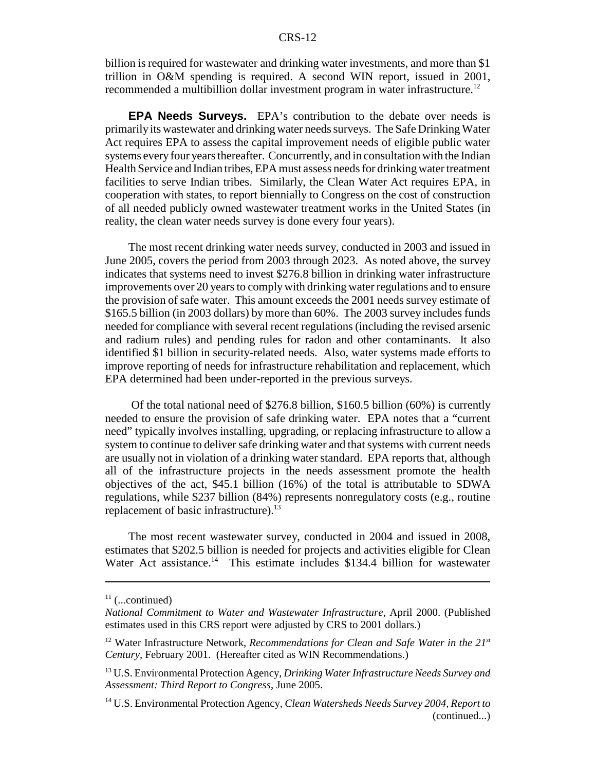billion is required for wastewater and drinking water investments, and more than $1 trillion in O&M spending is required. A second WIN report, issued in 2001, recommended a multibillion dollar investment program in water infrastructure.[12]

**EPA Needs Surveys.** EPA's contribution to the debate over needs is primarily its wastewater and drinking water needs surveys. The Safe Drinking Water Act requires EPA to assess the capital improvement needs of eligible public water systems every four years thereafter. Concurrently, and in consultation with the Indian Health Service and Indian tribes, EPA must assess needs for drinking water treatment facilities to serve Indian tribes. Similarly, the Clean Water Act requires EPA, in cooperation with states, to report biennially to Congress on the cost of construction of all needed publicly owned wastewater treatment works in the United States (in reality, the clean water needs survey is done every four years).

The most recent drinking water needs survey, conducted in 2003 and issued in June 2005, covers the period from 2003 through 2023. As noted above, the survey indicates that systems need to invest $276.8 billion in drinking water infrastructure improvements over 20 years to comply with drinking water regulations and to ensure the provision of safe water. This amount exceeds the 2001 needs survey estimate of $165.5 billion (in 2003 dollars) by more than 60%. The 2003 survey includes funds needed for compliance with several recent regulations (including the revised arsenic and radium rules) and pending rules for radon and other contaminants. It also identified $1 billion in security-related needs. Also, water systems made efforts to improve reporting of needs for infrastructure rehabilitation and replacement, which EPA determined had been under-reported in the previous surveys.

Of the total national need of $276.8 billion, $160.5 billion (60%) is currently needed to ensure the provision of safe drinking water. EPA notes that a "current need" typically involves installing, upgrading, or replacing infrastructure to allow a system to continue to deliver safe drinking water and that systems with current needs are usually not in violation of a drinking water standard. EPA reports that, although all of the infrastructure projects in the needs assessment promote the health objectives of the act, $45.1 billion (16%) of the total is attributable to SDWA regulations, while $237 billion (84%) represents nonregulatory costs (e.g., routine replacement of basic infrastructure).[13]

The most recent wastewater survey, conducted in 2004 and issued in 2008, estimates that $202.5 billion is needed for projects and activities eligible for Clean Water Act assistance.[14] This estimate includes $134.4 billion for wastewater

---

[11] (...continued)
*National Commitment to Water and Wastewater Infrastructure,* April 2000. (Published estimates used in this CRS report were adjusted by CRS to 2001 dollars.)

[12] Water Infrastructure Network, *Recommendations for Clean and Safe Water in the 21st Century*, February 2001. (Hereafter cited as WIN Recommendations.)

[13] U.S. Environmental Protection Agency, *Drinking Water Infrastructure Needs Survey and Assessment: Third Report to Congress*, June 2005.

[14] U.S. Environmental Protection Agency, *Clean Watersheds Needs Survey 2004, Report to* (continued...)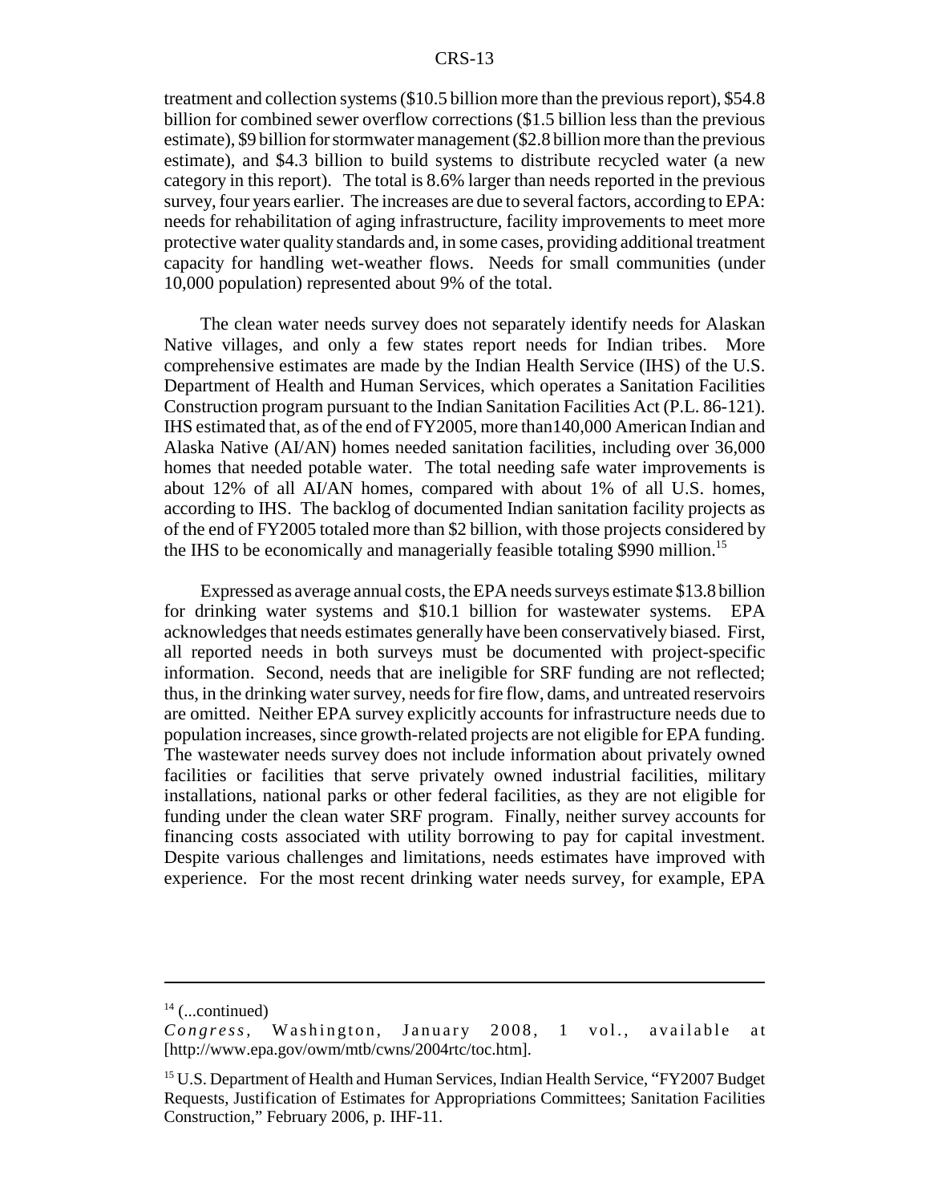treatment and collection systems ($10.5 billion more than the previous report), $54.8 billion for combined sewer overflow corrections ($1.5 billion less than the previous estimate), $9 billion for stormwater management ($2.8 billion more than the previous estimate), and $4.3 billion to build systems to distribute recycled water (a new category in this report). The total is 8.6% larger than needs reported in the previous survey, four years earlier. The increases are due to several factors, according to EPA: needs for rehabilitation of aging infrastructure, facility improvements to meet more protective water quality standards and, in some cases, providing additional treatment capacity for handling wet-weather flows. Needs for small communities (under 10,000 population) represented about 9% of the total.

The clean water needs survey does not separately identify needs for Alaskan Native villages, and only a few states report needs for Indian tribes. More comprehensive estimates are made by the Indian Health Service (IHS) of the U.S. Department of Health and Human Services, which operates a Sanitation Facilities Construction program pursuant to the Indian Sanitation Facilities Act (P.L. 86-121). IHS estimated that, as of the end of FY2005, more than140,000 American Indian and Alaska Native (AI/AN) homes needed sanitation facilities, including over 36,000 homes that needed potable water. The total needing safe water improvements is about 12% of all AI/AN homes, compared with about 1% of all U.S. homes, according to IHS. The backlog of documented Indian sanitation facility projects as of the end of FY2005 totaled more than $2 billion, with those projects considered by the IHS to be economically and managerially feasible totaling $990 million.[15]

Expressed as average annual costs, the EPA needs surveys estimate $13.8 billion for drinking water systems and $10.1 billion for wastewater systems. EPA acknowledges that needs estimates generally have been conservatively biased. First, all reported needs in both surveys must be documented with project-specific information. Second, needs that are ineligible for SRF funding are not reflected; thus, in the drinking water survey, needs for fire flow, dams, and untreated reservoirs are omitted. Neither EPA survey explicitly accounts for infrastructure needs due to population increases, since growth-related projects are not eligible for EPA funding. The wastewater needs survey does not include information about privately owned facilities or facilities that serve privately owned industrial facilities, military installations, national parks or other federal facilities, as they are not eligible for funding under the clean water SRF program. Finally, neither survey accounts for financing costs associated with utility borrowing to pay for capital investment. Despite various challenges and limitations, needs estimates have improved with experience. For the most recent drinking water needs survey, for example, EPA

---

[14] (...continued)
*Congress*, Washington, January 2008, 1 vol., available at [http://www.epa.gov/owm/mtb/cwns/2004rtc/toc.htm].

[15] U.S. Department of Health and Human Services, Indian Health Service, "FY2007 Budget Requests, Justification of Estimates for Appropriations Committees; Sanitation Facilities Construction," February 2006, p. IHF-11.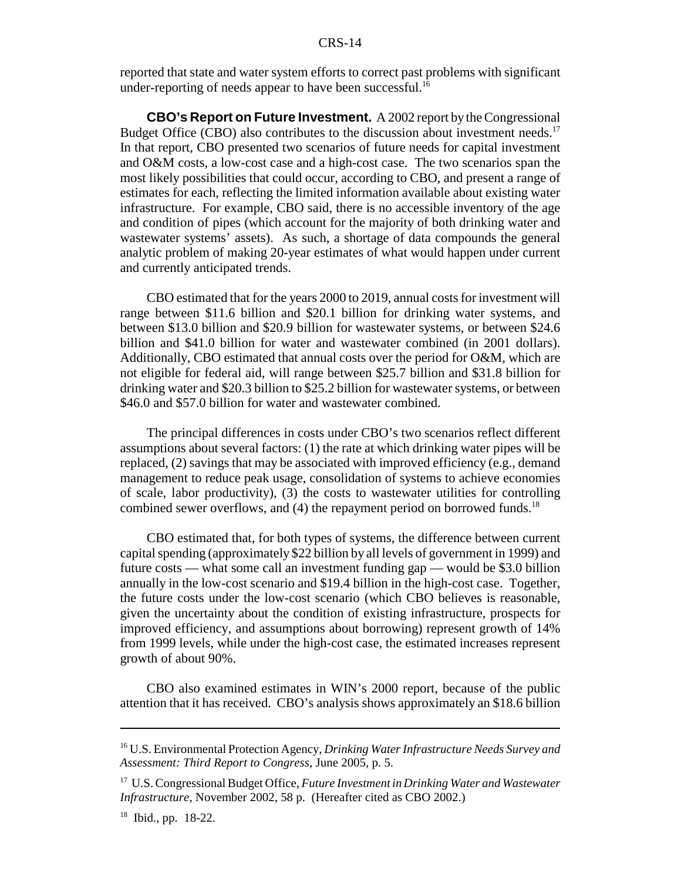reported that state and water system efforts to correct past problems with significant under-reporting of needs appear to have been successful.[16]

**CBO's Report on Future Investment.** A 2002 report by the Congressional Budget Office (CBO) also contributes to the discussion about investment needs.[17] In that report, CBO presented two scenarios of future needs for capital investment and O&M costs, a low-cost case and a high-cost case. The two scenarios span the most likely possibilities that could occur, according to CBO, and present a range of estimates for each, reflecting the limited information available about existing water infrastructure. For example, CBO said, there is no accessible inventory of the age and condition of pipes (which account for the majority of both drinking water and wastewater systems' assets). As such, a shortage of data compounds the general analytic problem of making 20-year estimates of what would happen under current and currently anticipated trends.

CBO estimated that for the years 2000 to 2019, annual costs for investment will range between \$11.6 billion and \$20.1 billion for drinking water systems, and between \$13.0 billion and \$20.9 billion for wastewater systems, or between \$24.6 billion and \$41.0 billion for water and wastewater combined (in 2001 dollars). Additionally, CBO estimated that annual costs over the period for O&M, which are not eligible for federal aid, will range between \$25.7 billion and \$31.8 billion for drinking water and \$20.3 billion to \$25.2 billion for wastewater systems, or between \$46.0 and \$57.0 billion for water and wastewater combined.

The principal differences in costs under CBO's two scenarios reflect different assumptions about several factors: (1) the rate at which drinking water pipes will be replaced, (2) savings that may be associated with improved efficiency (e.g., demand management to reduce peak usage, consolidation of systems to achieve economies of scale, labor productivity), (3) the costs to wastewater utilities for controlling combined sewer overflows, and (4) the repayment period on borrowed funds.[18]

CBO estimated that, for both types of systems, the difference between current capital spending (approximately \$22 billion by all levels of government in 1999) and future costs — what some call an investment funding gap — would be \$3.0 billion annually in the low-cost scenario and \$19.4 billion in the high-cost case. Together, the future costs under the low-cost scenario (which CBO believes is reasonable, given the uncertainty about the condition of existing infrastructure, prospects for improved efficiency, and assumptions about borrowing) represent growth of 14% from 1999 levels, while under the high-cost case, the estimated increases represent growth of about 90%.

CBO also examined estimates in WIN's 2000 report, because of the public attention that it has received. CBO's analysis shows approximately an \$18.6 billion

---

[16] U.S. Environmental Protection Agency, *Drinking Water Infrastructure Needs Survey and Assessment: Third Report to Congress*, June 2005, p. 5.

[17] U.S. Congressional Budget Office, *Future Investment in Drinking Water and Wastewater Infrastructure*, November 2002, 58 p. (Hereafter cited as CBO 2002.)

[18] Ibid., pp. 18-22.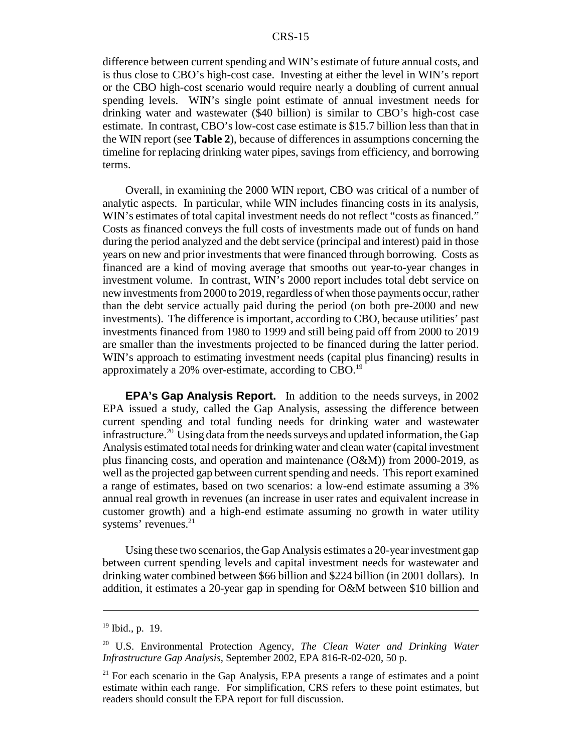difference between current spending and WIN's estimate of future annual costs, and is thus close to CBO's high-cost case. Investing at either the level in WIN's report or the CBO high-cost scenario would require nearly a doubling of current annual spending levels. WIN's single point estimate of annual investment needs for drinking water and wastewater ($40 billion) is similar to CBO's high-cost case estimate. In contrast, CBO's low-cost case estimate is $15.7 billion less than that in the WIN report (see **Table 2**), because of differences in assumptions concerning the timeline for replacing drinking water pipes, savings from efficiency, and borrowing terms.

Overall, in examining the 2000 WIN report, CBO was critical of a number of analytic aspects. In particular, while WIN includes financing costs in its analysis, WIN's estimates of total capital investment needs do not reflect "costs as financed." Costs as financed conveys the full costs of investments made out of funds on hand during the period analyzed and the debt service (principal and interest) paid in those years on new and prior investments that were financed through borrowing. Costs as financed are a kind of moving average that smooths out year-to-year changes in investment volume. In contrast, WIN's 2000 report includes total debt service on new investments from 2000 to 2019, regardless of when those payments occur, rather than the debt service actually paid during the period (on both pre-2000 and new investments). The difference is important, according to CBO, because utilities' past investments financed from 1980 to 1999 and still being paid off from 2000 to 2019 are smaller than the investments projected to be financed during the latter period. WIN's approach to estimating investment needs (capital plus financing) results in approximately a 20% over-estimate, according to CBO.[19]

**EPA's Gap Analysis Report.** In addition to the needs surveys, in 2002 EPA issued a study, called the Gap Analysis, assessing the difference between current spending and total funding needs for drinking water and wastewater infrastructure.[20] Using data from the needs surveys and updated information, the Gap Analysis estimated total needs for drinking water and clean water (capital investment plus financing costs, and operation and maintenance (O&M)) from 2000-2019, as well as the projected gap between current spending and needs. This report examined a range of estimates, based on two scenarios: a low-end estimate assuming a 3% annual real growth in revenues (an increase in user rates and equivalent increase in customer growth) and a high-end estimate assuming no growth in water utility systems' revenues.[21]

Using these two scenarios, the Gap Analysis estimates a 20-year investment gap between current spending levels and capital investment needs for wastewater and drinking water combined between $66 billion and $224 billion (in 2001 dollars). In addition, it estimates a 20-year gap in spending for O&M between $10 billion and

---

[19] Ibid., p. 19.

[20] U.S. Environmental Protection Agency, *The Clean Water and Drinking Water Infrastructure Gap Analysis*, September 2002, EPA 816-R-02-020, 50 p.

[21] For each scenario in the Gap Analysis, EPA presents a range of estimates and a point estimate within each range. For simplification, CRS refers to these point estimates, but readers should consult the EPA report for full discussion.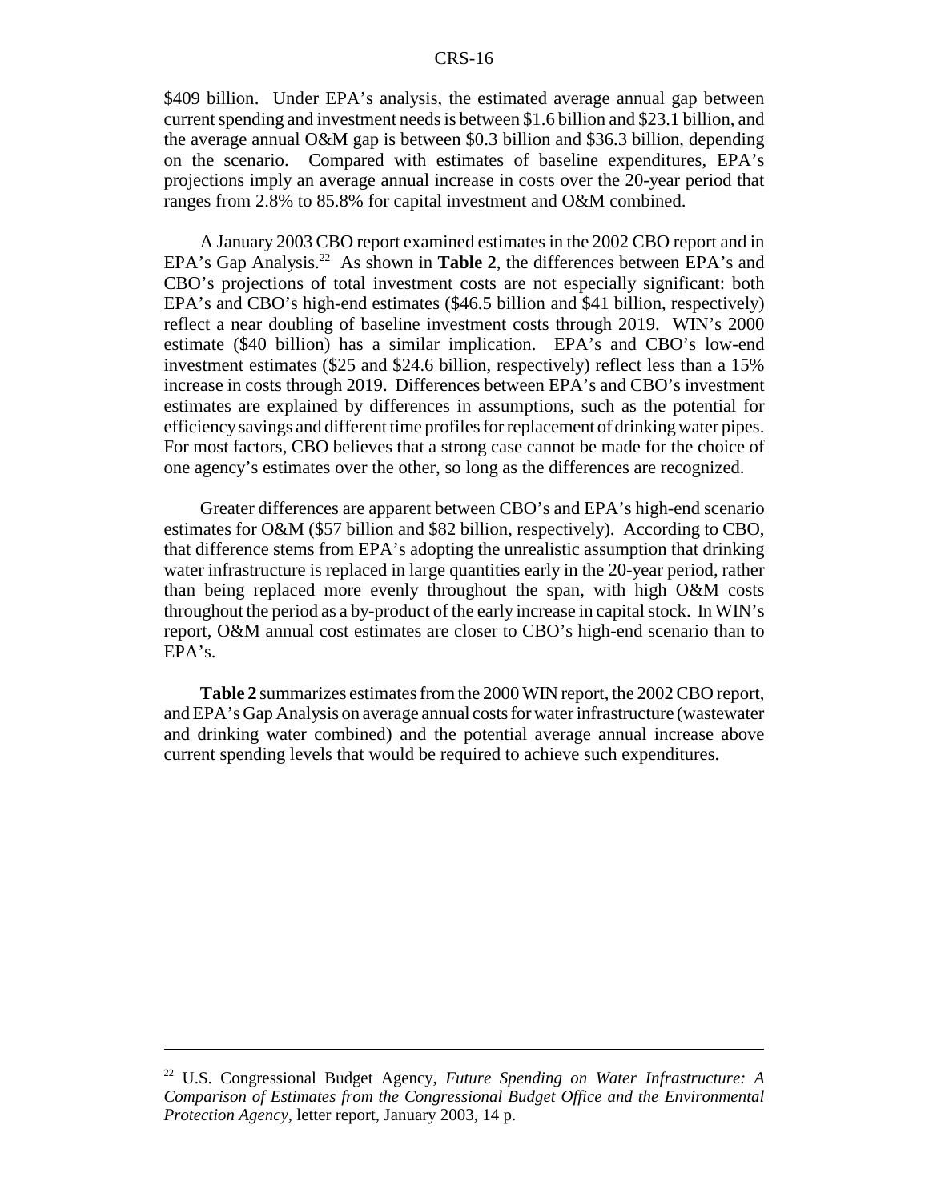$409 billion. Under EPA's analysis, the estimated average annual gap between current spending and investment needs is between $1.6 billion and $23.1 billion, and the average annual O&M gap is between $0.3 billion and $36.3 billion, depending on the scenario. Compared with estimates of baseline expenditures, EPA's projections imply an average annual increase in costs over the 20-year period that ranges from 2.8% to 85.8% for capital investment and O&M combined.

A January 2003 CBO report examined estimates in the 2002 CBO report and in EPA's Gap Analysis.[22] As shown in **Table 2**, the differences between EPA's and CBO's projections of total investment costs are not especially significant: both EPA's and CBO's high-end estimates ($46.5 billion and $41 billion, respectively) reflect a near doubling of baseline investment costs through 2019. WIN's 2000 estimate ($40 billion) has a similar implication. EPA's and CBO's low-end investment estimates ($25 and $24.6 billion, respectively) reflect less than a 15% increase in costs through 2019. Differences between EPA's and CBO's investment estimates are explained by differences in assumptions, such as the potential for efficiency savings and different time profiles for replacement of drinking water pipes. For most factors, CBO believes that a strong case cannot be made for the choice of one agency's estimates over the other, so long as the differences are recognized.

Greater differences are apparent between CBO's and EPA's high-end scenario estimates for O&M ($57 billion and $82 billion, respectively). According to CBO, that difference stems from EPA's adopting the unrealistic assumption that drinking water infrastructure is replaced in large quantities early in the 20-year period, rather than being replaced more evenly throughout the span, with high O&M costs throughout the period as a by-product of the early increase in capital stock. In WIN's report, O&M annual cost estimates are closer to CBO's high-end scenario than to EPA's.

**Table 2** summarizes estimates from the 2000 WIN report, the 2002 CBO report, and EPA's Gap Analysis on average annual costs for water infrastructure (wastewater and drinking water combined) and the potential average annual increase above current spending levels that would be required to achieve such expenditures.

---

[22] U.S. Congressional Budget Agency, *Future Spending on Water Infrastructure: A Comparison of Estimates from the Congressional Budget Office and the Environmental Protection Agency*, letter report, January 2003, 14 p.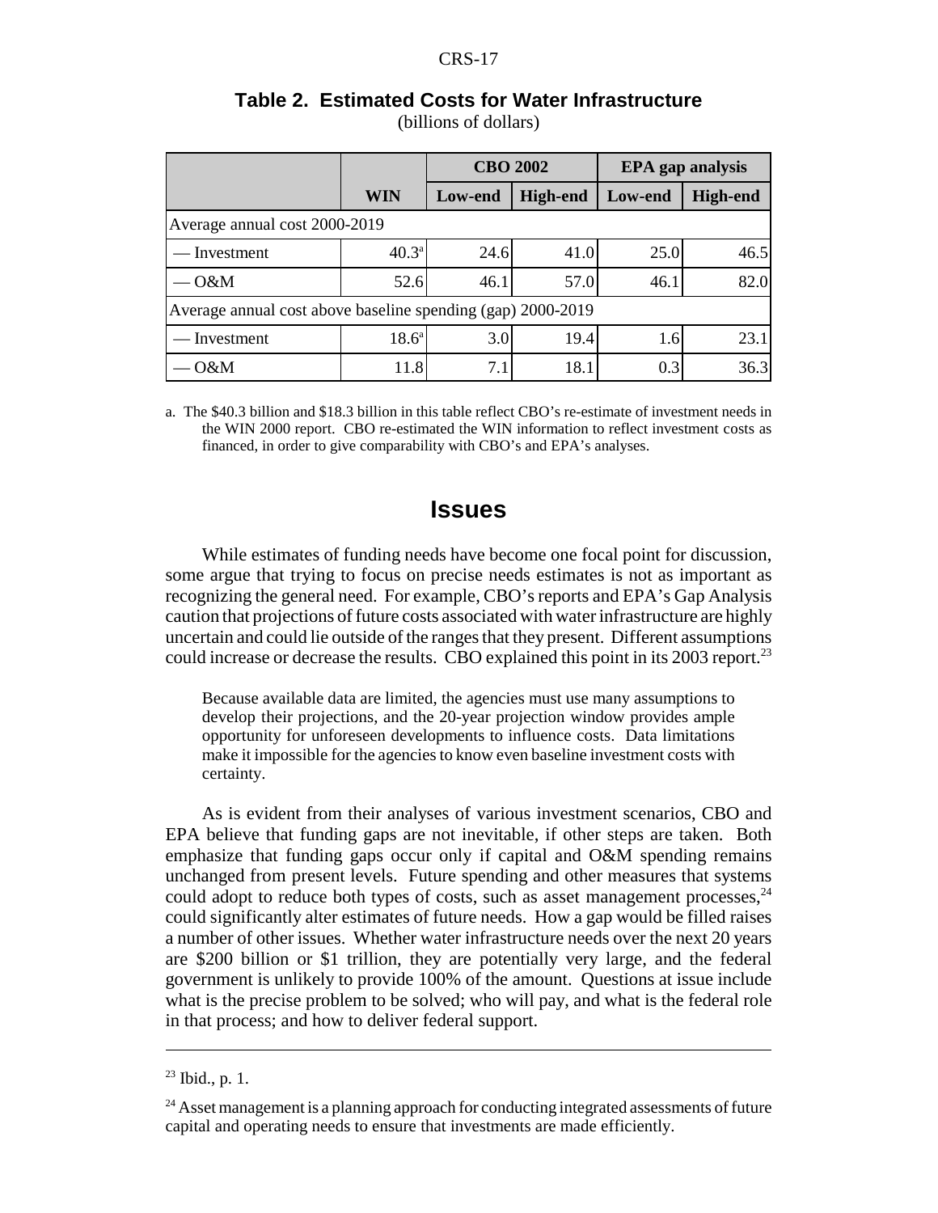**Table 2. Estimated Costs for Water Infrastructure**
(billions of dollars)

| | | CBO 2002 | | EPA gap analysis | |
|---|---|---|---|---|---|
| | **WIN** | **Low-end** | **High-end** | **Low-end** | **High-end** |
| Average annual cost 2000-2019 | | | | | |
| — Investment | 40.3[a] | 24.6 | 41.0 | 25.0 | 46.5 |
| — O&M | 52.6 | 46.1 | 57.0 | 46.1 | 82.0 |
| Average annual cost above baseline spending (gap) 2000-2019 | | | | | |
| — Investment | 18.6[a] | 3.0 | 19.4 | 1.6 | 23.1 |
| — O&M | 11.8 | 7.1 | 18.1 | 0.3 | 36.3 |

a. The \$40.3 billion and \$18.3 billion in this table reflect CBO's re-estimate of investment needs in the WIN 2000 report. CBO re-estimated the WIN information to reflect investment costs as financed, in order to give comparability with CBO's and EPA's analyses.

## Issues

While estimates of funding needs have become one focal point for discussion, some argue that trying to focus on precise needs estimates is not as important as recognizing the general need. For example, CBO's reports and EPA's Gap Analysis caution that projections of future costs associated with water infrastructure are highly uncertain and could lie outside of the ranges that they present. Different assumptions could increase or decrease the results. CBO explained this point in its 2003 report.[23]

> Because available data are limited, the agencies must use many assumptions to develop their projections, and the 20-year projection window provides ample opportunity for unforeseen developments to influence costs. Data limitations make it impossible for the agencies to know even baseline investment costs with certainty.

As is evident from their analyses of various investment scenarios, CBO and EPA believe that funding gaps are not inevitable, if other steps are taken. Both emphasize that funding gaps occur only if capital and O&M spending remains unchanged from present levels. Future spending and other measures that systems could adopt to reduce both types of costs, such as asset management processes,[24] could significantly alter estimates of future needs. How a gap would be filled raises a number of other issues. Whether water infrastructure needs over the next 20 years are \$200 billion or \$1 trillion, they are potentially very large, and the federal government is unlikely to provide 100% of the amount. Questions at issue include what is the precise problem to be solved; who will pay, and what is the federal role in that process; and how to deliver federal support.

---

[23] Ibid., p. 1.

[24] Asset management is a planning approach for conducting integrated assessments of future capital and operating needs to ensure that investments are made efficiently.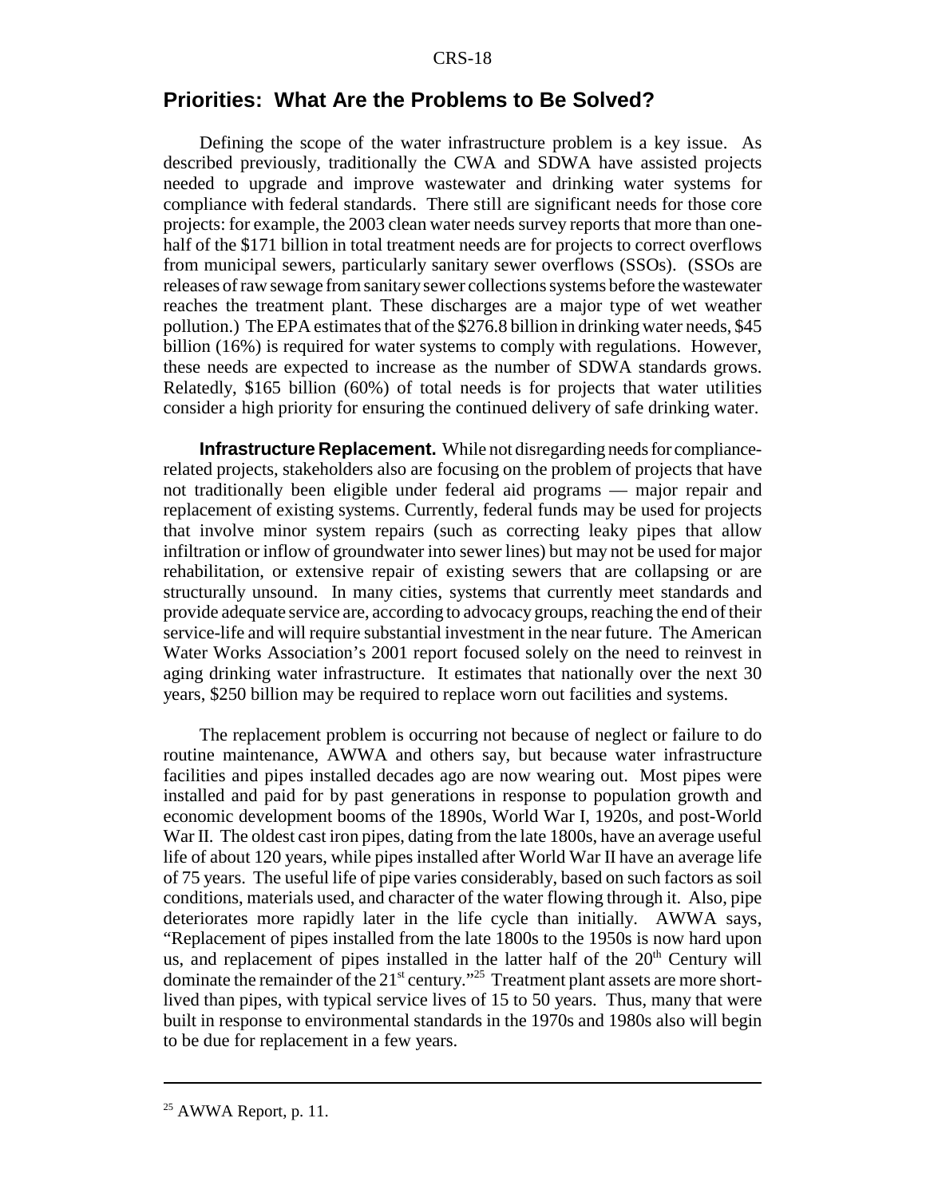## Priorities: What Are the Problems to Be Solved?

Defining the scope of the water infrastructure problem is a key issue. As described previously, traditionally the CWA and SDWA have assisted projects needed to upgrade and improve wastewater and drinking water systems for compliance with federal standards. There still are significant needs for those core projects: for example, the 2003 clean water needs survey reports that more than one-half of the $171 billion in total treatment needs are for projects to correct overflows from municipal sewers, particularly sanitary sewer overflows (SSOs). (SSOs are releases of raw sewage from sanitary sewer collections systems before the wastewater reaches the treatment plant. These discharges are a major type of wet weather pollution.) The EPA estimates that of the $276.8 billion in drinking water needs, $45 billion (16%) is required for water systems to comply with regulations. However, these needs are expected to increase as the number of SDWA standards grows. Relatedly, $165 billion (60%) of total needs is for projects that water utilities consider a high priority for ensuring the continued delivery of safe drinking water.

**Infrastructure Replacement.** While not disregarding needs for compliance-related projects, stakeholders also are focusing on the problem of projects that have not traditionally been eligible under federal aid programs — major repair and replacement of existing systems. Currently, federal funds may be used for projects that involve minor system repairs (such as correcting leaky pipes that allow infiltration or inflow of groundwater into sewer lines) but may not be used for major rehabilitation, or extensive repair of existing sewers that are collapsing or are structurally unsound. In many cities, systems that currently meet standards and provide adequate service are, according to advocacy groups, reaching the end of their service-life and will require substantial investment in the near future. The American Water Works Association's 2001 report focused solely on the need to reinvest in aging drinking water infrastructure. It estimates that nationally over the next 30 years, $250 billion may be required to replace worn out facilities and systems.

The replacement problem is occurring not because of neglect or failure to do routine maintenance, AWWA and others say, but because water infrastructure facilities and pipes installed decades ago are now wearing out. Most pipes were installed and paid for by past generations in response to population growth and economic development booms of the 1890s, World War I, 1920s, and post-World War II. The oldest cast iron pipes, dating from the late 1800s, have an average useful life of about 120 years, while pipes installed after World War II have an average life of 75 years. The useful life of pipe varies considerably, based on such factors as soil conditions, materials used, and character of the water flowing through it. Also, pipe deteriorates more rapidly later in the life cycle than initially. AWWA says, "Replacement of pipes installed from the late 1800s to the 1950s is now hard upon us, and replacement of pipes installed in the latter half of the 20th Century will dominate the remainder of the 21st century."[25] Treatment plant assets are more short-lived than pipes, with typical service lives of 15 to 50 years. Thus, many that were built in response to environmental standards in the 1970s and 1980s also will begin to be due for replacement in a few years.

---

[25] AWWA Report, p. 11.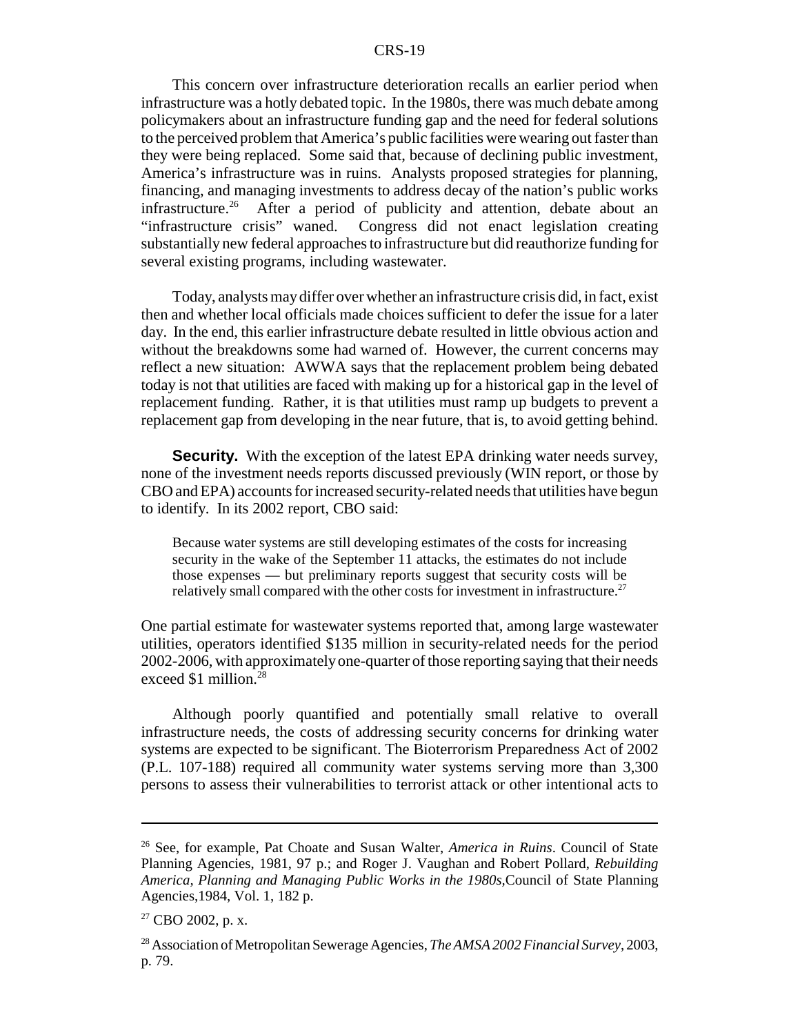This concern over infrastructure deterioration recalls an earlier period when infrastructure was a hotly debated topic. In the 1980s, there was much debate among policymakers about an infrastructure funding gap and the need for federal solutions to the perceived problem that America's public facilities were wearing out faster than they were being replaced. Some said that, because of declining public investment, America's infrastructure was in ruins. Analysts proposed strategies for planning, financing, and managing investments to address decay of the nation's public works infrastructure.[26] After a period of publicity and attention, debate about an "infrastructure crisis" waned. Congress did not enact legislation creating substantially new federal approaches to infrastructure but did reauthorize funding for several existing programs, including wastewater.

Today, analysts may differ over whether an infrastructure crisis did, in fact, exist then and whether local officials made choices sufficient to defer the issue for a later day. In the end, this earlier infrastructure debate resulted in little obvious action and without the breakdowns some had warned of. However, the current concerns may reflect a new situation: AWWA says that the replacement problem being debated today is not that utilities are faced with making up for a historical gap in the level of replacement funding. Rather, it is that utilities must ramp up budgets to prevent a replacement gap from developing in the near future, that is, to avoid getting behind.

**Security.** With the exception of the latest EPA drinking water needs survey, none of the investment needs reports discussed previously (WIN report, or those by CBO and EPA) accounts for increased security-related needs that utilities have begun to identify. In its 2002 report, CBO said:

> Because water systems are still developing estimates of the costs for increasing security in the wake of the September 11 attacks, the estimates do not include those expenses — but preliminary reports suggest that security costs will be relatively small compared with the other costs for investment in infrastructure.[27]

One partial estimate for wastewater systems reported that, among large wastewater utilities, operators identified \$135 million in security-related needs for the period 2002-2006, with approximately one-quarter of those reporting saying that their needs exceed \$1 million.[28]

Although poorly quantified and potentially small relative to overall infrastructure needs, the costs of addressing security concerns for drinking water systems are expected to be significant. The Bioterrorism Preparedness Act of 2002 (P.L. 107-188) required all community water systems serving more than 3,300 persons to assess their vulnerabilities to terrorist attack or other intentional acts to

---

[26] See, for example, Pat Choate and Susan Walter, *America in Ruins*. Council of State Planning Agencies, 1981, 97 p.; and Roger J. Vaughan and Robert Pollard, *Rebuilding America, Planning and Managing Public Works in the 1980s,*Council of State Planning Agencies,1984, Vol. 1, 182 p.

[27] CBO 2002, p. x.

[28] Association of Metropolitan Sewerage Agencies, *The AMSA 2002 Financial Survey*, 2003, p. 79.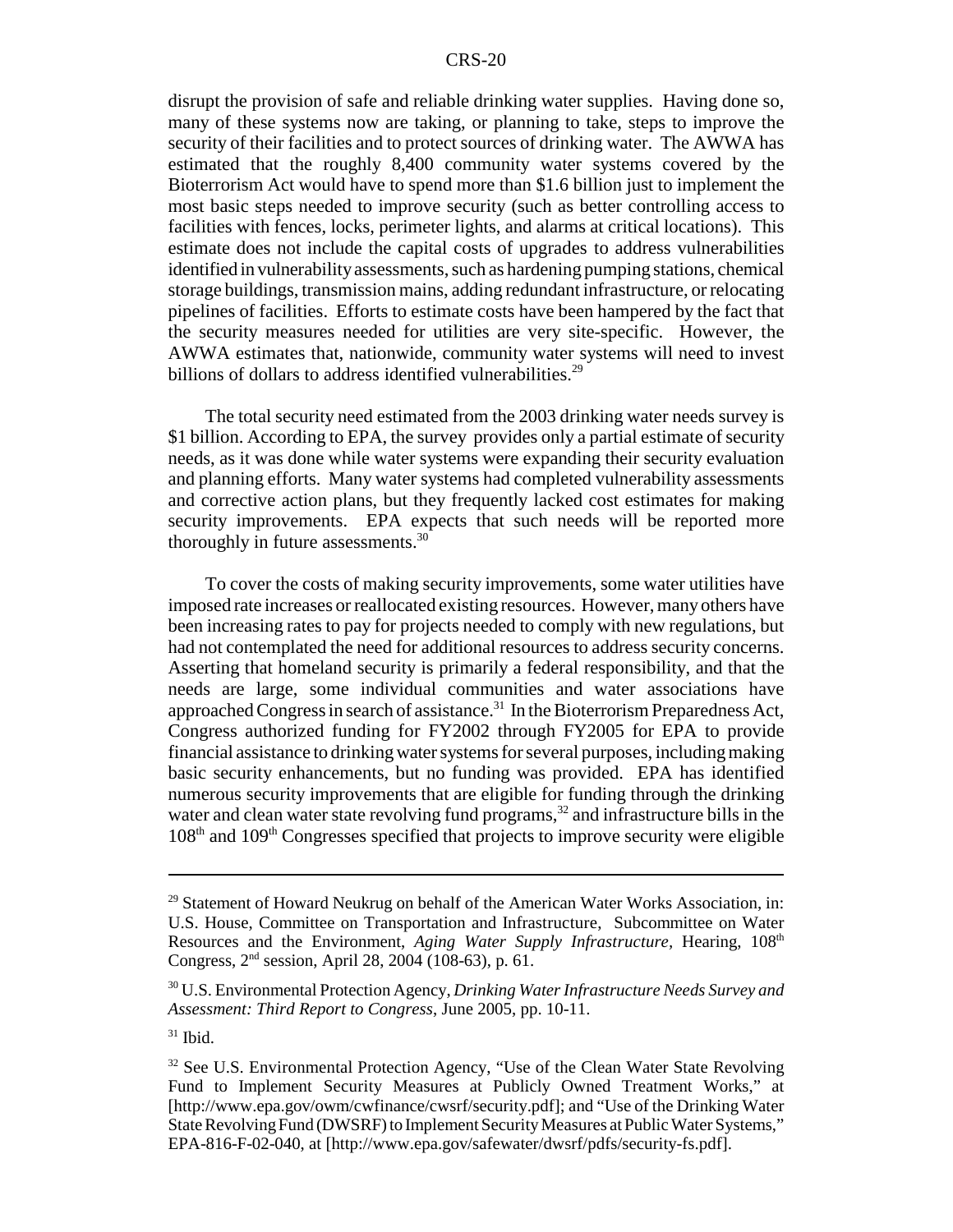disrupt the provision of safe and reliable drinking water supplies. Having done so, many of these systems now are taking, or planning to take, steps to improve the security of their facilities and to protect sources of drinking water. The AWWA has estimated that the roughly 8,400 community water systems covered by the Bioterrorism Act would have to spend more than $1.6 billion just to implement the most basic steps needed to improve security (such as better controlling access to facilities with fences, locks, perimeter lights, and alarms at critical locations). This estimate does not include the capital costs of upgrades to address vulnerabilities identified in vulnerability assessments, such as hardening pumping stations, chemical storage buildings, transmission mains, adding redundant infrastructure, or relocating pipelines of facilities. Efforts to estimate costs have been hampered by the fact that the security measures needed for utilities are very site-specific. However, the AWWA estimates that, nationwide, community water systems will need to invest billions of dollars to address identified vulnerabilities.[29]

The total security need estimated from the 2003 drinking water needs survey is $1 billion. According to EPA, the survey provides only a partial estimate of security needs, as it was done while water systems were expanding their security evaluation and planning efforts. Many water systems had completed vulnerability assessments and corrective action plans, but they frequently lacked cost estimates for making security improvements. EPA expects that such needs will be reported more thoroughly in future assessments.[30]

To cover the costs of making security improvements, some water utilities have imposed rate increases or reallocated existing resources. However, many others have been increasing rates to pay for projects needed to comply with new regulations, but had not contemplated the need for additional resources to address security concerns. Asserting that homeland security is primarily a federal responsibility, and that the needs are large, some individual communities and water associations have approached Congress in search of assistance.[31] In the Bioterrorism Preparedness Act, Congress authorized funding for FY2002 through FY2005 for EPA to provide financial assistance to drinking water systems for several purposes, including making basic security enhancements, but no funding was provided. EPA has identified numerous security improvements that are eligible for funding through the drinking water and clean water state revolving fund programs,[32] and infrastructure bills in the 108th and 109th Congresses specified that projects to improve security were eligible

---

[29] Statement of Howard Neukrug on behalf of the American Water Works Association, in: U.S. House, Committee on Transportation and Infrastructure, Subcommittee on Water Resources and the Environment, *Aging Water Supply Infrastructure*, Hearing, 108th Congress, 2nd session, April 28, 2004 (108-63), p. 61.

[30] U.S. Environmental Protection Agency, *Drinking Water Infrastructure Needs Survey and Assessment: Third Report to Congress*, June 2005, pp. 10-11.

[31] Ibid.

[32] See U.S. Environmental Protection Agency, "Use of the Clean Water State Revolving Fund to Implement Security Measures at Publicly Owned Treatment Works," at [http://www.epa.gov/owm/cwfinance/cwsrf/security.pdf]; and "Use of the Drinking Water State Revolving Fund (DWSRF) to Implement Security Measures at Public Water Systems," EPA-816-F-02-040, at [http://www.epa.gov/safewater/dwsrf/pdfs/security-fs.pdf].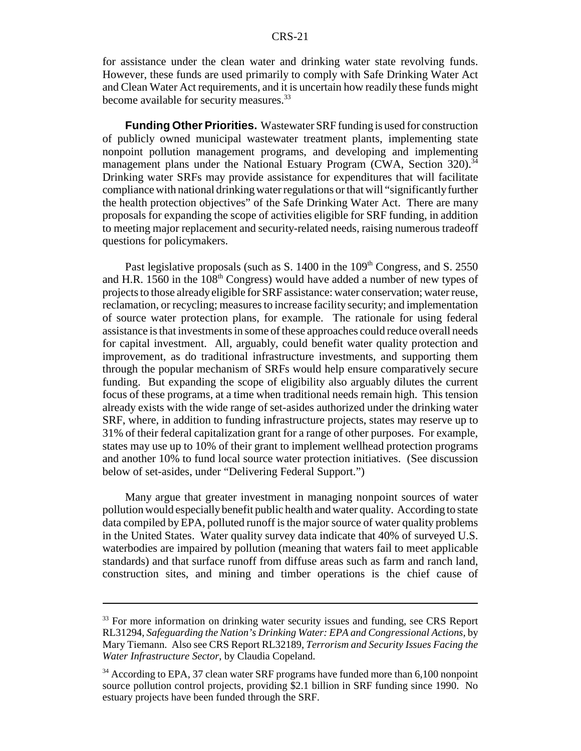for assistance under the clean water and drinking water state revolving funds. However, these funds are used primarily to comply with Safe Drinking Water Act and Clean Water Act requirements, and it is uncertain how readily these funds might become available for security measures.[33]

**Funding Other Priorities.** Wastewater SRF funding is used for construction of publicly owned municipal wastewater treatment plants, implementing state nonpoint pollution management programs, and developing and implementing management plans under the National Estuary Program (CWA, Section 320).[34] Drinking water SRFs may provide assistance for expenditures that will facilitate compliance with national drinking water regulations or that will "significantly further the health protection objectives" of the Safe Drinking Water Act. There are many proposals for expanding the scope of activities eligible for SRF funding, in addition to meeting major replacement and security-related needs, raising numerous tradeoff questions for policymakers.

Past legislative proposals (such as S. 1400 in the 109th Congress, and S. 2550 and H.R. 1560 in the 108th Congress) would have added a number of new types of projects to those already eligible for SRF assistance: water conservation; water reuse, reclamation, or recycling; measures to increase facility security; and implementation of source water protection plans, for example. The rationale for using federal assistance is that investments in some of these approaches could reduce overall needs for capital investment. All, arguably, could benefit water quality protection and improvement, as do traditional infrastructure investments, and supporting them through the popular mechanism of SRFs would help ensure comparatively secure funding. But expanding the scope of eligibility also arguably dilutes the current focus of these programs, at a time when traditional needs remain high. This tension already exists with the wide range of set-asides authorized under the drinking water SRF, where, in addition to funding infrastructure projects, states may reserve up to 31% of their federal capitalization grant for a range of other purposes. For example, states may use up to 10% of their grant to implement wellhead protection programs and another 10% to fund local source water protection initiatives. (See discussion below of set-asides, under "Delivering Federal Support.")

Many argue that greater investment in managing nonpoint sources of water pollution would especially benefit public health and water quality. According to state data compiled by EPA, polluted runoff is the major source of water quality problems in the United States. Water quality survey data indicate that 40% of surveyed U.S. waterbodies are impaired by pollution (meaning that waters fail to meet applicable standards) and that surface runoff from diffuse areas such as farm and ranch land, construction sites, and mining and timber operations is the chief cause of

---

[33] For more information on drinking water security issues and funding, see CRS Report RL31294, *Safeguarding the Nation's Drinking Water: EPA and Congressional Actions*, by Mary Tiemann. Also see CRS Report RL32189, *Terrorism and Security Issues Facing the Water Infrastructure Sector*, by Claudia Copeland.

[34] According to EPA, 37 clean water SRF programs have funded more than 6,100 nonpoint source pollution control projects, providing $2.1 billion in SRF funding since 1990. No estuary projects have been funded through the SRF.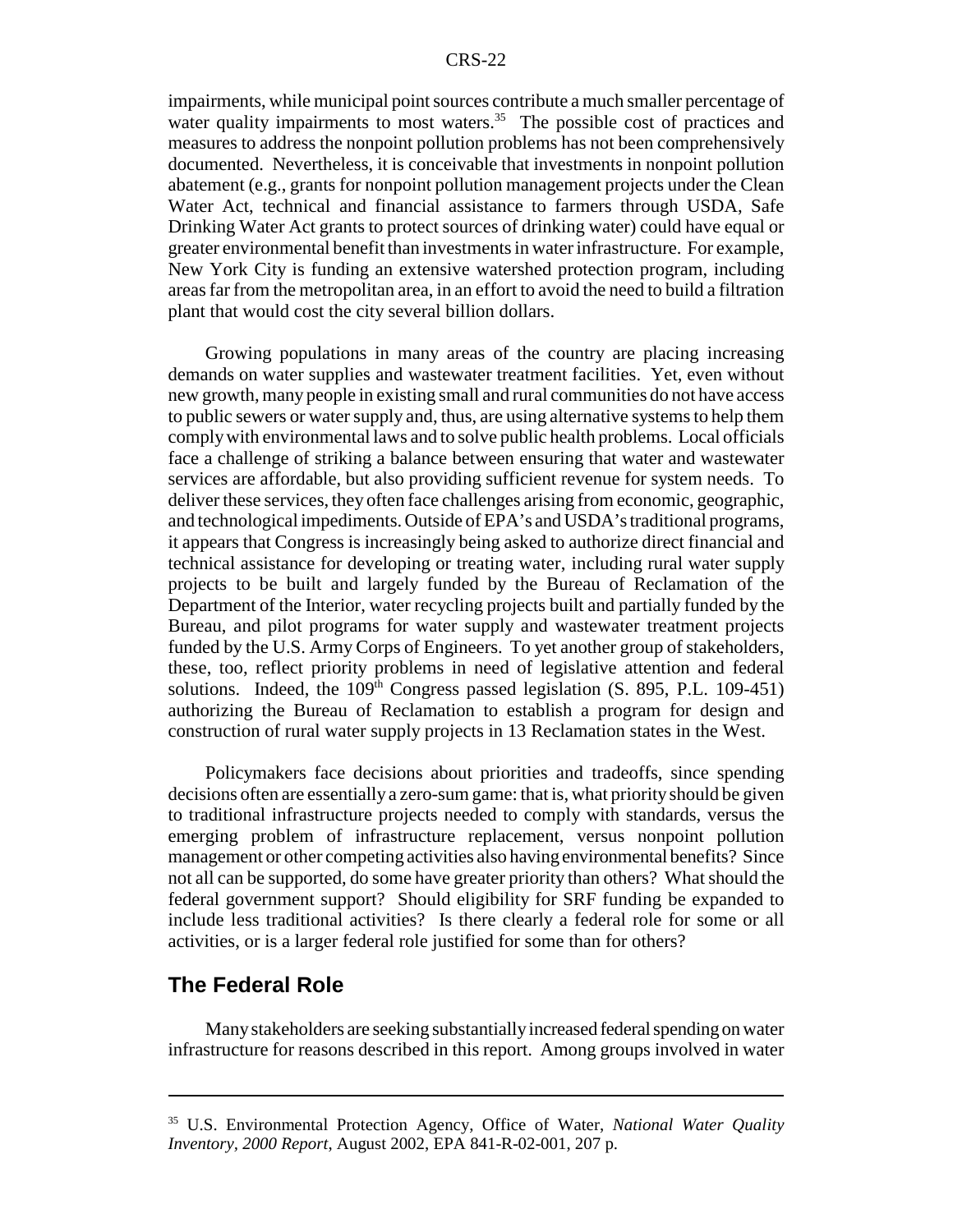impairments, while municipal point sources contribute a much smaller percentage of water quality impairments to most waters.[35] The possible cost of practices and measures to address the nonpoint pollution problems has not been comprehensively documented. Nevertheless, it is conceivable that investments in nonpoint pollution abatement (e.g., grants for nonpoint pollution management projects under the Clean Water Act, technical and financial assistance to farmers through USDA, Safe Drinking Water Act grants to protect sources of drinking water) could have equal or greater environmental benefit than investments in water infrastructure. For example, New York City is funding an extensive watershed protection program, including areas far from the metropolitan area, in an effort to avoid the need to build a filtration plant that would cost the city several billion dollars.

Growing populations in many areas of the country are placing increasing demands on water supplies and wastewater treatment facilities. Yet, even without new growth, many people in existing small and rural communities do not have access to public sewers or water supply and, thus, are using alternative systems to help them comply with environmental laws and to solve public health problems. Local officials face a challenge of striking a balance between ensuring that water and wastewater services are affordable, but also providing sufficient revenue for system needs. To deliver these services, they often face challenges arising from economic, geographic, and technological impediments. Outside of EPA's and USDA's traditional programs, it appears that Congress is increasingly being asked to authorize direct financial and technical assistance for developing or treating water, including rural water supply projects to be built and largely funded by the Bureau of Reclamation of the Department of the Interior, water recycling projects built and partially funded by the Bureau, and pilot programs for water supply and wastewater treatment projects funded by the U.S. Army Corps of Engineers. To yet another group of stakeholders, these, too, reflect priority problems in need of legislative attention and federal solutions. Indeed, the 109th Congress passed legislation (S. 895, P.L. 109-451) authorizing the Bureau of Reclamation to establish a program for design and construction of rural water supply projects in 13 Reclamation states in the West.

Policymakers face decisions about priorities and tradeoffs, since spending decisions often are essentially a zero-sum game: that is, what priority should be given to traditional infrastructure projects needed to comply with standards, versus the emerging problem of infrastructure replacement, versus nonpoint pollution management or other competing activities also having environmental benefits? Since not all can be supported, do some have greater priority than others? What should the federal government support? Should eligibility for SRF funding be expanded to include less traditional activities? Is there clearly a federal role for some or all activities, or is a larger federal role justified for some than for others?

## The Federal Role

Many stakeholders are seeking substantially increased federal spending on water infrastructure for reasons described in this report. Among groups involved in water

---

[35] U.S. Environmental Protection Agency, Office of Water, *National Water Quality Inventory, 2000 Report*, August 2002, EPA 841-R-02-001, 207 p.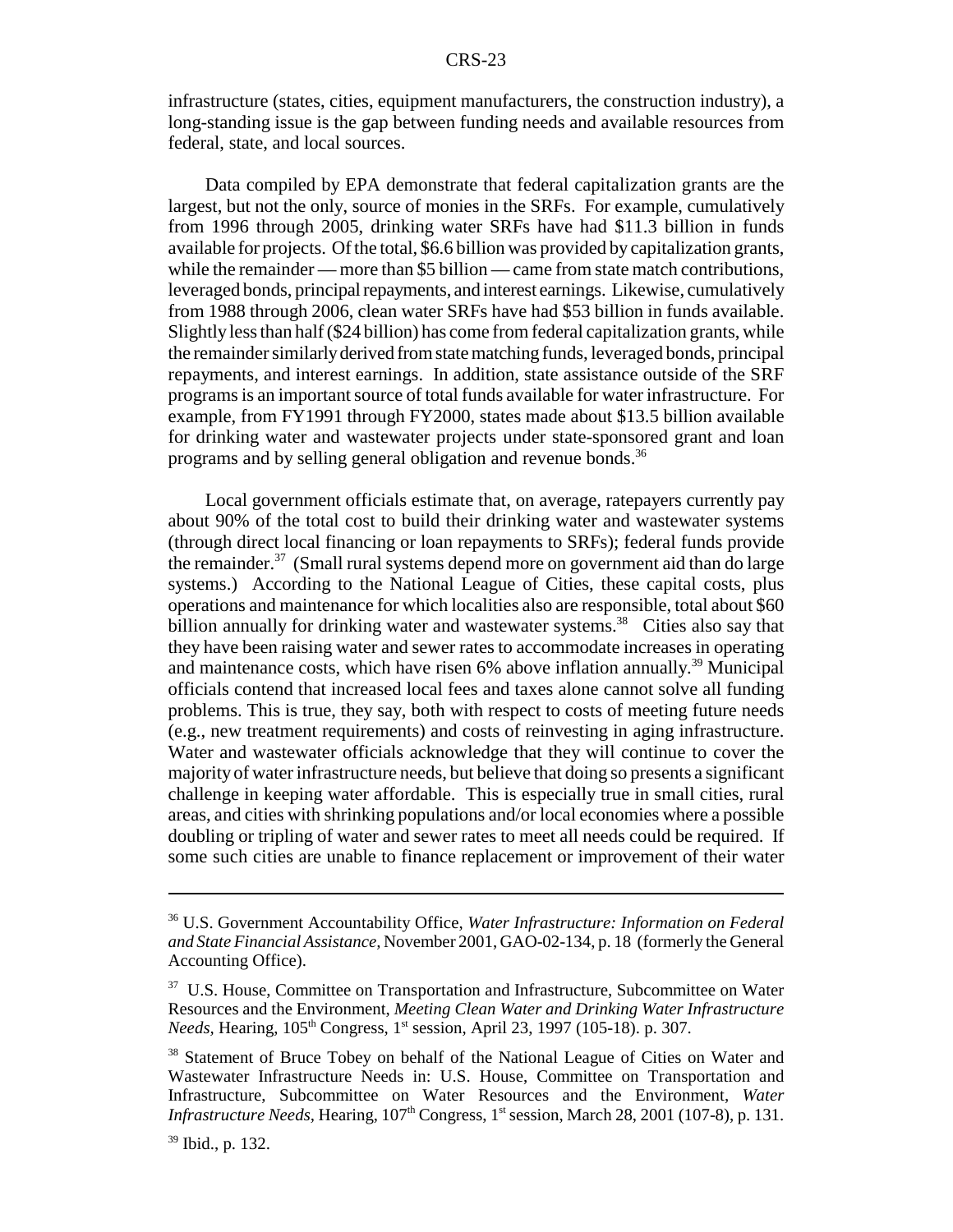infrastructure (states, cities, equipment manufacturers, the construction industry), a long-standing issue is the gap between funding needs and available resources from federal, state, and local sources.

Data compiled by EPA demonstrate that federal capitalization grants are the largest, but not the only, source of monies in the SRFs. For example, cumulatively from 1996 through 2005, drinking water SRFs have had \$11.3 billion in funds available for projects. Of the total, \$6.6 billion was provided by capitalization grants, while the remainder — more than \$5 billion — came from state match contributions, leveraged bonds, principal repayments, and interest earnings. Likewise, cumulatively from 1988 through 2006, clean water SRFs have had \$53 billion in funds available. Slightly less than half (\$24 billion) has come from federal capitalization grants, while the remainder similarly derived from state matching funds, leveraged bonds, principal repayments, and interest earnings. In addition, state assistance outside of the SRF programs is an important source of total funds available for water infrastructure. For example, from FY1991 through FY2000, states made about \$13.5 billion available for drinking water and wastewater projects under state-sponsored grant and loan programs and by selling general obligation and revenue bonds.[36]

Local government officials estimate that, on average, ratepayers currently pay about 90% of the total cost to build their drinking water and wastewater systems (through direct local financing or loan repayments to SRFs); federal funds provide the remainder.[37] (Small rural systems depend more on government aid than do large systems.) According to the National League of Cities, these capital costs, plus operations and maintenance for which localities also are responsible, total about \$60 billion annually for drinking water and wastewater systems.[38] Cities also say that they have been raising water and sewer rates to accommodate increases in operating and maintenance costs, which have risen 6% above inflation annually.[39] Municipal officials contend that increased local fees and taxes alone cannot solve all funding problems. This is true, they say, both with respect to costs of meeting future needs (e.g., new treatment requirements) and costs of reinvesting in aging infrastructure. Water and wastewater officials acknowledge that they will continue to cover the majority of water infrastructure needs, but believe that doing so presents a significant challenge in keeping water affordable. This is especially true in small cities, rural areas, and cities with shrinking populations and/or local economies where a possible doubling or tripling of water and sewer rates to meet all needs could be required. If some such cities are unable to finance replacement or improvement of their water

---

[36] U.S. Government Accountability Office, *Water Infrastructure: Information on Federal and State Financial Assistance,* November 2001, GAO-02-134, p. 18 (formerly the General Accounting Office).

[37] U.S. House, Committee on Transportation and Infrastructure, Subcommittee on Water Resources and the Environment, *Meeting Clean Water and Drinking Water Infrastructure Needs,* Hearing, 105th Congress, 1st session, April 23, 1997 (105-18). p. 307.

[38] Statement of Bruce Tobey on behalf of the National League of Cities on Water and Wastewater Infrastructure Needs in: U.S. House, Committee on Transportation and Infrastructure, Subcommittee on Water Resources and the Environment, *Water Infrastructure Needs,* Hearing, 107th Congress, 1st session, March 28, 2001 (107-8), p. 131.

[39] Ibid., p. 132.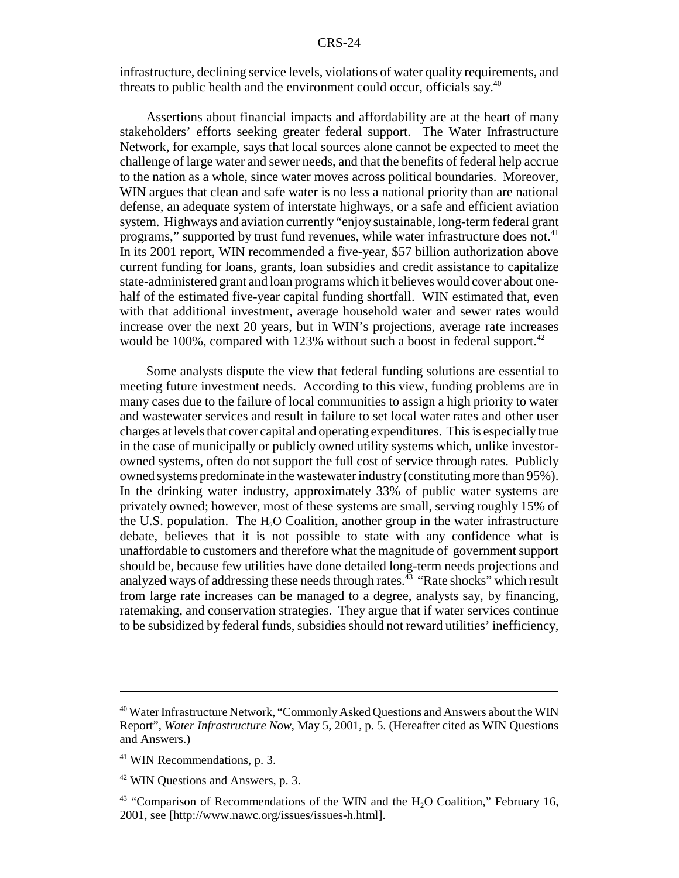infrastructure, declining service levels, violations of water quality requirements, and threats to public health and the environment could occur, officials say.[40]

Assertions about financial impacts and affordability are at the heart of many stakeholders' efforts seeking greater federal support. The Water Infrastructure Network, for example, says that local sources alone cannot be expected to meet the challenge of large water and sewer needs, and that the benefits of federal help accrue to the nation as a whole, since water moves across political boundaries. Moreover, WIN argues that clean and safe water is no less a national priority than are national defense, an adequate system of interstate highways, or a safe and efficient aviation system. Highways and aviation currently "enjoy sustainable, long-term federal grant programs," supported by trust fund revenues, while water infrastructure does not.[41] In its 2001 report, WIN recommended a five-year, $57 billion authorization above current funding for loans, grants, loan subsidies and credit assistance to capitalize state-administered grant and loan programs which it believes would cover about one-half of the estimated five-year capital funding shortfall. WIN estimated that, even with that additional investment, average household water and sewer rates would increase over the next 20 years, but in WIN's projections, average rate increases would be 100%, compared with 123% without such a boost in federal support.[42]

Some analysts dispute the view that federal funding solutions are essential to meeting future investment needs. According to this view, funding problems are in many cases due to the failure of local communities to assign a high priority to water and wastewater services and result in failure to set local water rates and other user charges at levels that cover capital and operating expenditures. This is especially true in the case of municipally or publicly owned utility systems which, unlike investor-owned systems, often do not support the full cost of service through rates. Publicly owned systems predominate in the wastewater industry (constituting more than 95%). In the drinking water industry, approximately 33% of public water systems are privately owned; however, most of these systems are small, serving roughly 15% of the U.S. population. The $H_2O$ Coalition, another group in the water infrastructure debate, believes that it is not possible to state with any confidence what is unaffordable to customers and therefore what the magnitude of government support should be, because few utilities have done detailed long-term needs projections and analyzed ways of addressing these needs through rates.[43] "Rate shocks" which result from large rate increases can be managed to a degree, analysts say, by financing, ratemaking, and conservation strategies. They argue that if water services continue to be subsidized by federal funds, subsidies should not reward utilities' inefficiency,

---

[40] Water Infrastructure Network, "Commonly Asked Questions and Answers about the WIN Report", *Water Infrastructure Now*, May 5, 2001, p. 5. (Hereafter cited as WIN Questions and Answers.)

[41] WIN Recommendations, p. 3.

[42] WIN Questions and Answers, p. 3.

[43] "Comparison of Recommendations of the WIN and the $H_2O$ Coalition," February 16, 2001, see [http://www.nawc.org/issues/issues-h.html].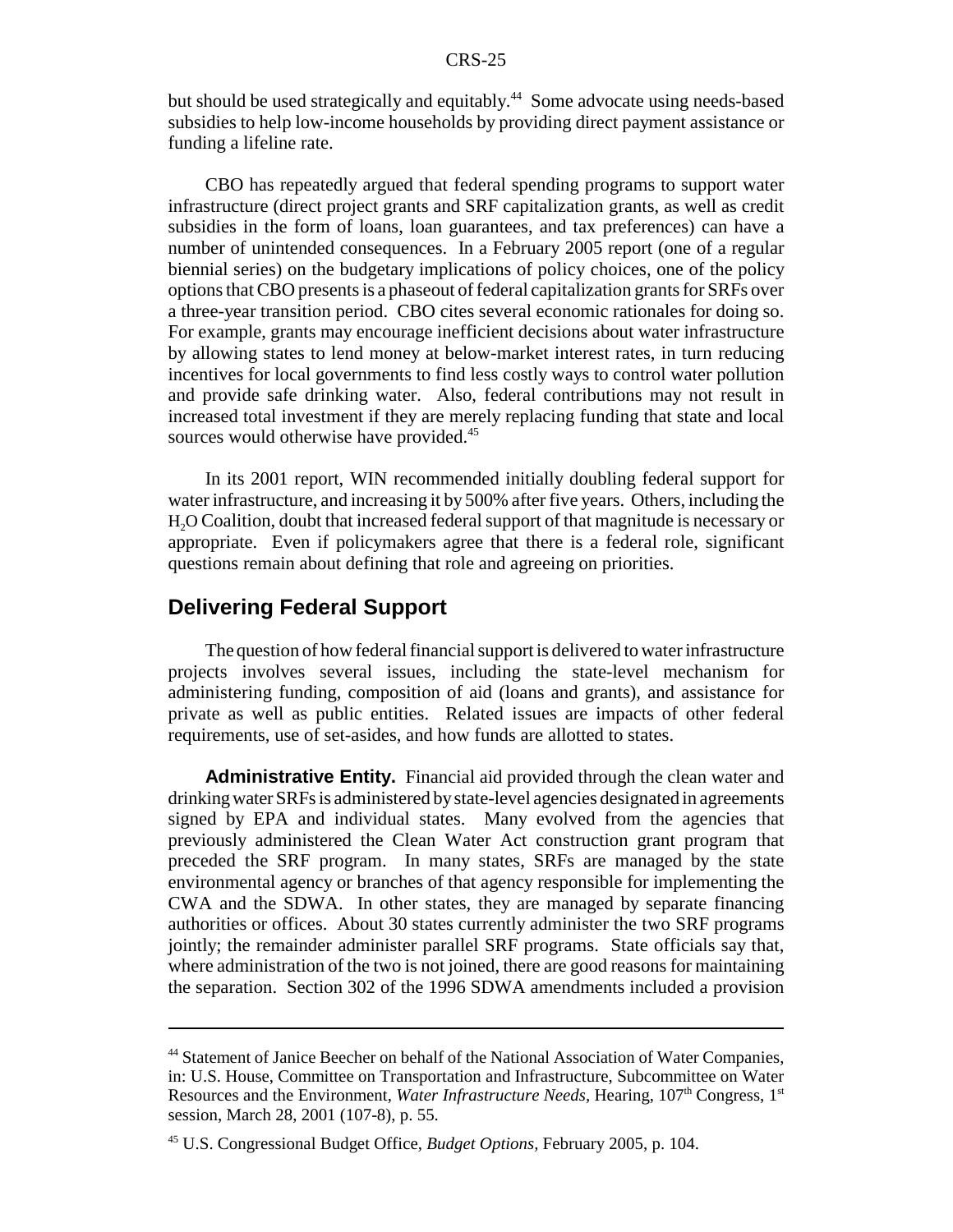but should be used strategically and equitably.[44] Some advocate using needs-based subsidies to help low-income households by providing direct payment assistance or funding a lifeline rate.

CBO has repeatedly argued that federal spending programs to support water infrastructure (direct project grants and SRF capitalization grants, as well as credit subsidies in the form of loans, loan guarantees, and tax preferences) can have a number of unintended consequences. In a February 2005 report (one of a regular biennial series) on the budgetary implications of policy choices, one of the policy options that CBO presents is a phaseout of federal capitalization grants for SRFs over a three-year transition period. CBO cites several economic rationales for doing so. For example, grants may encourage inefficient decisions about water infrastructure by allowing states to lend money at below-market interest rates, in turn reducing incentives for local governments to find less costly ways to control water pollution and provide safe drinking water. Also, federal contributions may not result in increased total investment if they are merely replacing funding that state and local sources would otherwise have provided.[45]

In its 2001 report, WIN recommended initially doubling federal support for water infrastructure, and increasing it by 500% after five years. Others, including the $H_2O$ Coalition, doubt that increased federal support of that magnitude is necessary or appropriate. Even if policymakers agree that there is a federal role, significant questions remain about defining that role and agreeing on priorities.

## Delivering Federal Support

The question of how federal financial support is delivered to water infrastructure projects involves several issues, including the state-level mechanism for administering funding, composition of aid (loans and grants), and assistance for private as well as public entities. Related issues are impacts of other federal requirements, use of set-asides, and how funds are allotted to states.

**Administrative Entity.** Financial aid provided through the clean water and drinking water SRFs is administered by state-level agencies designated in agreements signed by EPA and individual states. Many evolved from the agencies that previously administered the Clean Water Act construction grant program that preceded the SRF program. In many states, SRFs are managed by the state environmental agency or branches of that agency responsible for implementing the CWA and the SDWA. In other states, they are managed by separate financing authorities or offices. About 30 states currently administer the two SRF programs jointly; the remainder administer parallel SRF programs. State officials say that, where administration of the two is not joined, there are good reasons for maintaining the separation. Section 302 of the 1996 SDWA amendments included a provision

---

[44] Statement of Janice Beecher on behalf of the National Association of Water Companies, in: U.S. House, Committee on Transportation and Infrastructure, Subcommittee on Water Resources and the Environment, *Water Infrastructure Needs*, Hearing, 107th Congress, 1st session, March 28, 2001 (107-8), p. 55.

[45] U.S. Congressional Budget Office, *Budget Options*, February 2005, p. 104.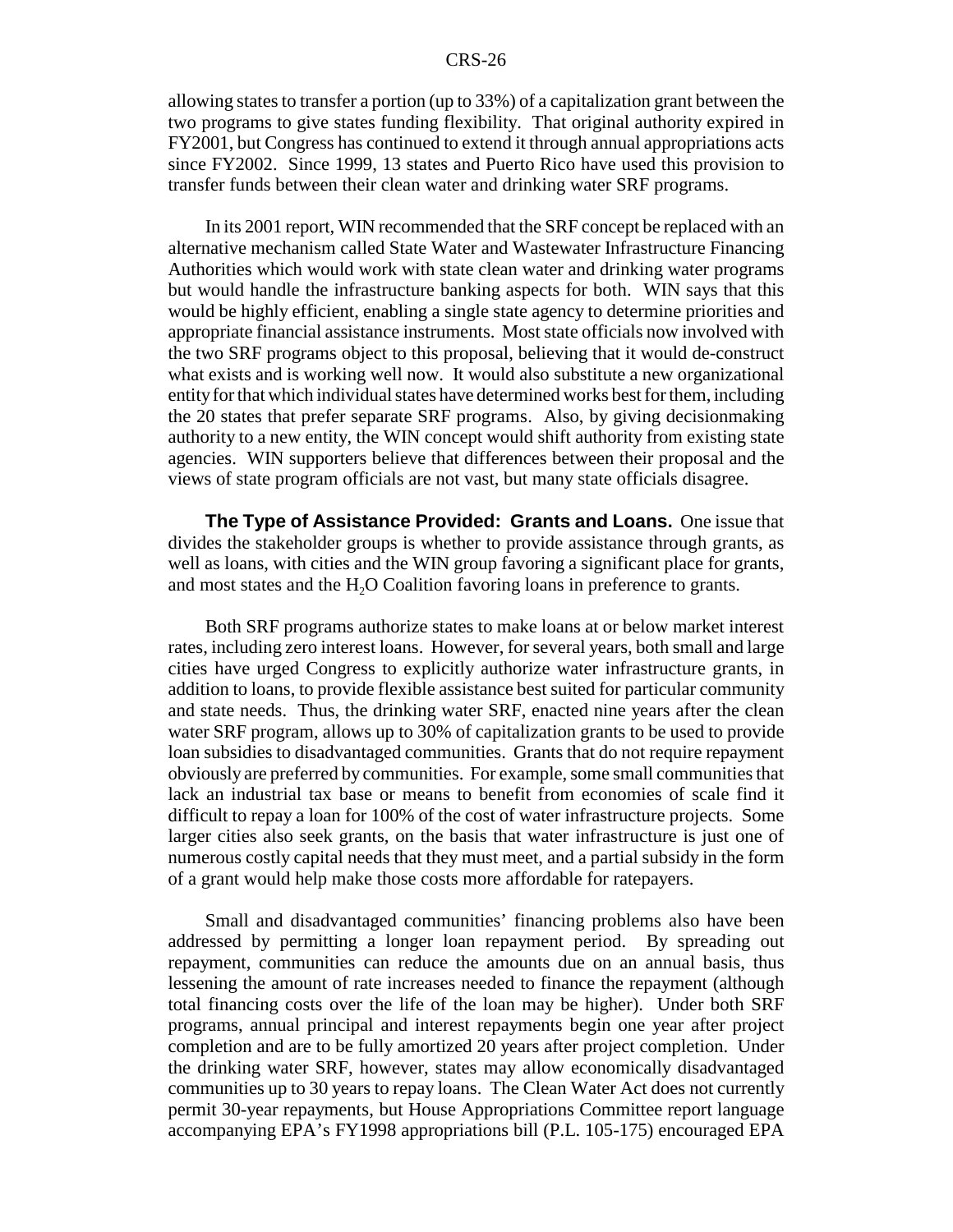allowing states to transfer a portion (up to 33%) of a capitalization grant between the two programs to give states funding flexibility. That original authority expired in FY2001, but Congress has continued to extend it through annual appropriations acts since FY2002. Since 1999, 13 states and Puerto Rico have used this provision to transfer funds between their clean water and drinking water SRF programs.

In its 2001 report, WIN recommended that the SRF concept be replaced with an alternative mechanism called State Water and Wastewater Infrastructure Financing Authorities which would work with state clean water and drinking water programs but would handle the infrastructure banking aspects for both. WIN says that this would be highly efficient, enabling a single state agency to determine priorities and appropriate financial assistance instruments. Most state officials now involved with the two SRF programs object to this proposal, believing that it would de-construct what exists and is working well now. It would also substitute a new organizational entity for that which individual states have determined works best for them, including the 20 states that prefer separate SRF programs. Also, by giving decisionmaking authority to a new entity, the WIN concept would shift authority from existing state agencies. WIN supporters believe that differences between their proposal and the views of state program officials are not vast, but many state officials disagree.

**The Type of Assistance Provided: Grants and Loans.** One issue that divides the stakeholder groups is whether to provide assistance through grants, as well as loans, with cities and the WIN group favoring a significant place for grants, and most states and the $H_2O$ Coalition favoring loans in preference to grants.

Both SRF programs authorize states to make loans at or below market interest rates, including zero interest loans. However, for several years, both small and large cities have urged Congress to explicitly authorize water infrastructure grants, in addition to loans, to provide flexible assistance best suited for particular community and state needs. Thus, the drinking water SRF, enacted nine years after the clean water SRF program, allows up to 30% of capitalization grants to be used to provide loan subsidies to disadvantaged communities. Grants that do not require repayment obviously are preferred by communities. For example, some small communities that lack an industrial tax base or means to benefit from economies of scale find it difficult to repay a loan for 100% of the cost of water infrastructure projects. Some larger cities also seek grants, on the basis that water infrastructure is just one of numerous costly capital needs that they must meet, and a partial subsidy in the form of a grant would help make those costs more affordable for ratepayers.

Small and disadvantaged communities' financing problems also have been addressed by permitting a longer loan repayment period. By spreading out repayment, communities can reduce the amounts due on an annual basis, thus lessening the amount of rate increases needed to finance the repayment (although total financing costs over the life of the loan may be higher). Under both SRF programs, annual principal and interest repayments begin one year after project completion and are to be fully amortized 20 years after project completion. Under the drinking water SRF, however, states may allow economically disadvantaged communities up to 30 years to repay loans. The Clean Water Act does not currently permit 30-year repayments, but House Appropriations Committee report language accompanying EPA's FY1998 appropriations bill (P.L. 105-175) encouraged EPA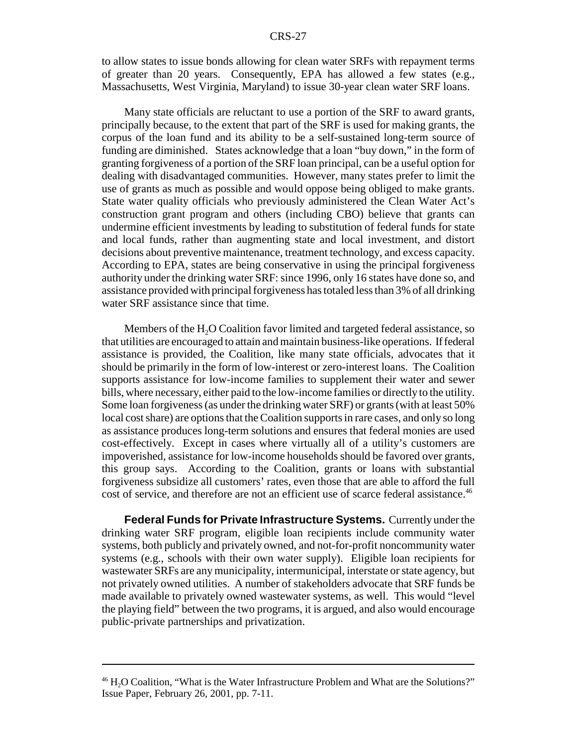to allow states to issue bonds allowing for clean water SRFs with repayment terms of greater than 20 years. Consequently, EPA has allowed a few states (e.g., Massachusetts, West Virginia, Maryland) to issue 30-year clean water SRF loans.

Many state officials are reluctant to use a portion of the SRF to award grants, principally because, to the extent that part of the SRF is used for making grants, the corpus of the loan fund and its ability to be a self-sustained long-term source of funding are diminished. States acknowledge that a loan "buy down," in the form of granting forgiveness of a portion of the SRF loan principal, can be a useful option for dealing with disadvantaged communities. However, many states prefer to limit the use of grants as much as possible and would oppose being obliged to make grants. State water quality officials who previously administered the Clean Water Act's construction grant program and others (including CBO) believe that grants can undermine efficient investments by leading to substitution of federal funds for state and local funds, rather than augmenting state and local investment, and distort decisions about preventive maintenance, treatment technology, and excess capacity. According to EPA, states are being conservative in using the principal forgiveness authority under the drinking water SRF: since 1996, only 16 states have done so, and assistance provided with principal forgiveness has totaled less than 3% of all drinking water SRF assistance since that time.

Members of the $H_2O$ Coalition favor limited and targeted federal assistance, so that utilities are encouraged to attain and maintain business-like operations. If federal assistance is provided, the Coalition, like many state officials, advocates that it should be primarily in the form of low-interest or zero-interest loans. The Coalition supports assistance for low-income families to supplement their water and sewer bills, where necessary, either paid to the low-income families or directly to the utility. Some loan forgiveness (as under the drinking water SRF) or grants (with at least 50% local cost share) are options that the Coalition supports in rare cases, and only so long as assistance produces long-term solutions and ensures that federal monies are used cost-effectively. Except in cases where virtually all of a utility's customers are impoverished, assistance for low-income households should be favored over grants, this group says. According to the Coalition, grants or loans with substantial forgiveness subsidize all customers' rates, even those that are able to afford the full cost of service, and therefore are not an efficient use of scarce federal assistance.[46]

**Federal Funds for Private Infrastructure Systems.** Currently under the drinking water SRF program, eligible loan recipients include community water systems, both publicly and privately owned, and not-for-profit noncommunity water systems (e.g., schools with their own water supply). Eligible loan recipients for wastewater SRFs are any municipality, intermunicipal, interstate or state agency, but not privately owned utilities. A number of stakeholders advocate that SRF funds be made available to privately owned wastewater systems, as well. This would "level the playing field" between the two programs, it is argued, and also would encourage public-private partnerships and privatization.

---

[46] $H_2O$ Coalition, "What is the Water Infrastructure Problem and What are the Solutions?" Issue Paper, February 26, 2001, pp. 7-11.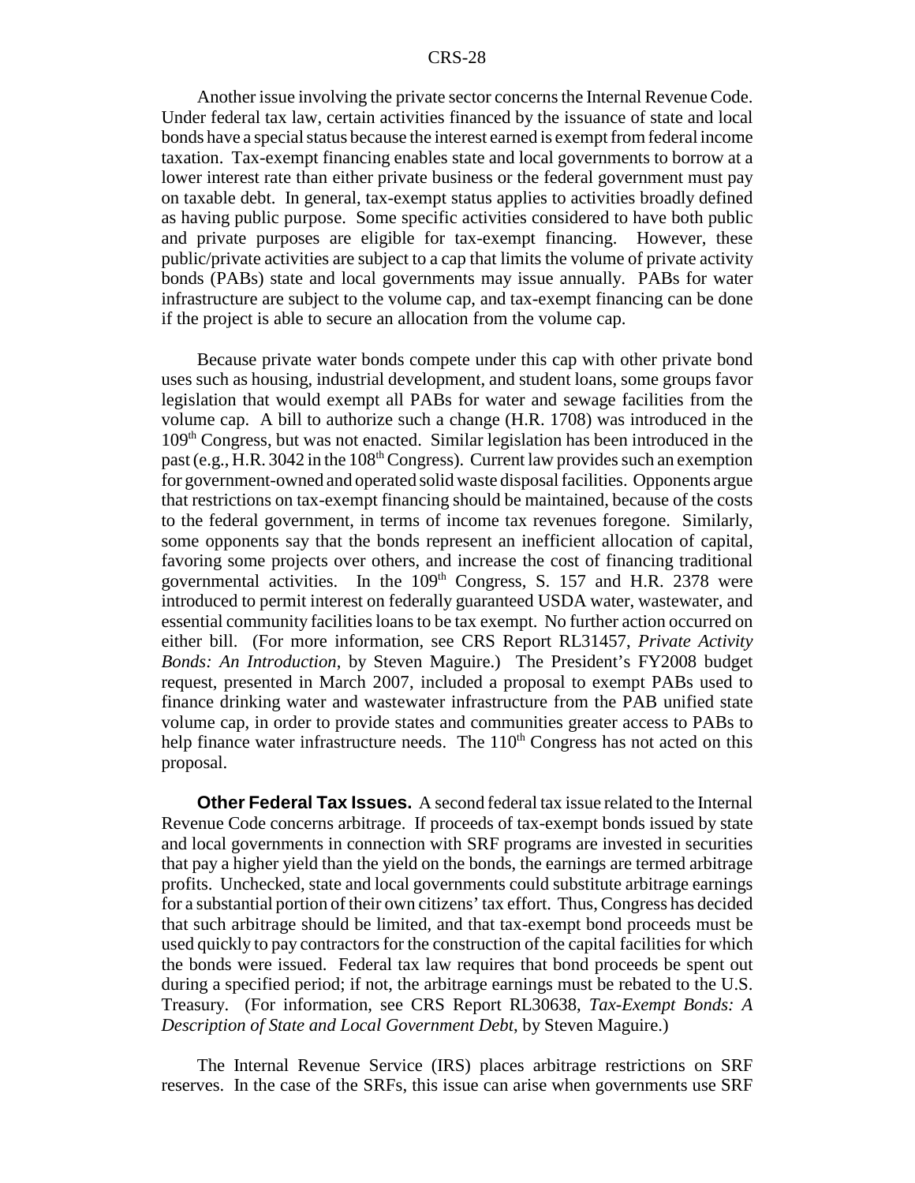Another issue involving the private sector concerns the Internal Revenue Code. Under federal tax law, certain activities financed by the issuance of state and local bonds have a special status because the interest earned is exempt from federal income taxation. Tax-exempt financing enables state and local governments to borrow at a lower interest rate than either private business or the federal government must pay on taxable debt. In general, tax-exempt status applies to activities broadly defined as having public purpose. Some specific activities considered to have both public and private purposes are eligible for tax-exempt financing. However, these public/private activities are subject to a cap that limits the volume of private activity bonds (PABs) state and local governments may issue annually. PABs for water infrastructure are subject to the volume cap, and tax-exempt financing can be done if the project is able to secure an allocation from the volume cap.

Because private water bonds compete under this cap with other private bond uses such as housing, industrial development, and student loans, some groups favor legislation that would exempt all PABs for water and sewage facilities from the volume cap. A bill to authorize such a change (H.R. 1708) was introduced in the 109th Congress, but was not enacted. Similar legislation has been introduced in the past (e.g., H.R. 3042 in the 108th Congress). Current law provides such an exemption for government-owned and operated solid waste disposal facilities. Opponents argue that restrictions on tax-exempt financing should be maintained, because of the costs to the federal government, in terms of income tax revenues foregone. Similarly, some opponents say that the bonds represent an inefficient allocation of capital, favoring some projects over others, and increase the cost of financing traditional governmental activities. In the 109th Congress, S. 157 and H.R. 2378 were introduced to permit interest on federally guaranteed USDA water, wastewater, and essential community facilities loans to be tax exempt. No further action occurred on either bill. (For more information, see CRS Report RL31457, *Private Activity Bonds: An Introduction*, by Steven Maguire.) The President's FY2008 budget request, presented in March 2007, included a proposal to exempt PABs used to finance drinking water and wastewater infrastructure from the PAB unified state volume cap, in order to provide states and communities greater access to PABs to help finance water infrastructure needs. The 110th Congress has not acted on this proposal.

**Other Federal Tax Issues.** A second federal tax issue related to the Internal Revenue Code concerns arbitrage. If proceeds of tax-exempt bonds issued by state and local governments in connection with SRF programs are invested in securities that pay a higher yield than the yield on the bonds, the earnings are termed arbitrage profits. Unchecked, state and local governments could substitute arbitrage earnings for a substantial portion of their own citizens' tax effort. Thus, Congress has decided that such arbitrage should be limited, and that tax-exempt bond proceeds must be used quickly to pay contractors for the construction of the capital facilities for which the bonds were issued. Federal tax law requires that bond proceeds be spent out during a specified period; if not, the arbitrage earnings must be rebated to the U.S. Treasury. (For information, see CRS Report RL30638, *Tax-Exempt Bonds: A Description of State and Local Government Debt*, by Steven Maguire.)

The Internal Revenue Service (IRS) places arbitrage restrictions on SRF reserves. In the case of the SRFs, this issue can arise when governments use SRF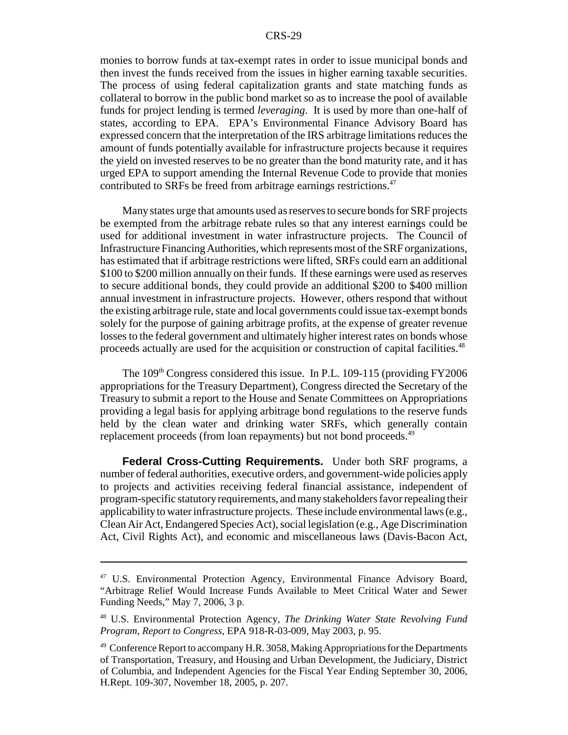monies to borrow funds at tax-exempt rates in order to issue municipal bonds and then invest the funds received from the issues in higher earning taxable securities. The process of using federal capitalization grants and state matching funds as collateral to borrow in the public bond market so as to increase the pool of available funds for project lending is termed *leveraging*. It is used by more than one-half of states, according to EPA. EPA's Environmental Finance Advisory Board has expressed concern that the interpretation of the IRS arbitrage limitations reduces the amount of funds potentially available for infrastructure projects because it requires the yield on invested reserves to be no greater than the bond maturity rate, and it has urged EPA to support amending the Internal Revenue Code to provide that monies contributed to SRFs be freed from arbitrage earnings restrictions.[47]

Many states urge that amounts used as reserves to secure bonds for SRF projects be exempted from the arbitrage rebate rules so that any interest earnings could be used for additional investment in water infrastructure projects. The Council of Infrastructure Financing Authorities, which represents most of the SRF organizations, has estimated that if arbitrage restrictions were lifted, SRFs could earn an additional \$100 to \$200 million annually on their funds. If these earnings were used as reserves to secure additional bonds, they could provide an additional \$200 to \$400 million annual investment in infrastructure projects. However, others respond that without the existing arbitrage rule, state and local governments could issue tax-exempt bonds solely for the purpose of gaining arbitrage profits, at the expense of greater revenue losses to the federal government and ultimately higher interest rates on bonds whose proceeds actually are used for the acquisition or construction of capital facilities.[48]

The 109th Congress considered this issue. In P.L. 109-115 (providing FY2006 appropriations for the Treasury Department), Congress directed the Secretary of the Treasury to submit a report to the House and Senate Committees on Appropriations providing a legal basis for applying arbitrage bond regulations to the reserve funds held by the clean water and drinking water SRFs, which generally contain replacement proceeds (from loan repayments) but not bond proceeds.[49]

**Federal Cross-Cutting Requirements.** Under both SRF programs, a number of federal authorities, executive orders, and government-wide policies apply to projects and activities receiving federal financial assistance, independent of program-specific statutory requirements, and many stakeholders favor repealing their applicability to water infrastructure projects. These include environmental laws (e.g., Clean Air Act, Endangered Species Act), social legislation (e.g., Age Discrimination Act, Civil Rights Act), and economic and miscellaneous laws (Davis-Bacon Act,

---

[47] U.S. Environmental Protection Agency, Environmental Finance Advisory Board, "Arbitrage Relief Would Increase Funds Available to Meet Critical Water and Sewer Funding Needs," May 7, 2006, 3 p.

[48] U.S. Environmental Protection Agency, *The Drinking Water State Revolving Fund Program, Report to Congress*, EPA 918-R-03-009, May 2003, p. 95.

[49] Conference Report to accompany H.R. 3058, Making Appropriations for the Departments of Transportation, Treasury, and Housing and Urban Development, the Judiciary, District of Columbia, and Independent Agencies for the Fiscal Year Ending September 30, 2006, H.Rept. 109-307, November 18, 2005, p. 207.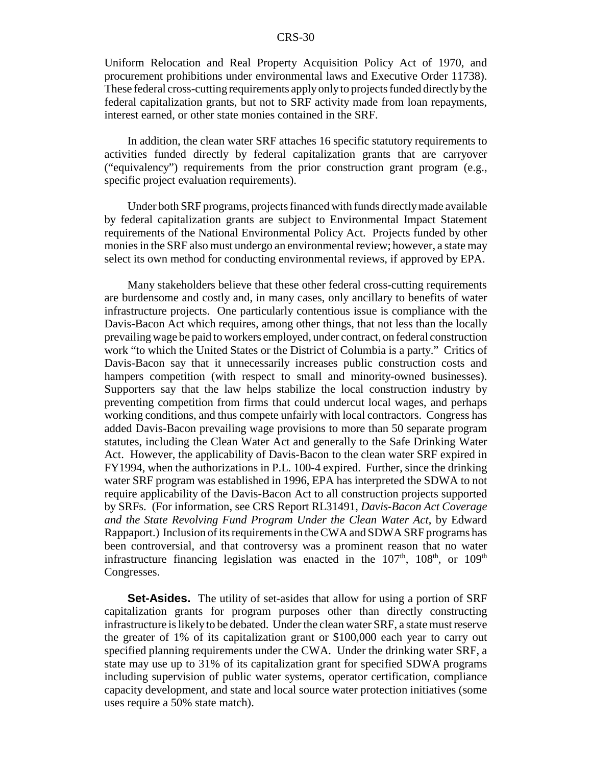Uniform Relocation and Real Property Acquisition Policy Act of 1970, and procurement prohibitions under environmental laws and Executive Order 11738). These federal cross-cutting requirements apply only to projects funded directly by the federal capitalization grants, but not to SRF activity made from loan repayments, interest earned, or other state monies contained in the SRF.

In addition, the clean water SRF attaches 16 specific statutory requirements to activities funded directly by federal capitalization grants that are carryover ("equivalency") requirements from the prior construction grant program (e.g., specific project evaluation requirements).

Under both SRF programs, projects financed with funds directly made available by federal capitalization grants are subject to Environmental Impact Statement requirements of the National Environmental Policy Act. Projects funded by other monies in the SRF also must undergo an environmental review; however, a state may select its own method for conducting environmental reviews, if approved by EPA.

Many stakeholders believe that these other federal cross-cutting requirements are burdensome and costly and, in many cases, only ancillary to benefits of water infrastructure projects. One particularly contentious issue is compliance with the Davis-Bacon Act which requires, among other things, that not less than the locally prevailing wage be paid to workers employed, under contract, on federal construction work "to which the United States or the District of Columbia is a party." Critics of Davis-Bacon say that it unnecessarily increases public construction costs and hampers competition (with respect to small and minority-owned businesses). Supporters say that the law helps stabilize the local construction industry by preventing competition from firms that could undercut local wages, and perhaps working conditions, and thus compete unfairly with local contractors. Congress has added Davis-Bacon prevailing wage provisions to more than 50 separate program statutes, including the Clean Water Act and generally to the Safe Drinking Water Act. However, the applicability of Davis-Bacon to the clean water SRF expired in FY1994, when the authorizations in P.L. 100-4 expired. Further, since the drinking water SRF program was established in 1996, EPA has interpreted the SDWA to not require applicability of the Davis-Bacon Act to all construction projects supported by SRFs. (For information, see CRS Report RL31491, *Davis-Bacon Act Coverage and the State Revolving Fund Program Under the Clean Water Act*, by Edward Rappaport.) Inclusion of its requirements in the CWA and SDWA SRF programs has been controversial, and that controversy was a prominent reason that no water infrastructure financing legislation was enacted in the 107th, 108th, or 109th Congresses.

**Set-Asides.** The utility of set-asides that allow for using a portion of SRF capitalization grants for program purposes other than directly constructing infrastructure is likely to be debated. Under the clean water SRF, a state must reserve the greater of 1% of its capitalization grant or \$100,000 each year to carry out specified planning requirements under the CWA. Under the drinking water SRF, a state may use up to 31% of its capitalization grant for specified SDWA programs including supervision of public water systems, operator certification, compliance capacity development, and state and local source water protection initiatives (some uses require a 50% state match).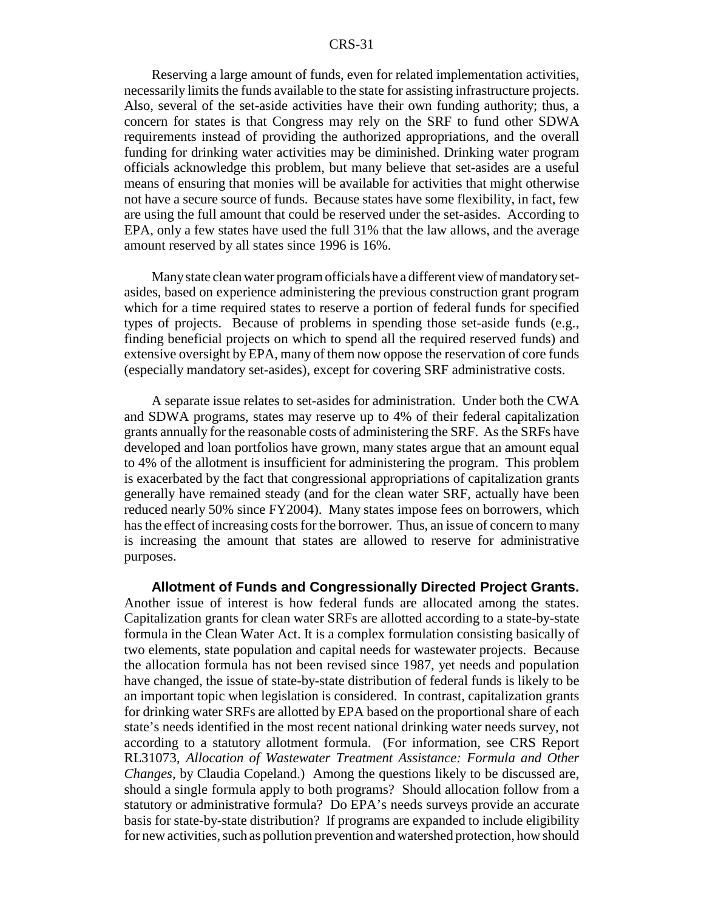Reserving a large amount of funds, even for related implementation activities, necessarily limits the funds available to the state for assisting infrastructure projects. Also, several of the set-aside activities have their own funding authority; thus, a concern for states is that Congress may rely on the SRF to fund other SDWA requirements instead of providing the authorized appropriations, and the overall funding for drinking water activities may be diminished. Drinking water program officials acknowledge this problem, but many believe that set-asides are a useful means of ensuring that monies will be available for activities that might otherwise not have a secure source of funds. Because states have some flexibility, in fact, few are using the full amount that could be reserved under the set-asides. According to EPA, only a few states have used the full 31% that the law allows, and the average amount reserved by all states since 1996 is 16%.

Many state clean water program officials have a different view of mandatory set-asides, based on experience administering the previous construction grant program which for a time required states to reserve a portion of federal funds for specified types of projects. Because of problems in spending those set-aside funds (e.g., finding beneficial projects on which to spend all the required reserved funds) and extensive oversight by EPA, many of them now oppose the reservation of core funds (especially mandatory set-asides), except for covering SRF administrative costs.

A separate issue relates to set-asides for administration. Under both the CWA and SDWA programs, states may reserve up to 4% of their federal capitalization grants annually for the reasonable costs of administering the SRF. As the SRFs have developed and loan portfolios have grown, many states argue that an amount equal to 4% of the allotment is insufficient for administering the program. This problem is exacerbated by the fact that congressional appropriations of capitalization grants generally have remained steady (and for the clean water SRF, actually have been reduced nearly 50% since FY2004). Many states impose fees on borrowers, which has the effect of increasing costs for the borrower. Thus, an issue of concern to many is increasing the amount that states are allowed to reserve for administrative purposes.

**Allotment of Funds and Congressionally Directed Project Grants.** Another issue of interest is how federal funds are allocated among the states. Capitalization grants for clean water SRFs are allotted according to a state-by-state formula in the Clean Water Act. It is a complex formulation consisting basically of two elements, state population and capital needs for wastewater projects. Because the allocation formula has not been revised since 1987, yet needs and population have changed, the issue of state-by-state distribution of federal funds is likely to be an important topic when legislation is considered. In contrast, capitalization grants for drinking water SRFs are allotted by EPA based on the proportional share of each state's needs identified in the most recent national drinking water needs survey, not according to a statutory allotment formula. (For information, see CRS Report RL31073, *Allocation of Wastewater Treatment Assistance: Formula and Other Changes*, by Claudia Copeland.) Among the questions likely to be discussed are, should a single formula apply to both programs? Should allocation follow from a statutory or administrative formula? Do EPA's needs surveys provide an accurate basis for state-by-state distribution? If programs are expanded to include eligibility for new activities, such as pollution prevention and watershed protection, how should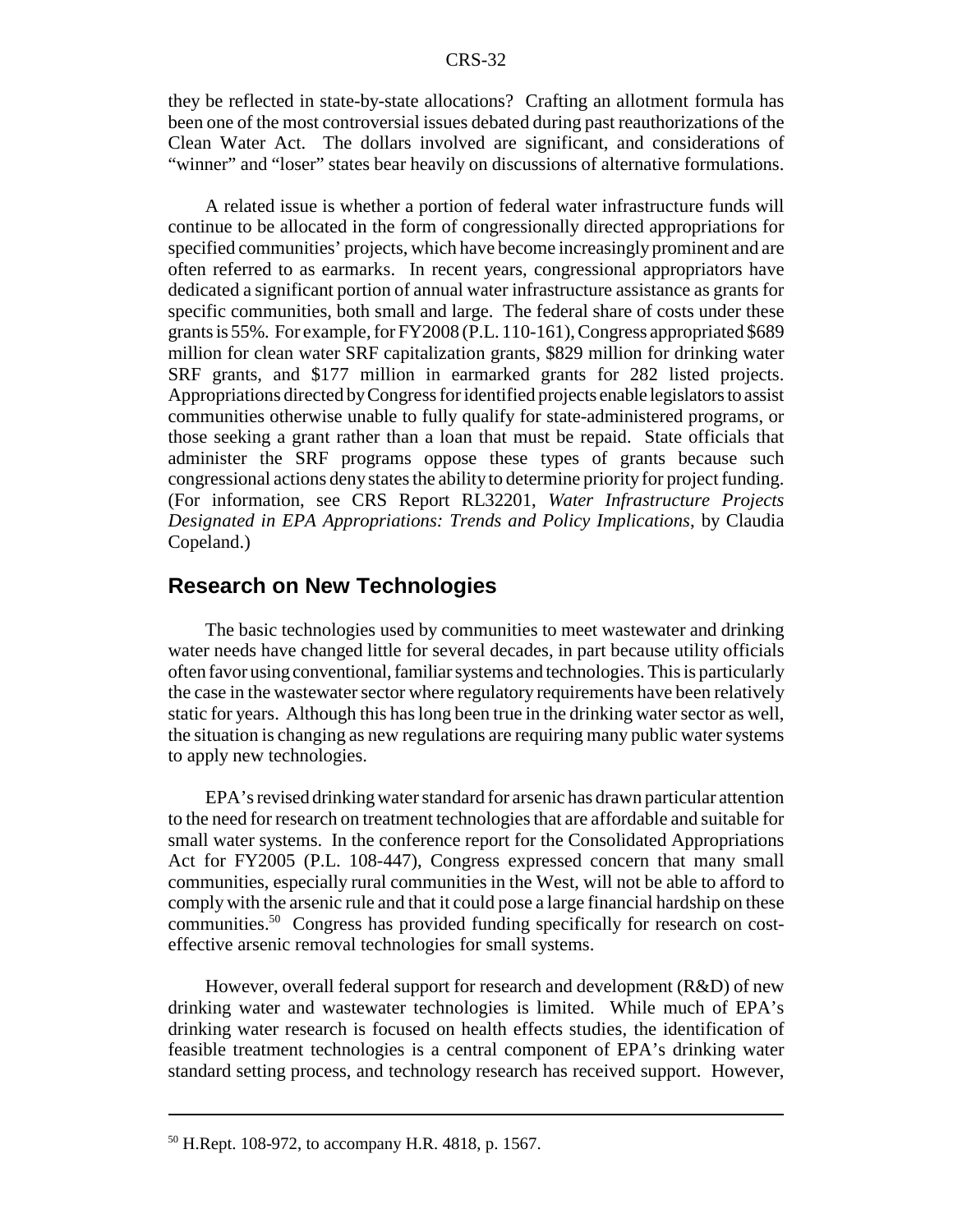they be reflected in state-by-state allocations? Crafting an allotment formula has been one of the most controversial issues debated during past reauthorizations of the Clean Water Act. The dollars involved are significant, and considerations of "winner" and "loser" states bear heavily on discussions of alternative formulations.

A related issue is whether a portion of federal water infrastructure funds will continue to be allocated in the form of congressionally directed appropriations for specified communities' projects, which have become increasingly prominent and are often referred to as earmarks. In recent years, congressional appropriators have dedicated a significant portion of annual water infrastructure assistance as grants for specific communities, both small and large. The federal share of costs under these grants is 55%. For example, for FY2008 (P.L. 110-161), Congress appropriated $689 million for clean water SRF capitalization grants, $829 million for drinking water SRF grants, and $177 million in earmarked grants for 282 listed projects. Appropriations directed by Congress for identified projects enable legislators to assist communities otherwise unable to fully qualify for state-administered programs, or those seeking a grant rather than a loan that must be repaid. State officials that administer the SRF programs oppose these types of grants because such congressional actions deny states the ability to determine priority for project funding. (For information, see CRS Report RL32201, *Water Infrastructure Projects Designated in EPA Appropriations: Trends and Policy Implications*, by Claudia Copeland.)

## Research on New Technologies

The basic technologies used by communities to meet wastewater and drinking water needs have changed little for several decades, in part because utility officials often favor using conventional, familiar systems and technologies. This is particularly the case in the wastewater sector where regulatory requirements have been relatively static for years. Although this has long been true in the drinking water sector as well, the situation is changing as new regulations are requiring many public water systems to apply new technologies.

EPA's revised drinking water standard for arsenic has drawn particular attention to the need for research on treatment technologies that are affordable and suitable for small water systems. In the conference report for the Consolidated Appropriations Act for FY2005 (P.L. 108-447), Congress expressed concern that many small communities, especially rural communities in the West, will not be able to afford to comply with the arsenic rule and that it could pose a large financial hardship on these communities.[50] Congress has provided funding specifically for research on cost-effective arsenic removal technologies for small systems.

However, overall federal support for research and development (R&D) of new drinking water and wastewater technologies is limited. While much of EPA's drinking water research is focused on health effects studies, the identification of feasible treatment technologies is a central component of EPA's drinking water standard setting process, and technology research has received support. However,

[50] H.Rept. 108-972, to accompany H.R. 4818, p. 1567.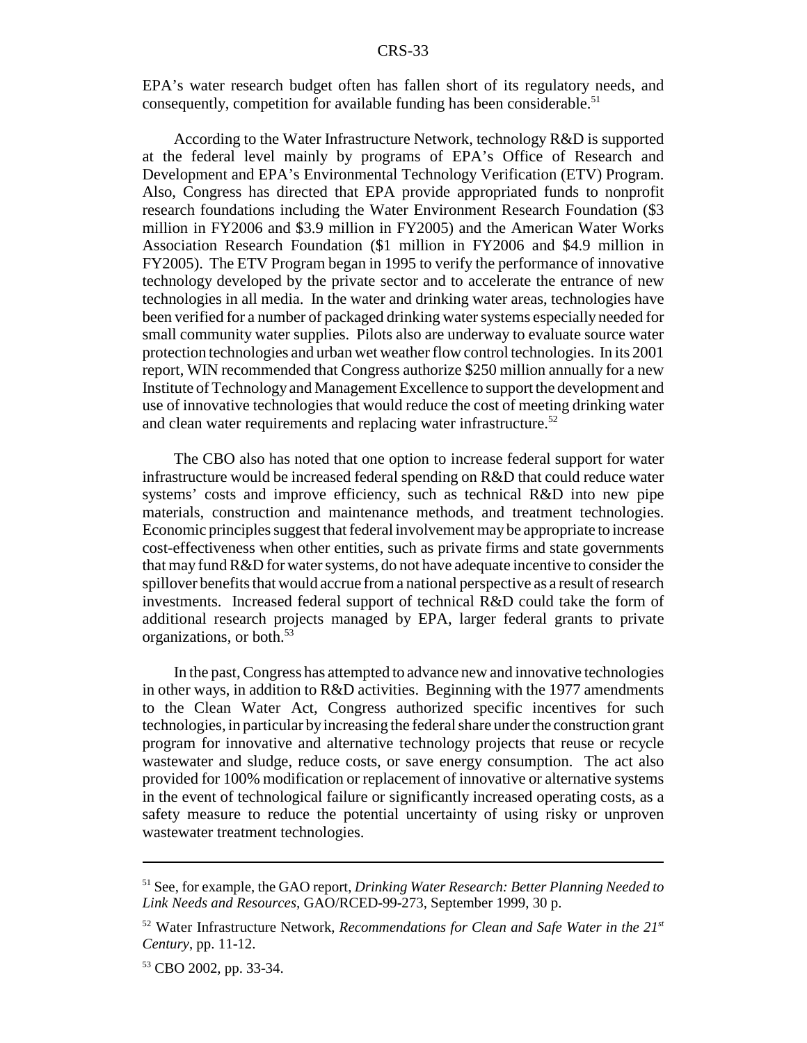EPA's water research budget often has fallen short of its regulatory needs, and consequently, competition for available funding has been considerable.[51]

According to the Water Infrastructure Network, technology R&D is supported at the federal level mainly by programs of EPA's Office of Research and Development and EPA's Environmental Technology Verification (ETV) Program. Also, Congress has directed that EPA provide appropriated funds to nonprofit research foundations including the Water Environment Research Foundation ($3 million in FY2006 and $3.9 million in FY2005) and the American Water Works Association Research Foundation ($1 million in FY2006 and $4.9 million in FY2005). The ETV Program began in 1995 to verify the performance of innovative technology developed by the private sector and to accelerate the entrance of new technologies in all media. In the water and drinking water areas, technologies have been verified for a number of packaged drinking water systems especially needed for small community water supplies. Pilots also are underway to evaluate source water protection technologies and urban wet weather flow control technologies. In its 2001 report, WIN recommended that Congress authorize $250 million annually for a new Institute of Technology and Management Excellence to support the development and use of innovative technologies that would reduce the cost of meeting drinking water and clean water requirements and replacing water infrastructure.[52]

The CBO also has noted that one option to increase federal support for water infrastructure would be increased federal spending on R&D that could reduce water systems' costs and improve efficiency, such as technical R&D into new pipe materials, construction and maintenance methods, and treatment technologies. Economic principles suggest that federal involvement may be appropriate to increase cost-effectiveness when other entities, such as private firms and state governments that may fund R&D for water systems, do not have adequate incentive to consider the spillover benefits that would accrue from a national perspective as a result of research investments. Increased federal support of technical R&D could take the form of additional research projects managed by EPA, larger federal grants to private organizations, or both.[53]

In the past, Congress has attempted to advance new and innovative technologies in other ways, in addition to R&D activities. Beginning with the 1977 amendments to the Clean Water Act, Congress authorized specific incentives for such technologies, in particular by increasing the federal share under the construction grant program for innovative and alternative technology projects that reuse or recycle wastewater and sludge, reduce costs, or save energy consumption. The act also provided for 100% modification or replacement of innovative or alternative systems in the event of technological failure or significantly increased operating costs, as a safety measure to reduce the potential uncertainty of using risky or unproven wastewater treatment technologies.

---

[51] See, for example, the GAO report, *Drinking Water Research: Better Planning Needed to Link Needs and Resources,* GAO/RCED-99-273, September 1999, 30 p.

[52] Water Infrastructure Network, *Recommendations for Clean and Safe Water in the 21st Century*, pp. 11-12.

[53] CBO 2002, pp. 33-34.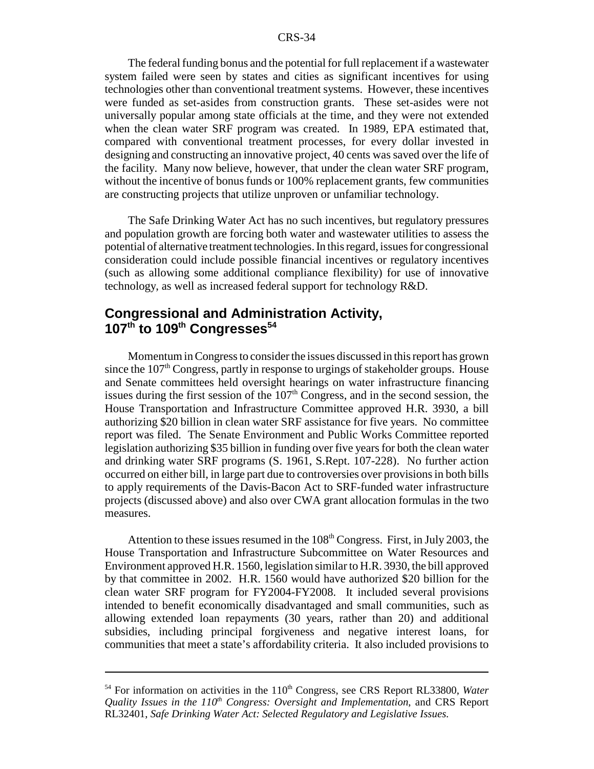The federal funding bonus and the potential for full replacement if a wastewater system failed were seen by states and cities as significant incentives for using technologies other than conventional treatment systems. However, these incentives were funded as set-asides from construction grants. These set-asides were not universally popular among state officials at the time, and they were not extended when the clean water SRF program was created. In 1989, EPA estimated that, compared with conventional treatment processes, for every dollar invested in designing and constructing an innovative project, 40 cents was saved over the life of the facility. Many now believe, however, that under the clean water SRF program, without the incentive of bonus funds or 100% replacement grants, few communities are constructing projects that utilize unproven or unfamiliar technology.

The Safe Drinking Water Act has no such incentives, but regulatory pressures and population growth are forcing both water and wastewater utilities to assess the potential of alternative treatment technologies. In this regard, issues for congressional consideration could include possible financial incentives or regulatory incentives (such as allowing some additional compliance flexibility) for use of innovative technology, as well as increased federal support for technology R&D.

## Congressional and Administration Activity, 107th to 109th Congresses[54]

Momentum in Congress to consider the issues discussed in this report has grown since the 107th Congress, partly in response to urgings of stakeholder groups. House and Senate committees held oversight hearings on water infrastructure financing issues during the first session of the 107th Congress, and in the second session, the House Transportation and Infrastructure Committee approved H.R. 3930, a bill authorizing $20 billion in clean water SRF assistance for five years. No committee report was filed. The Senate Environment and Public Works Committee reported legislation authorizing $35 billion in funding over five years for both the clean water and drinking water SRF programs (S. 1961, S.Rept. 107-228). No further action occurred on either bill, in large part due to controversies over provisions in both bills to apply requirements of the Davis-Bacon Act to SRF-funded water infrastructure projects (discussed above) and also over CWA grant allocation formulas in the two measures.

Attention to these issues resumed in the 108th Congress. First, in July 2003, the House Transportation and Infrastructure Subcommittee on Water Resources and Environment approved H.R. 1560, legislation similar to H.R. 3930, the bill approved by that committee in 2002. H.R. 1560 would have authorized $20 billion for the clean water SRF program for FY2004-FY2008. It included several provisions intended to benefit economically disadvantaged and small communities, such as allowing extended loan repayments (30 years, rather than 20) and additional subsidies, including principal forgiveness and negative interest loans, for communities that meet a state's affordability criteria. It also included provisions to

---

[54] For information on activities in the 110th Congress, see CRS Report RL33800, *Water Quality Issues in the 110th Congress: Oversight and Implementation*, and CRS Report RL32401, *Safe Drinking Water Act: Selected Regulatory and Legislative Issues.*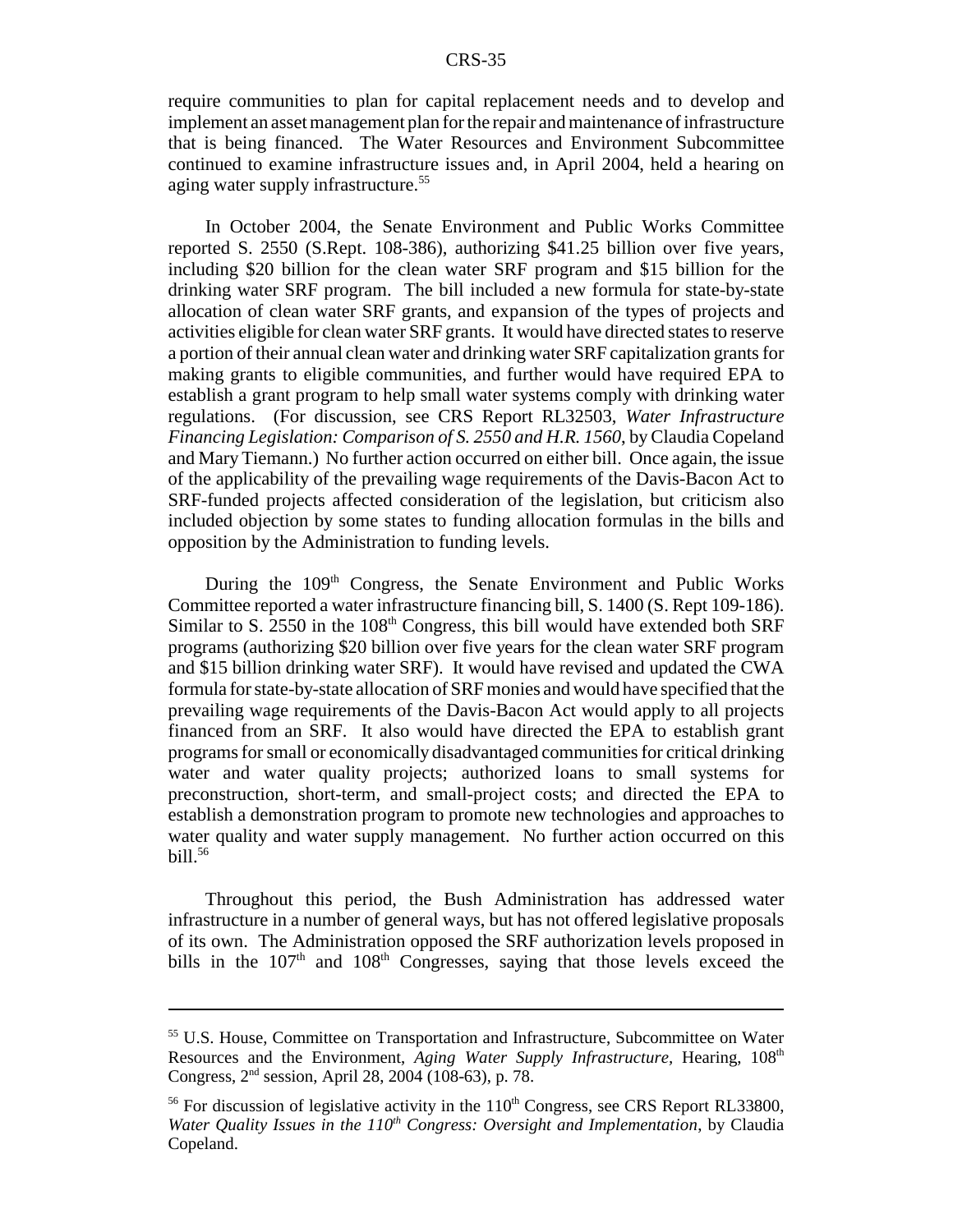require communities to plan for capital replacement needs and to develop and implement an asset management plan for the repair and maintenance of infrastructure that is being financed. The Water Resources and Environment Subcommittee continued to examine infrastructure issues and, in April 2004, held a hearing on aging water supply infrastructure.[55]

In October 2004, the Senate Environment and Public Works Committee reported S. 2550 (S.Rept. 108-386), authorizing $41.25 billion over five years, including $20 billion for the clean water SRF program and $15 billion for the drinking water SRF program. The bill included a new formula for state-by-state allocation of clean water SRF grants, and expansion of the types of projects and activities eligible for clean water SRF grants. It would have directed states to reserve a portion of their annual clean water and drinking water SRF capitalization grants for making grants to eligible communities, and further would have required EPA to establish a grant program to help small water systems comply with drinking water regulations. (For discussion, see CRS Report RL32503, *Water Infrastructure Financing Legislation: Comparison of S. 2550 and H.R. 1560*, by Claudia Copeland and Mary Tiemann.) No further action occurred on either bill. Once again, the issue of the applicability of the prevailing wage requirements of the Davis-Bacon Act to SRF-funded projects affected consideration of the legislation, but criticism also included objection by some states to funding allocation formulas in the bills and opposition by the Administration to funding levels.

During the 109th Congress, the Senate Environment and Public Works Committee reported a water infrastructure financing bill, S. 1400 (S. Rept 109-186). Similar to S. 2550 in the 108th Congress, this bill would have extended both SRF programs (authorizing $20 billion over five years for the clean water SRF program and $15 billion drinking water SRF). It would have revised and updated the CWA formula for state-by-state allocation of SRF monies and would have specified that the prevailing wage requirements of the Davis-Bacon Act would apply to all projects financed from an SRF. It also would have directed the EPA to establish grant programs for small or economically disadvantaged communities for critical drinking water and water quality projects; authorized loans to small systems for preconstruction, short-term, and small-project costs; and directed the EPA to establish a demonstration program to promote new technologies and approaches to water quality and water supply management. No further action occurred on this bill.[56]

Throughout this period, the Bush Administration has addressed water infrastructure in a number of general ways, but has not offered legislative proposals of its own. The Administration opposed the SRF authorization levels proposed in bills in the 107th and 108th Congresses, saying that those levels exceed the

---

[55] U.S. House, Committee on Transportation and Infrastructure, Subcommittee on Water Resources and the Environment, *Aging Water Supply Infrastructure,* Hearing, 108th Congress, 2nd session, April 28, 2004 (108-63), p. 78.

[56] For discussion of legislative activity in the 110th Congress, see CRS Report RL33800, *Water Quality Issues in the 110th Congress: Oversight and Implementation*, by Claudia Copeland.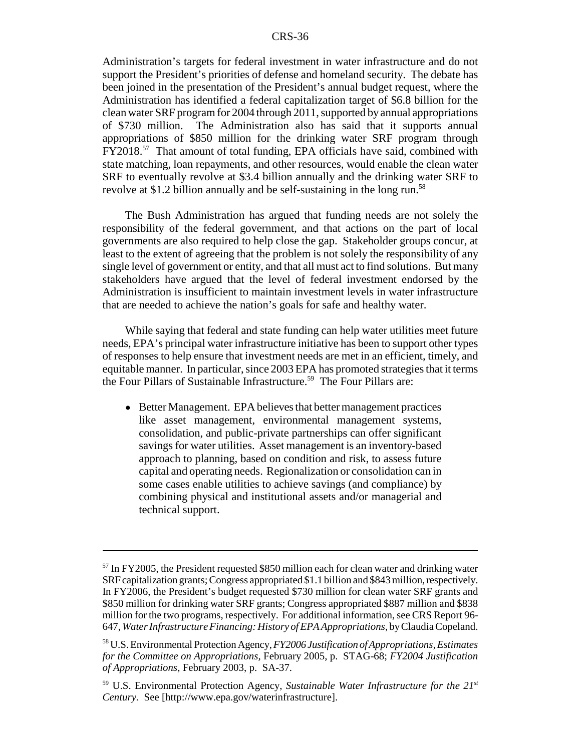Administration's targets for federal investment in water infrastructure and do not support the President's priorities of defense and homeland security. The debate has been joined in the presentation of the President's annual budget request, where the Administration has identified a federal capitalization target of $6.8 billion for the clean water SRF program for 2004 through 2011, supported by annual appropriations of $730 million. The Administration also has said that it supports annual appropriations of $850 million for the drinking water SRF program through FY2018.[57] That amount of total funding, EPA officials have said, combined with state matching, loan repayments, and other resources, would enable the clean water SRF to eventually revolve at $3.4 billion annually and the drinking water SRF to revolve at $1.2 billion annually and be self-sustaining in the long run.[58]

The Bush Administration has argued that funding needs are not solely the responsibility of the federal government, and that actions on the part of local governments are also required to help close the gap. Stakeholder groups concur, at least to the extent of agreeing that the problem is not solely the responsibility of any single level of government or entity, and that all must act to find solutions. But many stakeholders have argued that the level of federal investment endorsed by the Administration is insufficient to maintain investment levels in water infrastructure that are needed to achieve the nation's goals for safe and healthy water.

While saying that federal and state funding can help water utilities meet future needs, EPA's principal water infrastructure initiative has been to support other types of responses to help ensure that investment needs are met in an efficient, timely, and equitable manner. In particular, since 2003 EPA has promoted strategies that it terms the Four Pillars of Sustainable Infrastructure.[59] The Four Pillars are:

- Better Management. EPA believes that better management practices like asset management, environmental management systems, consolidation, and public-private partnerships can offer significant savings for water utilities. Asset management is an inventory-based approach to planning, based on condition and risk, to assess future capital and operating needs. Regionalization or consolidation can in some cases enable utilities to achieve savings (and compliance) by combining physical and institutional assets and/or managerial and technical support.

---

[57] In FY2005, the President requested $850 million each for clean water and drinking water SRF capitalization grants; Congress appropriated $1.1 billion and $843 million, respectively. In FY2006, the President's budget requested $730 million for clean water SRF grants and $850 million for drinking water SRF grants; Congress appropriated $887 million and $838 million for the two programs, respectively. For additional information, see CRS Report 96-647, *Water Infrastructure Financing: History of EPA Appropriations*, by Claudia Copeland.

[58] U.S. Environmental Protection Agency, *FY2006 Justification of Appropriations, Estimates for the Committee on Appropriations*, February 2005, p. STAG-68; *FY2004 Justification of Appropriations,* February 2003, p. SA-37.

[59] U.S. Environmental Protection Agency, *Sustainable Water Infrastructure for the 21st Century.* See [http://www.epa.gov/waterinfrastructure].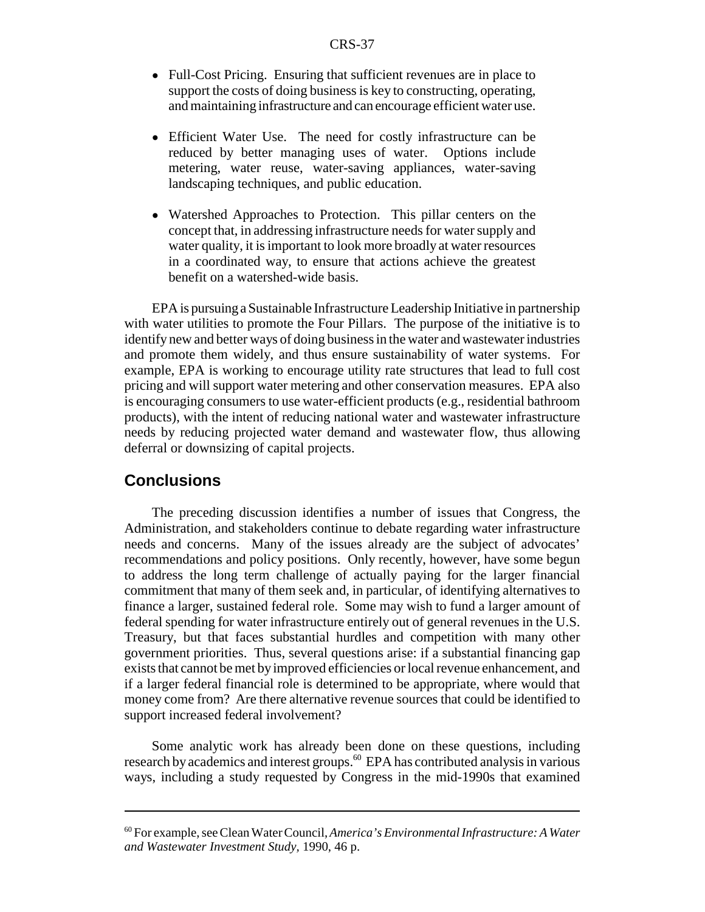- Full-Cost Pricing. Ensuring that sufficient revenues are in place to support the costs of doing business is key to constructing, operating, and maintaining infrastructure and can encourage efficient water use.

- Efficient Water Use. The need for costly infrastructure can be reduced by better managing uses of water. Options include metering, water reuse, water-saving appliances, water-saving landscaping techniques, and public education.

- Watershed Approaches to Protection. This pillar centers on the concept that, in addressing infrastructure needs for water supply and water quality, it is important to look more broadly at water resources in a coordinated way, to ensure that actions achieve the greatest benefit on a watershed-wide basis.

EPA is pursuing a Sustainable Infrastructure Leadership Initiative in partnership with water utilities to promote the Four Pillars. The purpose of the initiative is to identify new and better ways of doing business in the water and wastewater industries and promote them widely, and thus ensure sustainability of water systems. For example, EPA is working to encourage utility rate structures that lead to full cost pricing and will support water metering and other conservation measures. EPA also is encouraging consumers to use water-efficient products (e.g., residential bathroom products), with the intent of reducing national water and wastewater infrastructure needs by reducing projected water demand and wastewater flow, thus allowing deferral or downsizing of capital projects.

## Conclusions

The preceding discussion identifies a number of issues that Congress, the Administration, and stakeholders continue to debate regarding water infrastructure needs and concerns. Many of the issues already are the subject of advocates' recommendations and policy positions. Only recently, however, have some begun to address the long term challenge of actually paying for the larger financial commitment that many of them seek and, in particular, of identifying alternatives to finance a larger, sustained federal role. Some may wish to fund a larger amount of federal spending for water infrastructure entirely out of general revenues in the U.S. Treasury, but that faces substantial hurdles and competition with many other government priorities. Thus, several questions arise: if a substantial financing gap exists that cannot be met by improved efficiencies or local revenue enhancement, and if a larger federal financial role is determined to be appropriate, where would that money come from? Are there alternative revenue sources that could be identified to support increased federal involvement?

Some analytic work has already been done on these questions, including research by academics and interest groups.[60] EPA has contributed analysis in various ways, including a study requested by Congress in the mid-1990s that examined

---

[60] For example, see Clean Water Council, *America's Environmental Infrastructure: A Water and Wastewater Investment Study*, 1990, 46 p.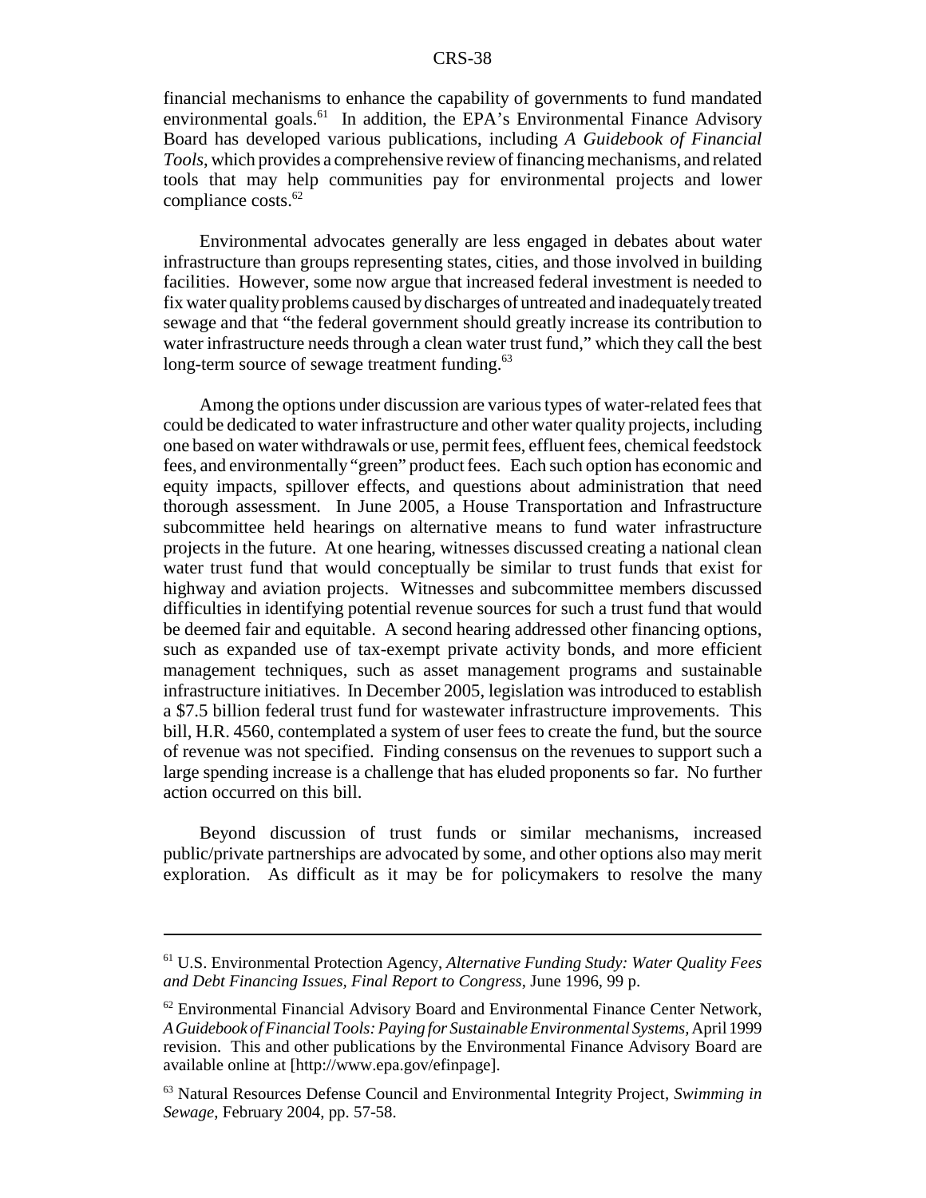financial mechanisms to enhance the capability of governments to fund mandated environmental goals.[61] In addition, the EPA's Environmental Finance Advisory Board has developed various publications, including *A Guidebook of Financial Tools*, which provides a comprehensive review of financing mechanisms, and related tools that may help communities pay for environmental projects and lower compliance costs.[62]

Environmental advocates generally are less engaged in debates about water infrastructure than groups representing states, cities, and those involved in building facilities. However, some now argue that increased federal investment is needed to fix water quality problems caused by discharges of untreated and inadequately treated sewage and that "the federal government should greatly increase its contribution to water infrastructure needs through a clean water trust fund," which they call the best long-term source of sewage treatment funding.[63]

Among the options under discussion are various types of water-related fees that could be dedicated to water infrastructure and other water quality projects, including one based on water withdrawals or use, permit fees, effluent fees, chemical feedstock fees, and environmentally "green" product fees. Each such option has economic and equity impacts, spillover effects, and questions about administration that need thorough assessment. In June 2005, a House Transportation and Infrastructure subcommittee held hearings on alternative means to fund water infrastructure projects in the future. At one hearing, witnesses discussed creating a national clean water trust fund that would conceptually be similar to trust funds that exist for highway and aviation projects. Witnesses and subcommittee members discussed difficulties in identifying potential revenue sources for such a trust fund that would be deemed fair and equitable. A second hearing addressed other financing options, such as expanded use of tax-exempt private activity bonds, and more efficient management techniques, such as asset management programs and sustainable infrastructure initiatives. In December 2005, legislation was introduced to establish a $7.5 billion federal trust fund for wastewater infrastructure improvements. This bill, H.R. 4560, contemplated a system of user fees to create the fund, but the source of revenue was not specified. Finding consensus on the revenues to support such a large spending increase is a challenge that has eluded proponents so far. No further action occurred on this bill.

Beyond discussion of trust funds or similar mechanisms, increased public/private partnerships are advocated by some, and other options also may merit exploration. As difficult as it may be for policymakers to resolve the many

---

[61] U.S. Environmental Protection Agency, *Alternative Funding Study: Water Quality Fees and Debt Financing Issues, Final Report to Congress*, June 1996, 99 p.

[62] Environmental Financial Advisory Board and Environmental Finance Center Network, *A Guidebook of Financial Tools: Paying for Sustainable Environmental Systems*, April 1999 revision. This and other publications by the Environmental Finance Advisory Board are available online at [http://www.epa.gov/efinpage].

[63] Natural Resources Defense Council and Environmental Integrity Project, *Swimming in Sewage*, February 2004, pp. 57-58.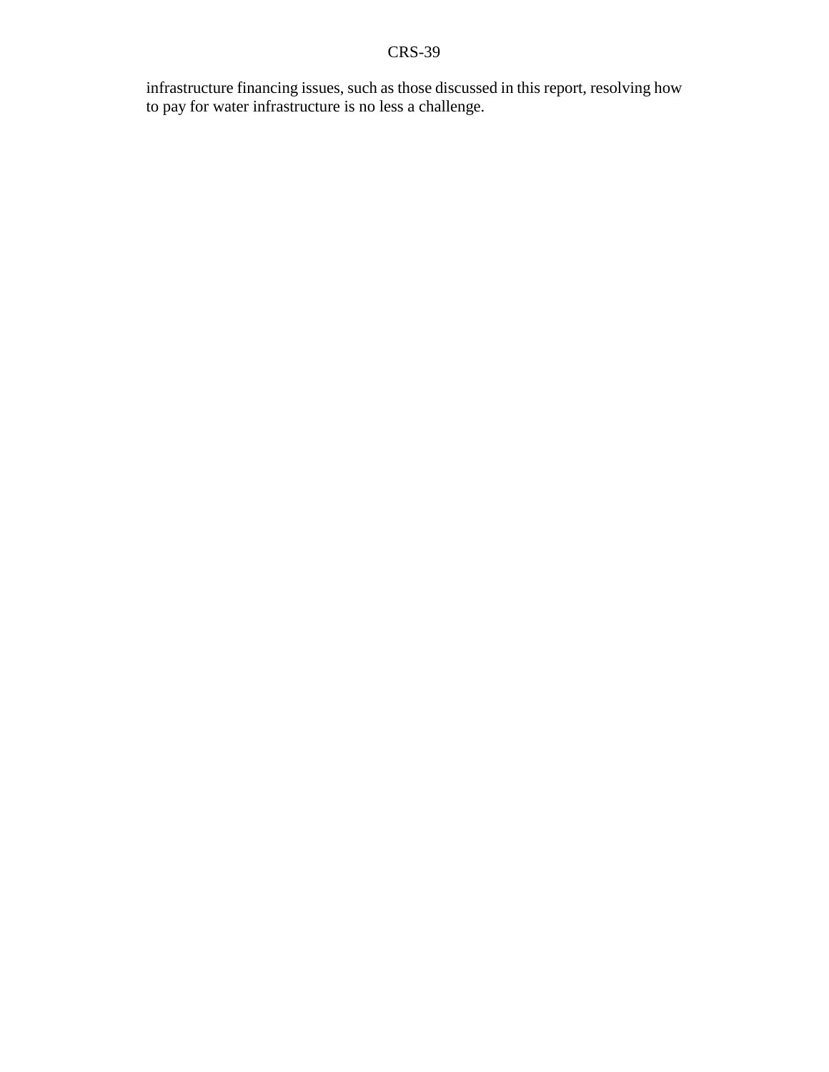infrastructure financing issues, such as those discussed in this report, resolving how to pay for water infrastructure is no less a challenge.